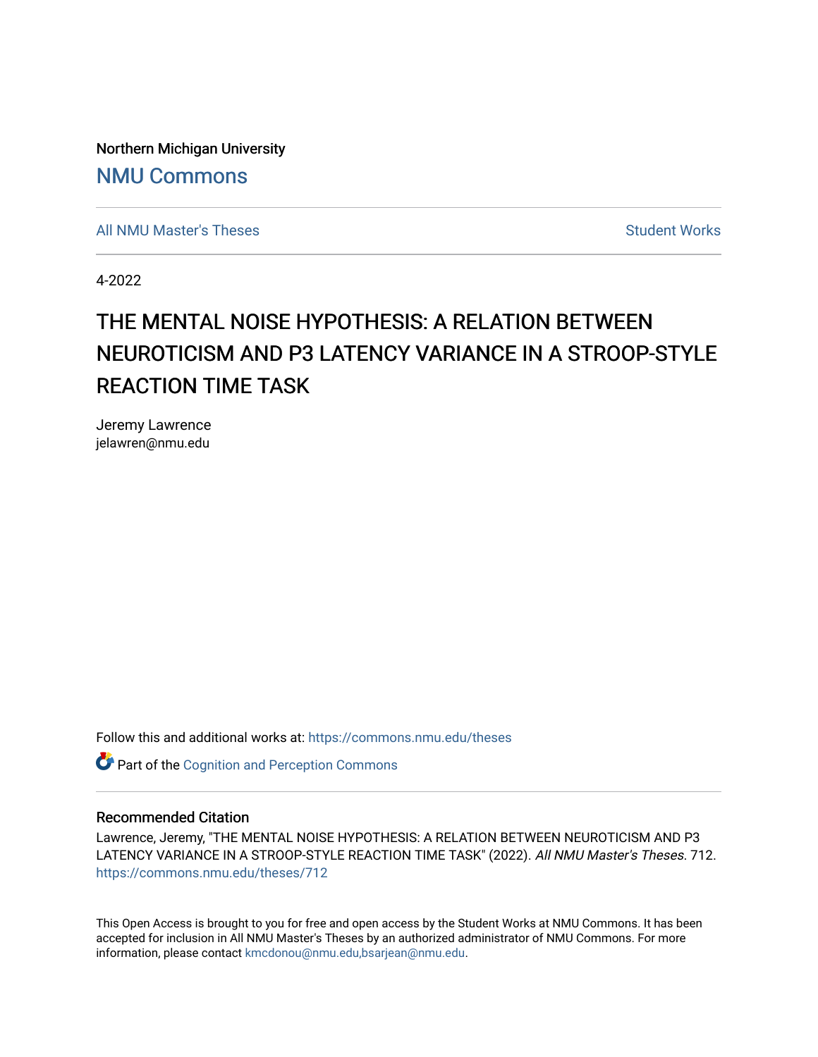Northern Michigan University

NMU Commons

All NMU Master's Theses

Student Works

4-2022

# THE MENTAL NOISE HYPOTHESIS: A RELATION BETWEEN NEUROTICISM AND P3 LATENCY VARIANCE IN A STROOP-STYLE REACTION TIME TASK

Jeremy Lawrence
jelawren@nmu.edu

Follow this and additional works at: https://commons.nmu.edu/theses

Part of the Cognition and Perception Commons

## Recommended Citation

Lawrence, Jeremy, "THE MENTAL NOISE HYPOTHESIS: A RELATION BETWEEN NEUROTICISM AND P3 LATENCY VARIANCE IN A STROOP-STYLE REACTION TIME TASK" (2022). *All NMU Master's Theses*. 712.
https://commons.nmu.edu/theses/712

This Open Access is brought to you for free and open access by the Student Works at NMU Commons. It has been accepted for inclusion in All NMU Master's Theses by an authorized administrator of NMU Commons. For more information, please contact kmcdonou@nmu.edu,bsarjean@nmu.edu.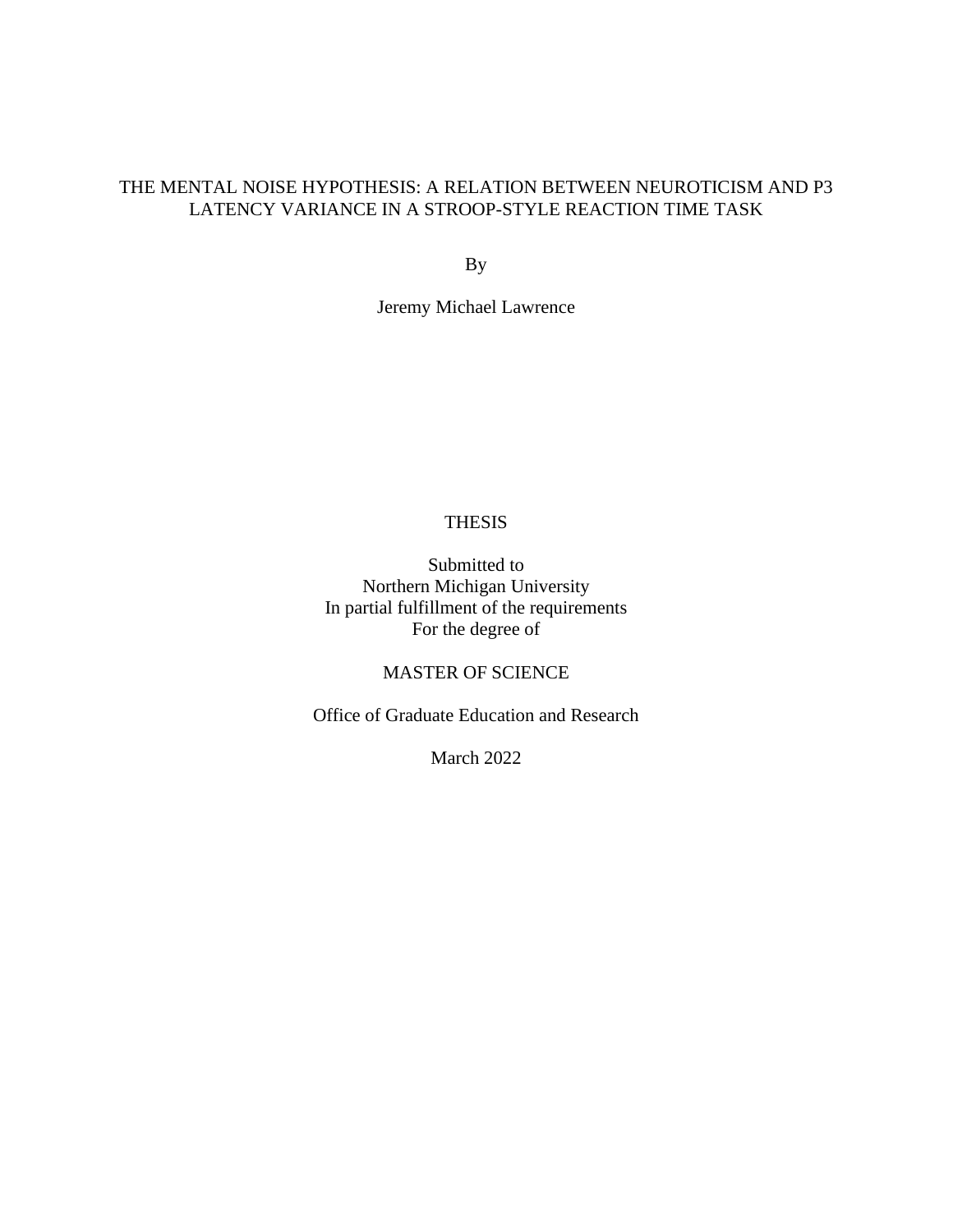# THE MENTAL NOISE HYPOTHESIS: A RELATION BETWEEN NEUROTICISM AND P3 LATENCY VARIANCE IN A STROOP-STYLE REACTION TIME TASK

By

Jeremy Michael Lawrence

THESIS

Submitted to
Northern Michigan University
In partial fulfillment of the requirements
For the degree of

MASTER OF SCIENCE

Office of Graduate Education and Research

March 2022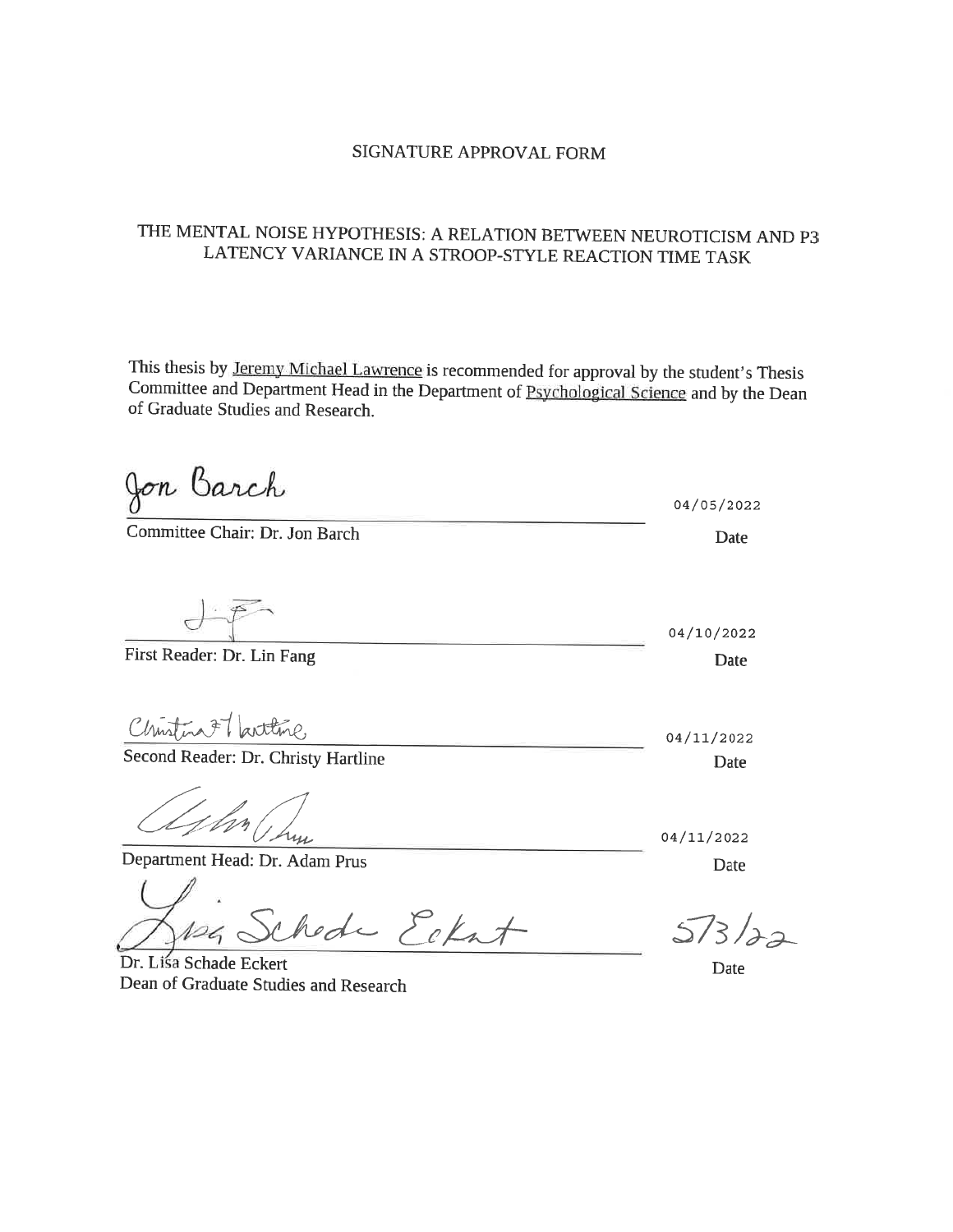SIGNATURE APPROVAL FORM

THE MENTAL NOISE HYPOTHESIS: A RELATION BETWEEN NEUROTICISM AND P3 LATENCY VARIANCE IN A STROOP-STYLE REACTION TIME TASK

This thesis by Jeremy Michael Lawrence is recommended for approval by the student's Thesis Committee and Department Head in the Department of Psychological Science and by the Dean of Graduate Studies and Research.

Jon Barch — 04/05/2022

Committee Chair: Dr. Jon Barch — Date

04/10/2022

First Reader: Dr. Lin Fang — Date

Christina Hartline — 04/11/2022

Second Reader: Dr. Christy Hartline — Date

04/11/2022

Department Head: Dr. Adam Prus — Date

Lisa Schade Eckert — 5/3/22

Dr. Lisa Schade Eckert
Dean of Graduate Studies and Research — Date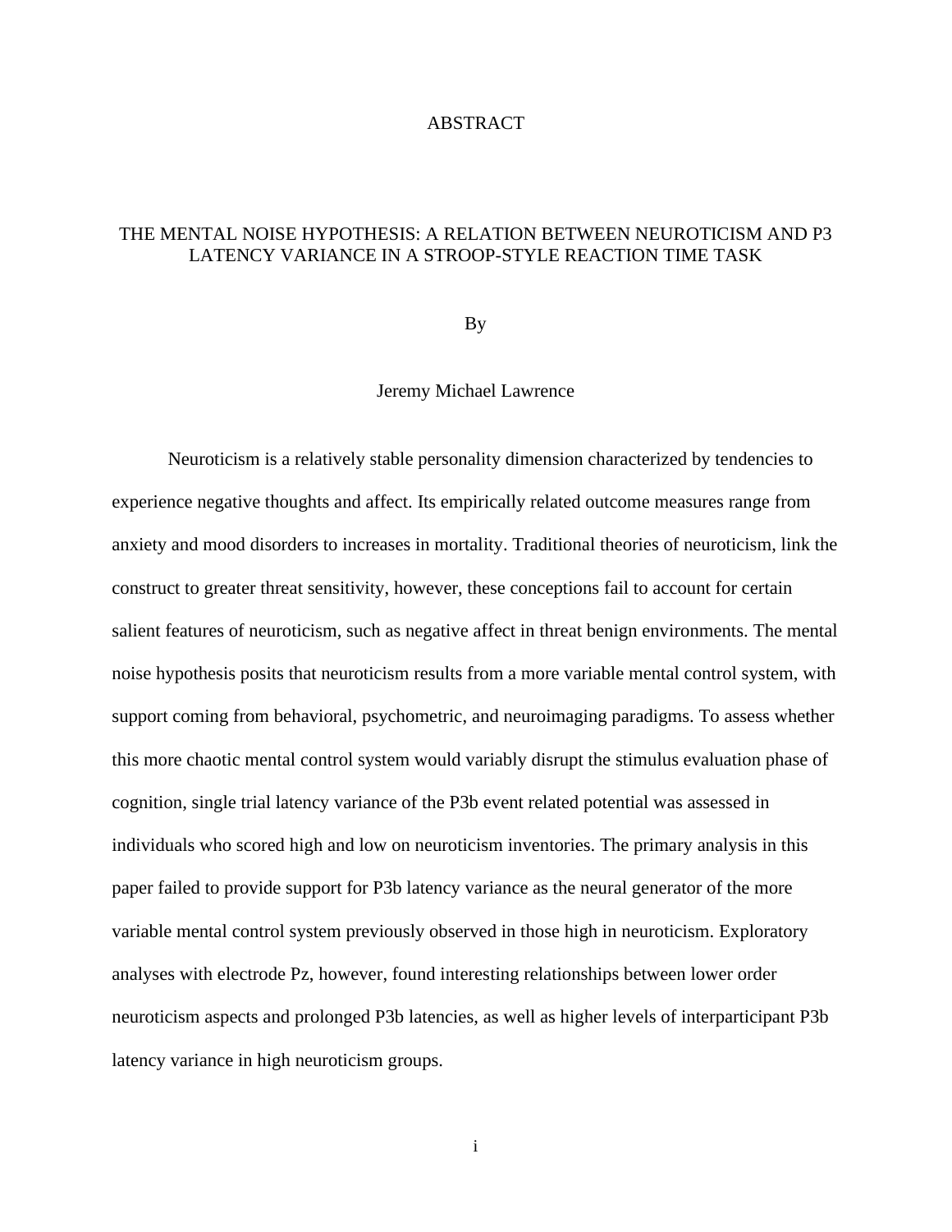# ABSTRACT

## THE MENTAL NOISE HYPOTHESIS: A RELATION BETWEEN NEUROTICISM AND P3 LATENCY VARIANCE IN A STROOP-STYLE REACTION TIME TASK

By

Jeremy Michael Lawrence

Neuroticism is a relatively stable personality dimension characterized by tendencies to experience negative thoughts and affect. Its empirically related outcome measures range from anxiety and mood disorders to increases in mortality. Traditional theories of neuroticism, link the construct to greater threat sensitivity, however, these conceptions fail to account for certain salient features of neuroticism, such as negative affect in threat benign environments. The mental noise hypothesis posits that neuroticism results from a more variable mental control system, with support coming from behavioral, psychometric, and neuroimaging paradigms. To assess whether this more chaotic mental control system would variably disrupt the stimulus evaluation phase of cognition, single trial latency variance of the P3b event related potential was assessed in individuals who scored high and low on neuroticism inventories. The primary analysis in this paper failed to provide support for P3b latency variance as the neural generator of the more variable mental control system previously observed in those high in neuroticism. Exploratory analyses with electrode Pz, however, found interesting relationships between lower order neuroticism aspects and prolonged P3b latencies, as well as higher levels of interparticipant P3b latency variance in high neuroticism groups.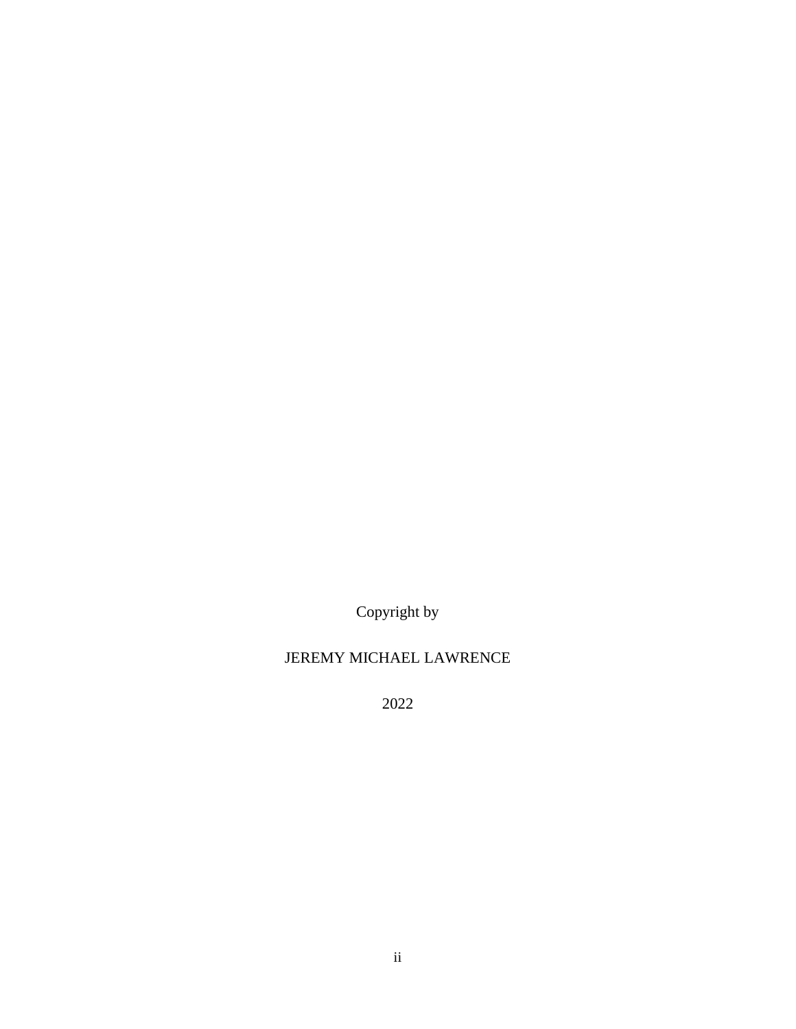Copyright by

JEREMY MICHAEL LAWRENCE

2022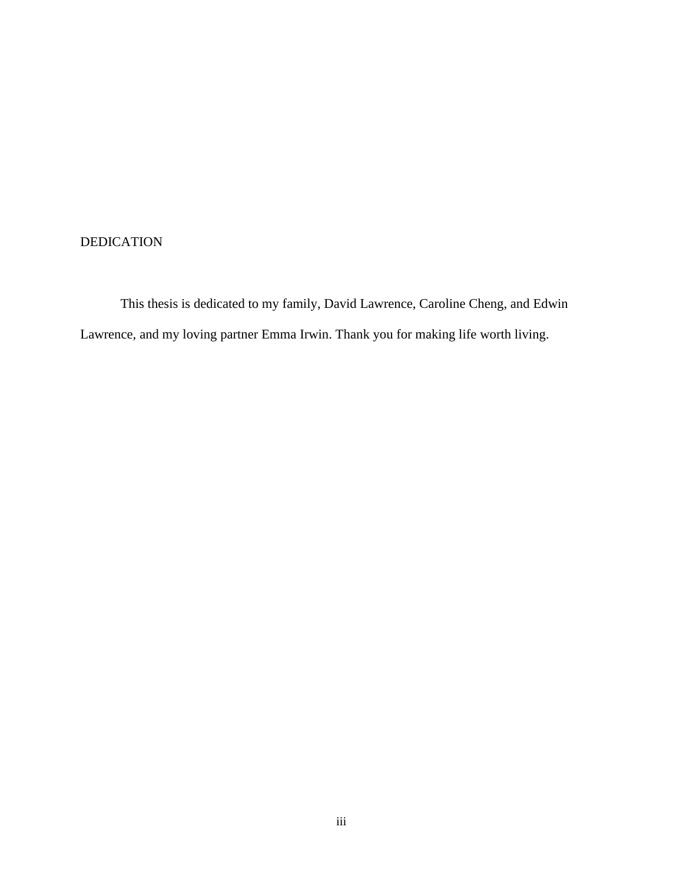# DEDICATION

This thesis is dedicated to my family, David Lawrence, Caroline Cheng, and Edwin Lawrence, and my loving partner Emma Irwin. Thank you for making life worth living.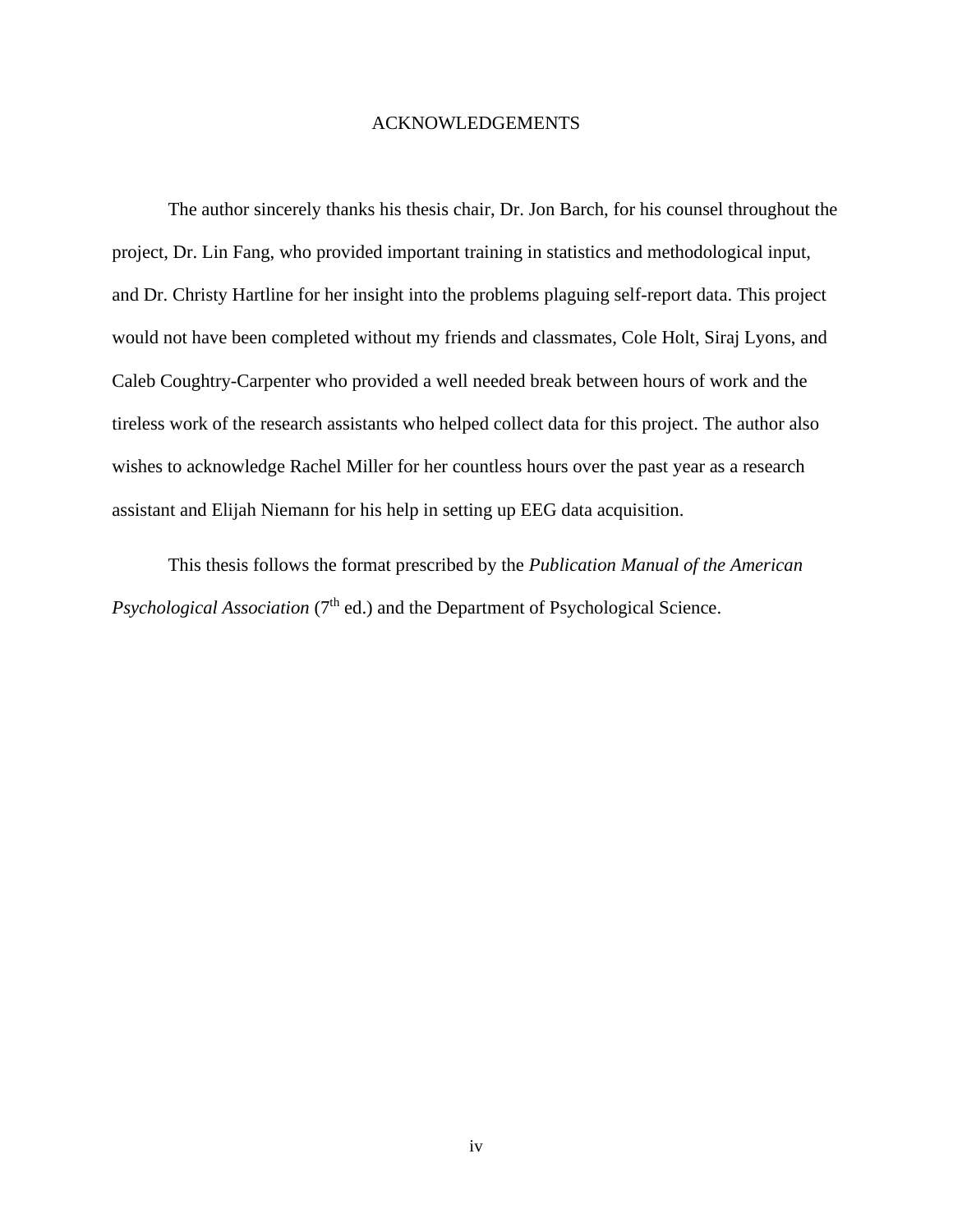# ACKNOWLEDGEMENTS

The author sincerely thanks his thesis chair, Dr. Jon Barch, for his counsel throughout the project, Dr. Lin Fang, who provided important training in statistics and methodological input, and Dr. Christy Hartline for her insight into the problems plaguing self-report data. This project would not have been completed without my friends and classmates, Cole Holt, Siraj Lyons, and Caleb Coughtry-Carpenter who provided a well needed break between hours of work and the tireless work of the research assistants who helped collect data for this project. The author also wishes to acknowledge Rachel Miller for her countless hours over the past year as a research assistant and Elijah Niemann for his help in setting up EEG data acquisition.

This thesis follows the format prescribed by the *Publication Manual of the American Psychological Association* (7th ed.) and the Department of Psychological Science.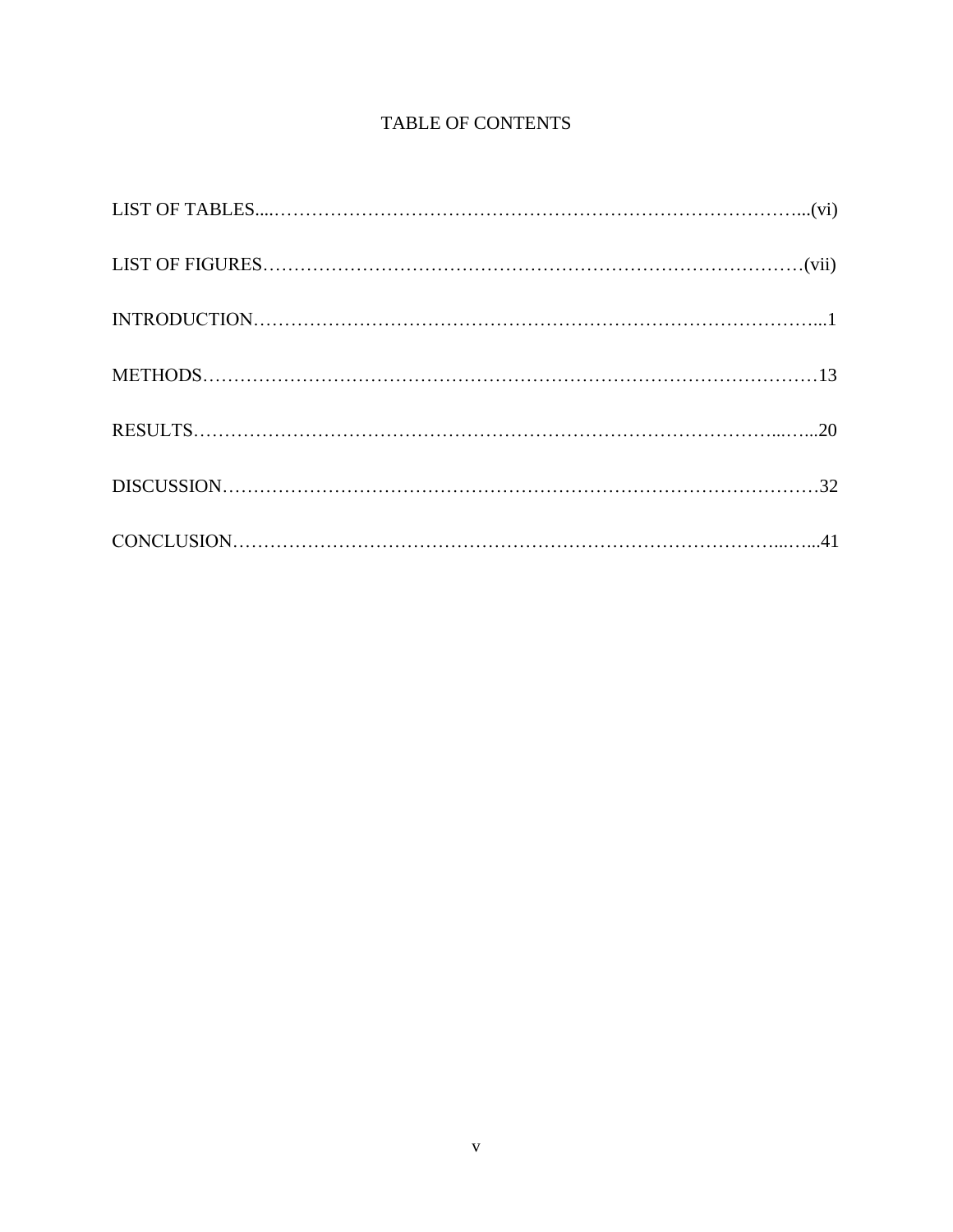# TABLE OF CONTENTS

LIST OF TABLES....……………………………………………………….……………………...(vi)

LIST OF FIGURES………………………………………………………….…………………(vii)

INTRODUCTION……………….……………………………………….……………………...1

METHODS………………….………………………………….……………….………………13

RESULTS…………………………………………………………………………………...…...20

DISCUSSION……………………………………………………………………………………32

CONCLUSION…………………………………………………………………………...…...41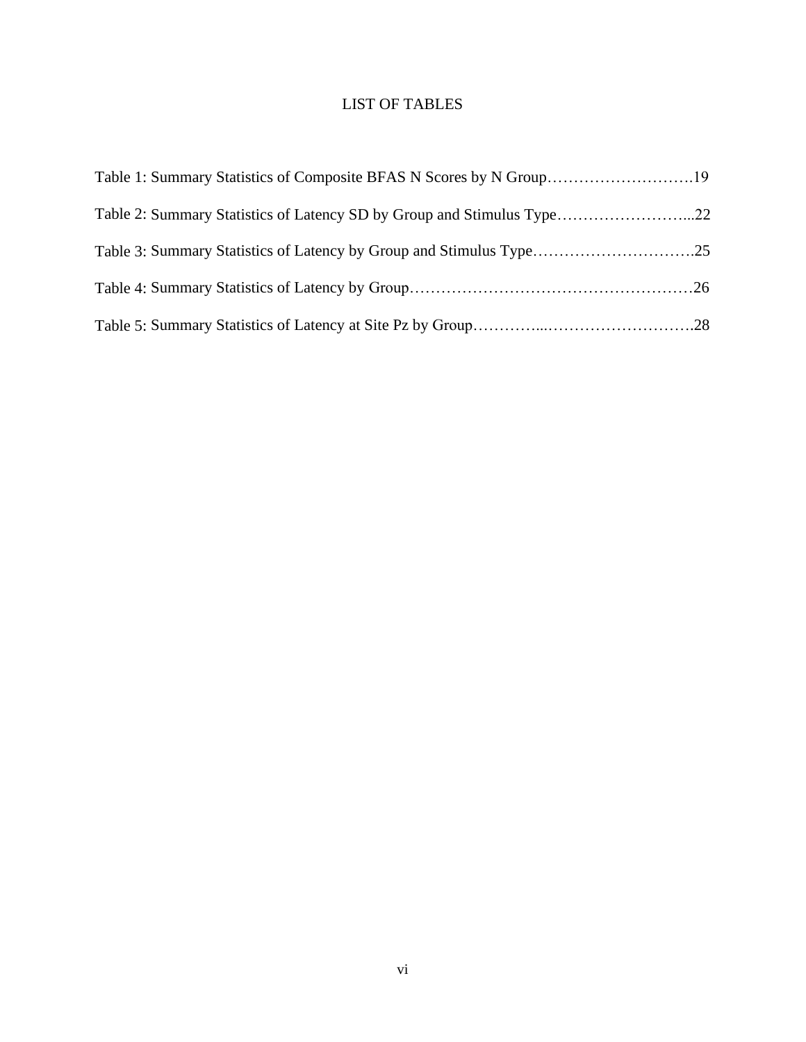# LIST OF TABLES

Table 1: Summary Statistics of Composite BFAS N Scores by N Group……………………….19

Table 2: Summary Statistics of Latency SD by Group and Stimulus Type……………………...22

Table 3: Summary Statistics of Latency by Group and Stimulus Type………………………….25

Table 4: Summary Statistics of Latency by Group………………………………………………26

Table 5: Summary Statistics of Latency at Site Pz by Group…………...……………………….28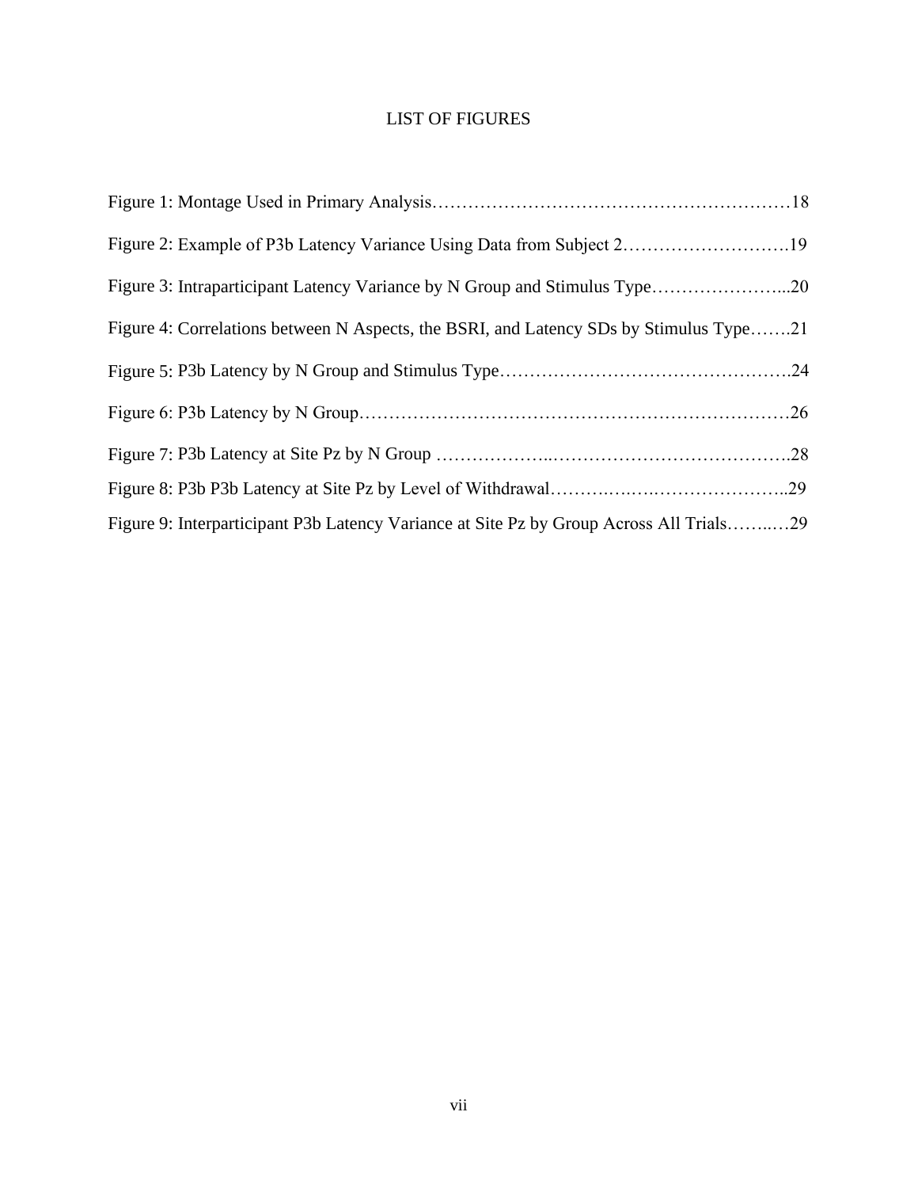# LIST OF FIGURES

Figure 1: Montage Used in Primary Analysis……………………………………………………18

Figure 2: Example of P3b Latency Variance Using Data from Subject 2……………………….19

Figure 3: Intraparticipant Latency Variance by N Group and Stimulus Type…………………...20

Figure 4: Correlations between N Aspects, the BSRI, and Latency SDs by Stimulus Type…….21

Figure 5: P3b Latency by N Group and Stimulus Type………………………………………….24

Figure 6: P3b Latency by N Group……………………………………………………………26

Figure 7: P3b Latency at Site Pz by N Group ………………..………………………………….28

Figure 8: P3b P3b Latency at Site Pz by Level of Withdrawal……….….….…………………..29

Figure 9: Interparticipant P3b Latency Variance at Site Pz by Group Across All Trials……..…29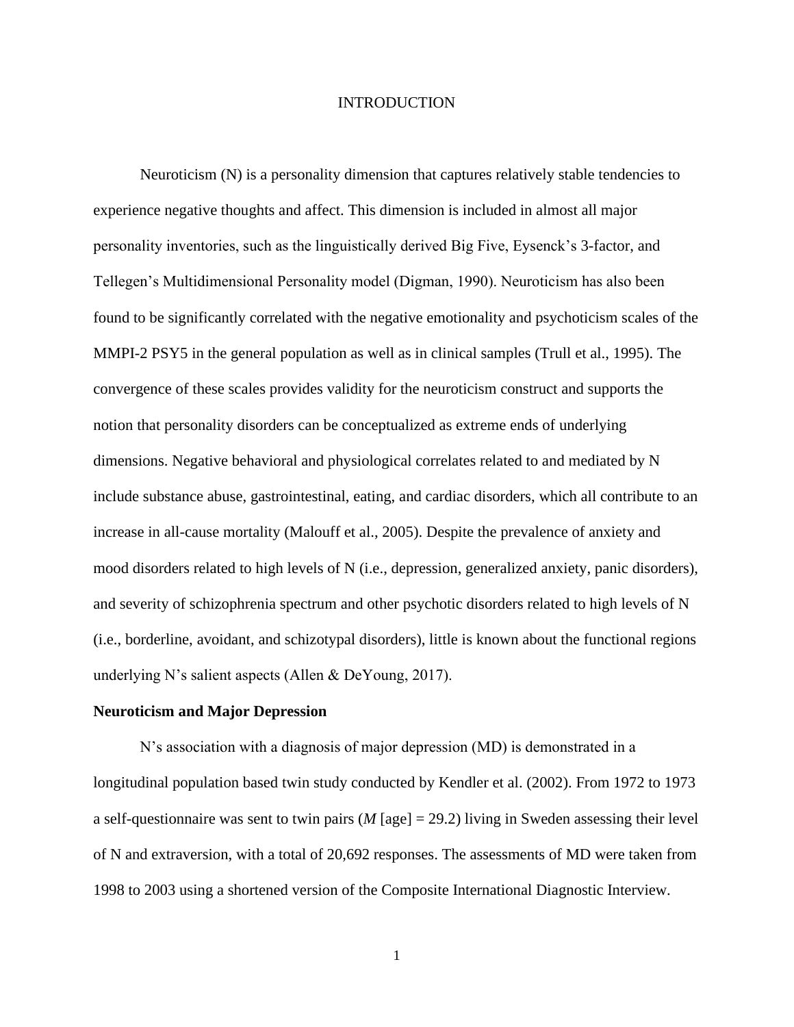# INTRODUCTION

Neuroticism (N) is a personality dimension that captures relatively stable tendencies to experience negative thoughts and affect. This dimension is included in almost all major personality inventories, such as the linguistically derived Big Five, Eysenck's 3-factor, and Tellegen's Multidimensional Personality model (Digman, 1990). Neuroticism has also been found to be significantly correlated with the negative emotionality and psychoticism scales of the MMPI-2 PSY5 in the general population as well as in clinical samples (Trull et al., 1995). The convergence of these scales provides validity for the neuroticism construct and supports the notion that personality disorders can be conceptualized as extreme ends of underlying dimensions. Negative behavioral and physiological correlates related to and mediated by N include substance abuse, gastrointestinal, eating, and cardiac disorders, which all contribute to an increase in all-cause mortality (Malouff et al., 2005). Despite the prevalence of anxiety and mood disorders related to high levels of N (i.e., depression, generalized anxiety, panic disorders), and severity of schizophrenia spectrum and other psychotic disorders related to high levels of N (i.e., borderline, avoidant, and schizotypal disorders), little is known about the functional regions underlying N's salient aspects (Allen & DeYoung, 2017).

## Neuroticism and Major Depression

N's association with a diagnosis of major depression (MD) is demonstrated in a longitudinal population based twin study conducted by Kendler et al. (2002). From 1972 to 1973 a self-questionnaire was sent to twin pairs (*M* [age] = 29.2) living in Sweden assessing their level of N and extraversion, with a total of 20,692 responses. The assessments of MD were taken from 1998 to 2003 using a shortened version of the Composite International Diagnostic Interview.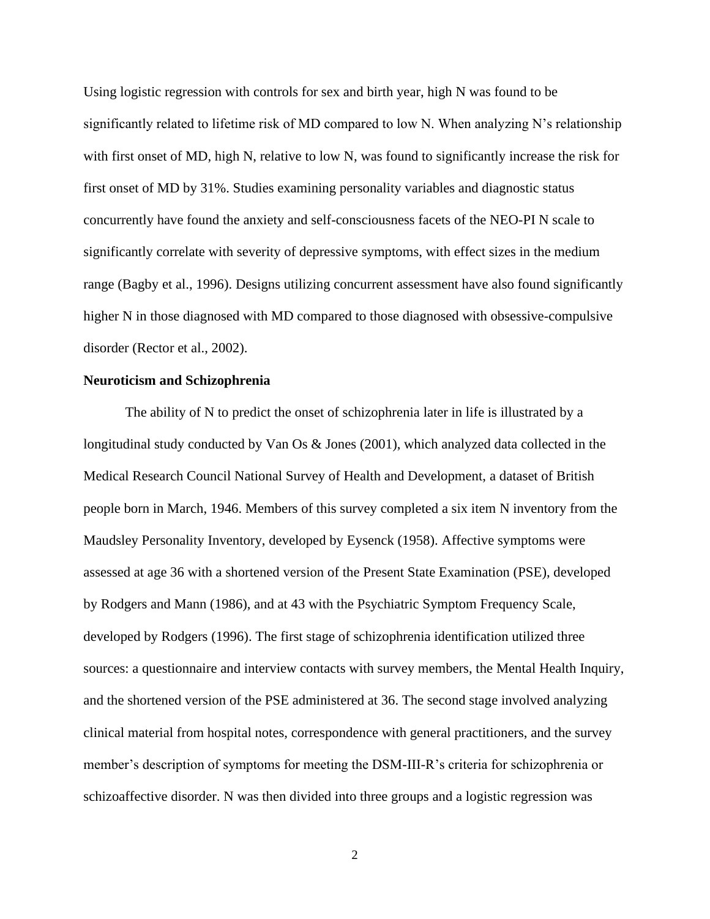Using logistic regression with controls for sex and birth year, high N was found to be significantly related to lifetime risk of MD compared to low N. When analyzing N's relationship with first onset of MD, high N, relative to low N, was found to significantly increase the risk for first onset of MD by 31%. Studies examining personality variables and diagnostic status concurrently have found the anxiety and self-consciousness facets of the NEO-PI N scale to significantly correlate with severity of depressive symptoms, with effect sizes in the medium range (Bagby et al., 1996). Designs utilizing concurrent assessment have also found significantly higher N in those diagnosed with MD compared to those diagnosed with obsessive-compulsive disorder (Rector et al., 2002).

**Neuroticism and Schizophrenia**

The ability of N to predict the onset of schizophrenia later in life is illustrated by a longitudinal study conducted by Van Os & Jones (2001), which analyzed data collected in the Medical Research Council National Survey of Health and Development, a dataset of British people born in March, 1946. Members of this survey completed a six item N inventory from the Maudsley Personality Inventory, developed by Eysenck (1958). Affective symptoms were assessed at age 36 with a shortened version of the Present State Examination (PSE), developed by Rodgers and Mann (1986), and at 43 with the Psychiatric Symptom Frequency Scale, developed by Rodgers (1996). The first stage of schizophrenia identification utilized three sources: a questionnaire and interview contacts with survey members, the Mental Health Inquiry, and the shortened version of the PSE administered at 36. The second stage involved analyzing clinical material from hospital notes, correspondence with general practitioners, and the survey member's description of symptoms for meeting the DSM-III-R's criteria for schizophrenia or schizoaffective disorder. N was then divided into three groups and a logistic regression was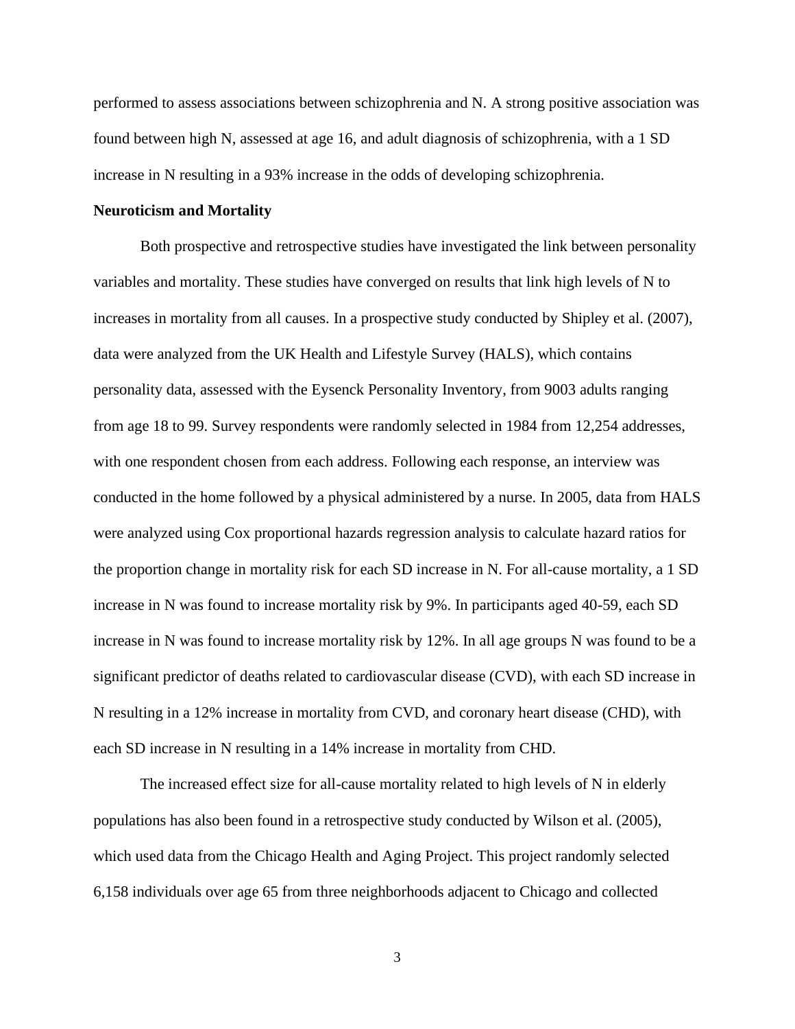performed to assess associations between schizophrenia and N. A strong positive association was found between high N, assessed at age 16, and adult diagnosis of schizophrenia, with a 1 SD increase in N resulting in a 93% increase in the odds of developing schizophrenia.

**Neuroticism and Mortality**

Both prospective and retrospective studies have investigated the link between personality variables and mortality. These studies have converged on results that link high levels of N to increases in mortality from all causes. In a prospective study conducted by Shipley et al. (2007), data were analyzed from the UK Health and Lifestyle Survey (HALS), which contains personality data, assessed with the Eysenck Personality Inventory, from 9003 adults ranging from age 18 to 99. Survey respondents were randomly selected in 1984 from 12,254 addresses, with one respondent chosen from each address. Following each response, an interview was conducted in the home followed by a physical administered by a nurse. In 2005, data from HALS were analyzed using Cox proportional hazards regression analysis to calculate hazard ratios for the proportion change in mortality risk for each SD increase in N. For all-cause mortality, a 1 SD increase in N was found to increase mortality risk by 9%. In participants aged 40-59, each SD increase in N was found to increase mortality risk by 12%. In all age groups N was found to be a significant predictor of deaths related to cardiovascular disease (CVD), with each SD increase in N resulting in a 12% increase in mortality from CVD, and coronary heart disease (CHD), with each SD increase in N resulting in a 14% increase in mortality from CHD.

The increased effect size for all-cause mortality related to high levels of N in elderly populations has also been found in a retrospective study conducted by Wilson et al. (2005), which used data from the Chicago Health and Aging Project. This project randomly selected 6,158 individuals over age 65 from three neighborhoods adjacent to Chicago and collected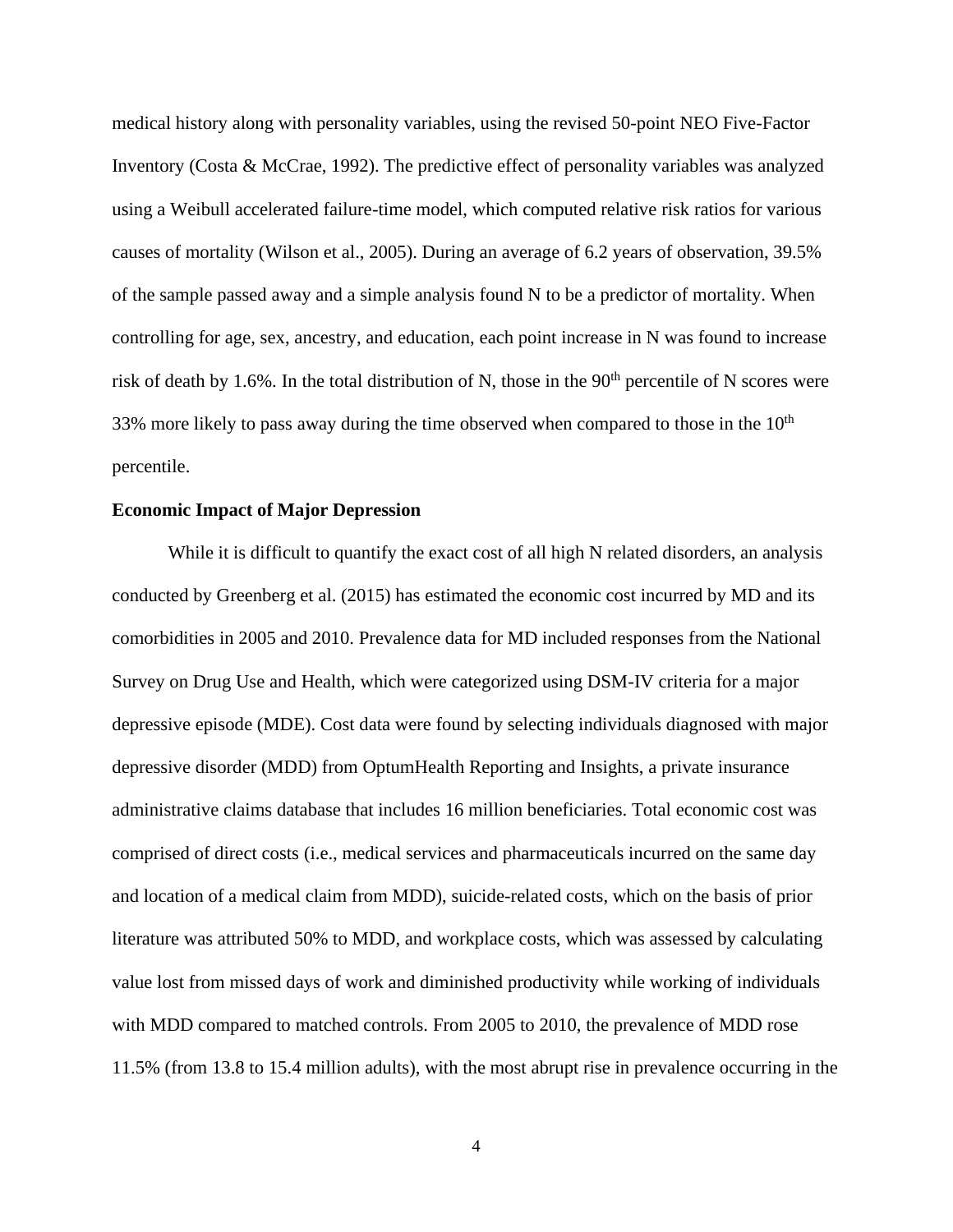medical history along with personality variables, using the revised 50-point NEO Five-Factor Inventory (Costa & McCrae, 1992). The predictive effect of personality variables was analyzed using a Weibull accelerated failure-time model, which computed relative risk ratios for various causes of mortality (Wilson et al., 2005). During an average of 6.2 years of observation, 39.5% of the sample passed away and a simple analysis found N to be a predictor of mortality. When controlling for age, sex, ancestry, and education, each point increase in N was found to increase risk of death by 1.6%. In the total distribution of N, those in the $90^{th}$ percentile of N scores were 33% more likely to pass away during the time observed when compared to those in the $10^{th}$ percentile.

**Economic Impact of Major Depression**

While it is difficult to quantify the exact cost of all high N related disorders, an analysis conducted by Greenberg et al. (2015) has estimated the economic cost incurred by MD and its comorbidities in 2005 and 2010. Prevalence data for MD included responses from the National Survey on Drug Use and Health, which were categorized using DSM-IV criteria for a major depressive episode (MDE). Cost data were found by selecting individuals diagnosed with major depressive disorder (MDD) from OptumHealth Reporting and Insights, a private insurance administrative claims database that includes 16 million beneficiaries. Total economic cost was comprised of direct costs (i.e., medical services and pharmaceuticals incurred on the same day and location of a medical claim from MDD), suicide-related costs, which on the basis of prior literature was attributed 50% to MDD, and workplace costs, which was assessed by calculating value lost from missed days of work and diminished productivity while working of individuals with MDD compared to matched controls. From 2005 to 2010, the prevalence of MDD rose 11.5% (from 13.8 to 15.4 million adults), with the most abrupt rise in prevalence occurring in the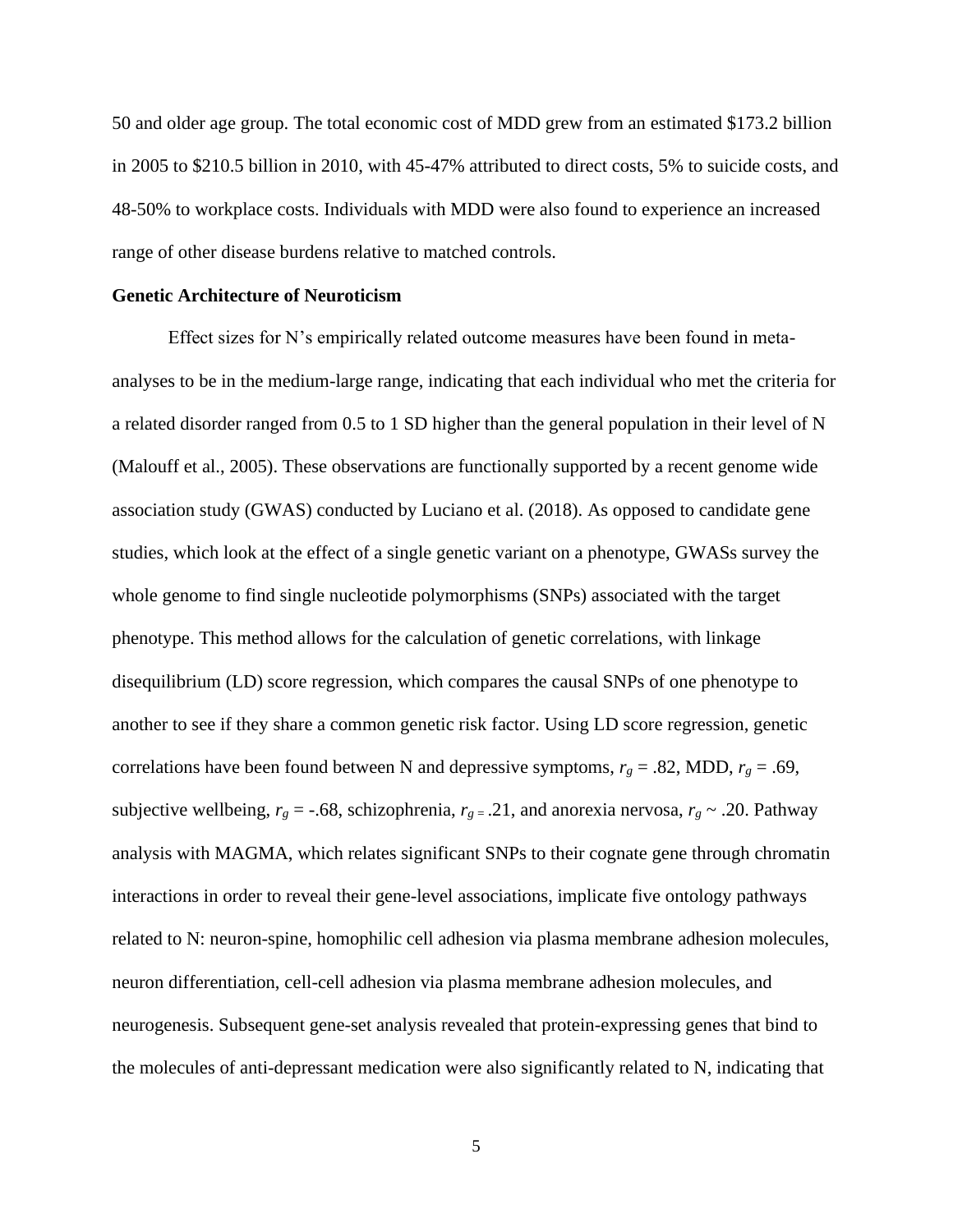50 and older age group. The total economic cost of MDD grew from an estimated $173.2 billion in 2005 to $210.5 billion in 2010, with 45-47% attributed to direct costs, 5% to suicide costs, and 48-50% to workplace costs. Individuals with MDD were also found to experience an increased range of other disease burdens relative to matched controls.

**Genetic Architecture of Neuroticism**

Effect sizes for N's empirically related outcome measures have been found in meta-analyses to be in the medium-large range, indicating that each individual who met the criteria for a related disorder ranged from 0.5 to 1 SD higher than the general population in their level of N (Malouff et al., 2005). These observations are functionally supported by a recent genome wide association study (GWAS) conducted by Luciano et al. (2018). As opposed to candidate gene studies, which look at the effect of a single genetic variant on a phenotype, GWASs survey the whole genome to find single nucleotide polymorphisms (SNPs) associated with the target phenotype. This method allows for the calculation of genetic correlations, with linkage disequilibrium (LD) score regression, which compares the causal SNPs of one phenotype to another to see if they share a common genetic risk factor. Using LD score regression, genetic correlations have been found between N and depressive symptoms, $r_g = .82$, MDD, $r_g = .69$, subjective wellbeing, $r_g = -.68$, schizophrenia, $r_{g\,=}\ .21$, and anorexia nervosa, $r_g \sim .20$. Pathway analysis with MAGMA, which relates significant SNPs to their cognate gene through chromatin interactions in order to reveal their gene-level associations, implicate five ontology pathways related to N: neuron-spine, homophilic cell adhesion via plasma membrane adhesion molecules, neuron differentiation, cell-cell adhesion via plasma membrane adhesion molecules, and neurogenesis. Subsequent gene-set analysis revealed that protein-expressing genes that bind to the molecules of anti-depressant medication were also significantly related to N, indicating that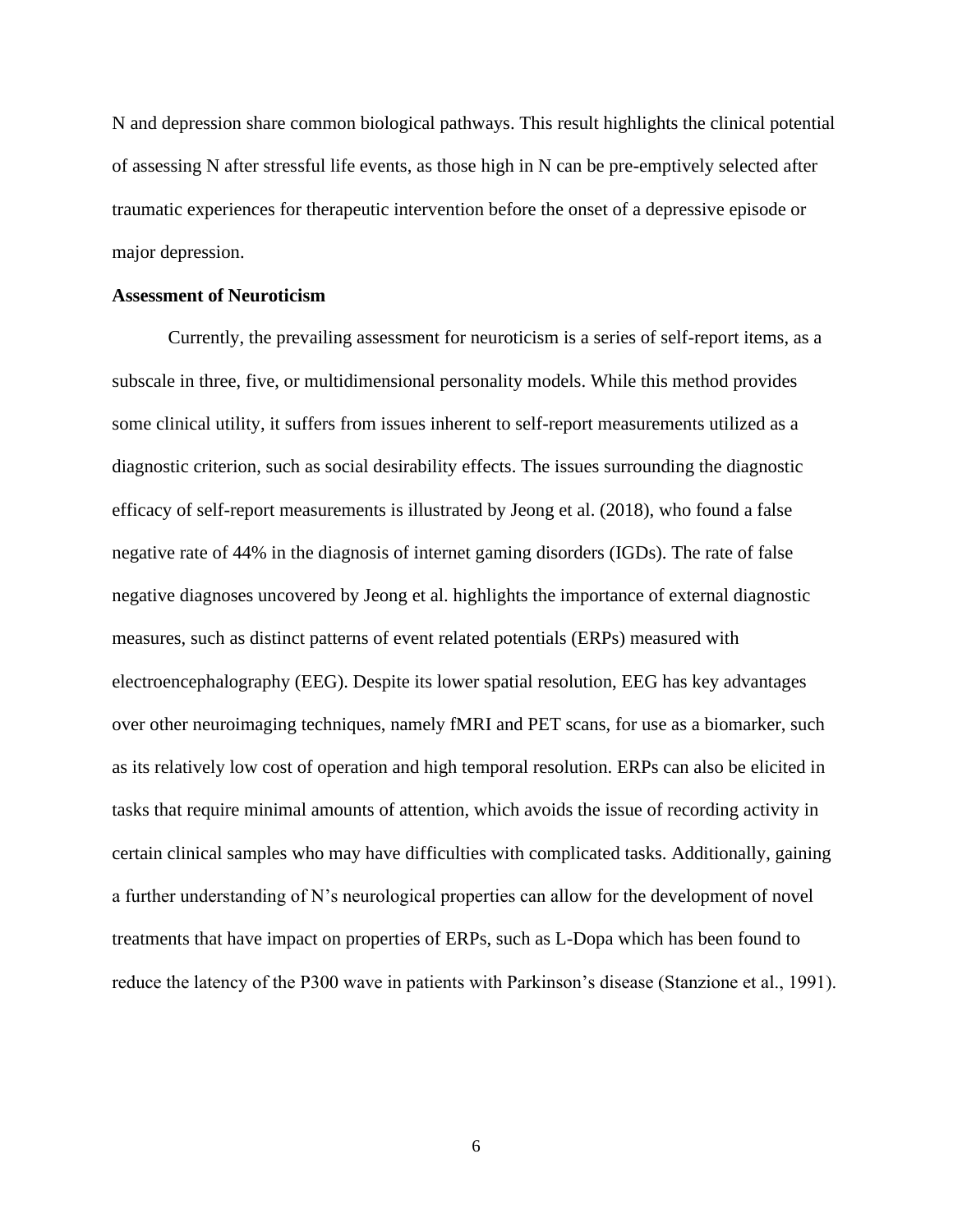N and depression share common biological pathways. This result highlights the clinical potential of assessing N after stressful life events, as those high in N can be pre-emptively selected after traumatic experiences for therapeutic intervention before the onset of a depressive episode or major depression.

**Assessment of Neuroticism**

Currently, the prevailing assessment for neuroticism is a series of self-report items, as a subscale in three, five, or multidimensional personality models. While this method provides some clinical utility, it suffers from issues inherent to self-report measurements utilized as a diagnostic criterion, such as social desirability effects. The issues surrounding the diagnostic efficacy of self-report measurements is illustrated by Jeong et al. (2018), who found a false negative rate of 44% in the diagnosis of internet gaming disorders (IGDs). The rate of false negative diagnoses uncovered by Jeong et al. highlights the importance of external diagnostic measures, such as distinct patterns of event related potentials (ERPs) measured with electroencephalography (EEG). Despite its lower spatial resolution, EEG has key advantages over other neuroimaging techniques, namely fMRI and PET scans, for use as a biomarker, such as its relatively low cost of operation and high temporal resolution. ERPs can also be elicited in tasks that require minimal amounts of attention, which avoids the issue of recording activity in certain clinical samples who may have difficulties with complicated tasks. Additionally, gaining a further understanding of N's neurological properties can allow for the development of novel treatments that have impact on properties of ERPs, such as L-Dopa which has been found to reduce the latency of the P300 wave in patients with Parkinson's disease (Stanzione et al., 1991).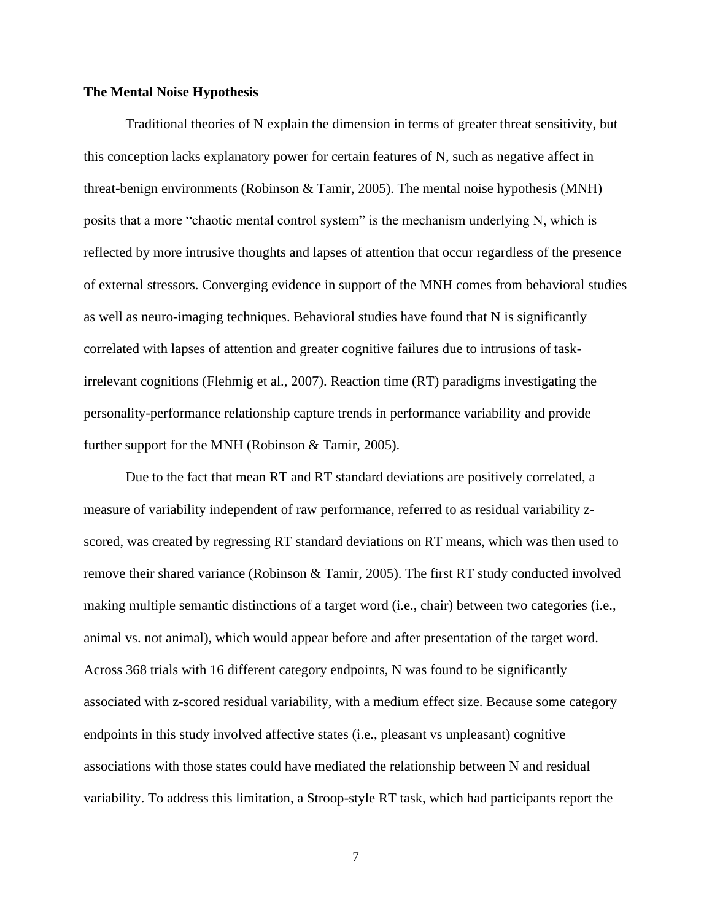**The Mental Noise Hypothesis**

Traditional theories of N explain the dimension in terms of greater threat sensitivity, but this conception lacks explanatory power for certain features of N, such as negative affect in threat-benign environments (Robinson & Tamir, 2005). The mental noise hypothesis (MNH) posits that a more "chaotic mental control system" is the mechanism underlying N, which is reflected by more intrusive thoughts and lapses of attention that occur regardless of the presence of external stressors. Converging evidence in support of the MNH comes from behavioral studies as well as neuro-imaging techniques. Behavioral studies have found that N is significantly correlated with lapses of attention and greater cognitive failures due to intrusions of task-irrelevant cognitions (Flehmig et al., 2007). Reaction time (RT) paradigms investigating the personality-performance relationship capture trends in performance variability and provide further support for the MNH (Robinson & Tamir, 2005).

Due to the fact that mean RT and RT standard deviations are positively correlated, a measure of variability independent of raw performance, referred to as residual variability z-scored, was created by regressing RT standard deviations on RT means, which was then used to remove their shared variance (Robinson & Tamir, 2005). The first RT study conducted involved making multiple semantic distinctions of a target word (i.e., chair) between two categories (i.e., animal vs. not animal), which would appear before and after presentation of the target word. Across 368 trials with 16 different category endpoints, N was found to be significantly associated with z-scored residual variability, with a medium effect size. Because some category endpoints in this study involved affective states (i.e., pleasant vs unpleasant) cognitive associations with those states could have mediated the relationship between N and residual variability. To address this limitation, a Stroop-style RT task, which had participants report the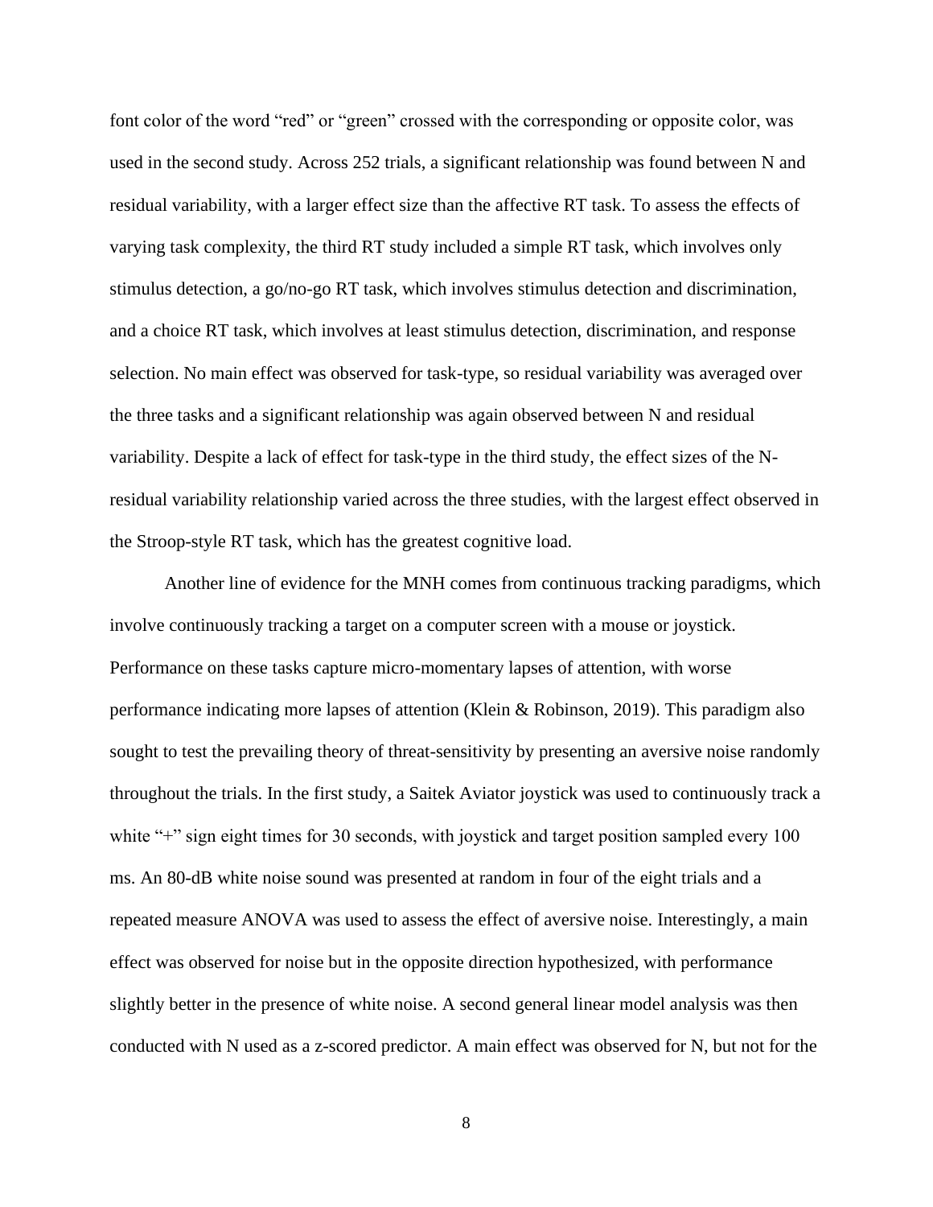font color of the word "red" or "green" crossed with the corresponding or opposite color, was used in the second study. Across 252 trials, a significant relationship was found between N and residual variability, with a larger effect size than the affective RT task. To assess the effects of varying task complexity, the third RT study included a simple RT task, which involves only stimulus detection, a go/no-go RT task, which involves stimulus detection and discrimination, and a choice RT task, which involves at least stimulus detection, discrimination, and response selection. No main effect was observed for task-type, so residual variability was averaged over the three tasks and a significant relationship was again observed between N and residual variability. Despite a lack of effect for task-type in the third study, the effect sizes of the N-residual variability relationship varied across the three studies, with the largest effect observed in the Stroop-style RT task, which has the greatest cognitive load.

Another line of evidence for the MNH comes from continuous tracking paradigms, which involve continuously tracking a target on a computer screen with a mouse or joystick. Performance on these tasks capture micro-momentary lapses of attention, with worse performance indicating more lapses of attention (Klein & Robinson, 2019). This paradigm also sought to test the prevailing theory of threat-sensitivity by presenting an aversive noise randomly throughout the trials. In the first study, a Saitek Aviator joystick was used to continuously track a white "+" sign eight times for 30 seconds, with joystick and target position sampled every 100 ms. An 80-dB white noise sound was presented at random in four of the eight trials and a repeated measure ANOVA was used to assess the effect of aversive noise. Interestingly, a main effect was observed for noise but in the opposite direction hypothesized, with performance slightly better in the presence of white noise. A second general linear model analysis was then conducted with N used as a z-scored predictor. A main effect was observed for N, but not for the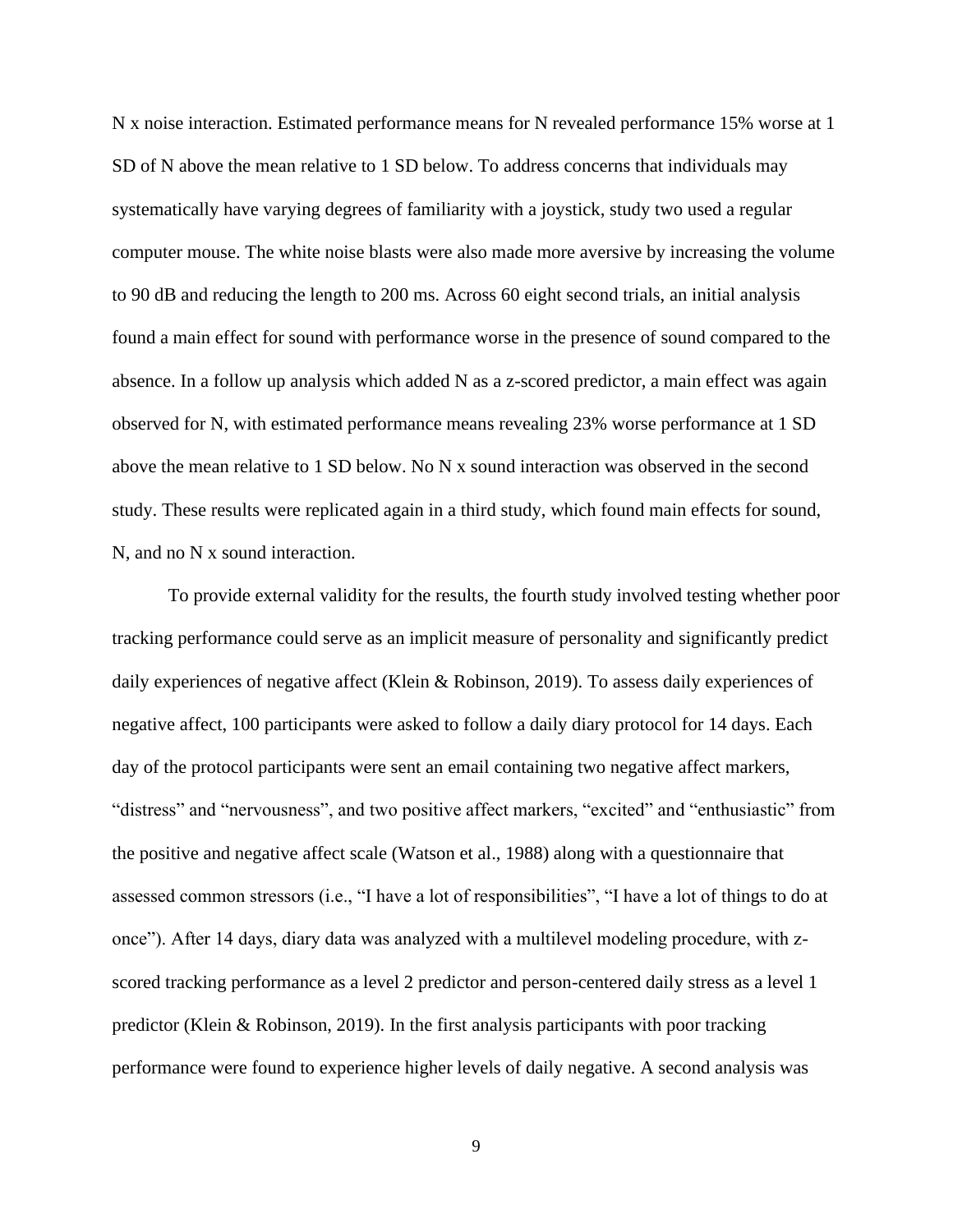N x noise interaction. Estimated performance means for N revealed performance 15% worse at 1 SD of N above the mean relative to 1 SD below. To address concerns that individuals may systematically have varying degrees of familiarity with a joystick, study two used a regular computer mouse. The white noise blasts were also made more aversive by increasing the volume to 90 dB and reducing the length to 200 ms. Across 60 eight second trials, an initial analysis found a main effect for sound with performance worse in the presence of sound compared to the absence. In a follow up analysis which added N as a z-scored predictor, a main effect was again observed for N, with estimated performance means revealing 23% worse performance at 1 SD above the mean relative to 1 SD below. No N x sound interaction was observed in the second study. These results were replicated again in a third study, which found main effects for sound, N, and no N x sound interaction.

To provide external validity for the results, the fourth study involved testing whether poor tracking performance could serve as an implicit measure of personality and significantly predict daily experiences of negative affect (Klein & Robinson, 2019). To assess daily experiences of negative affect, 100 participants were asked to follow a daily diary protocol for 14 days. Each day of the protocol participants were sent an email containing two negative affect markers, "distress" and "nervousness", and two positive affect markers, "excited" and "enthusiastic" from the positive and negative affect scale (Watson et al., 1988) along with a questionnaire that assessed common stressors (i.e., "I have a lot of responsibilities", "I have a lot of things to do at once"). After 14 days, diary data was analyzed with a multilevel modeling procedure, with z-scored tracking performance as a level 2 predictor and person-centered daily stress as a level 1 predictor (Klein & Robinson, 2019). In the first analysis participants with poor tracking performance were found to experience higher levels of daily negative. A second analysis was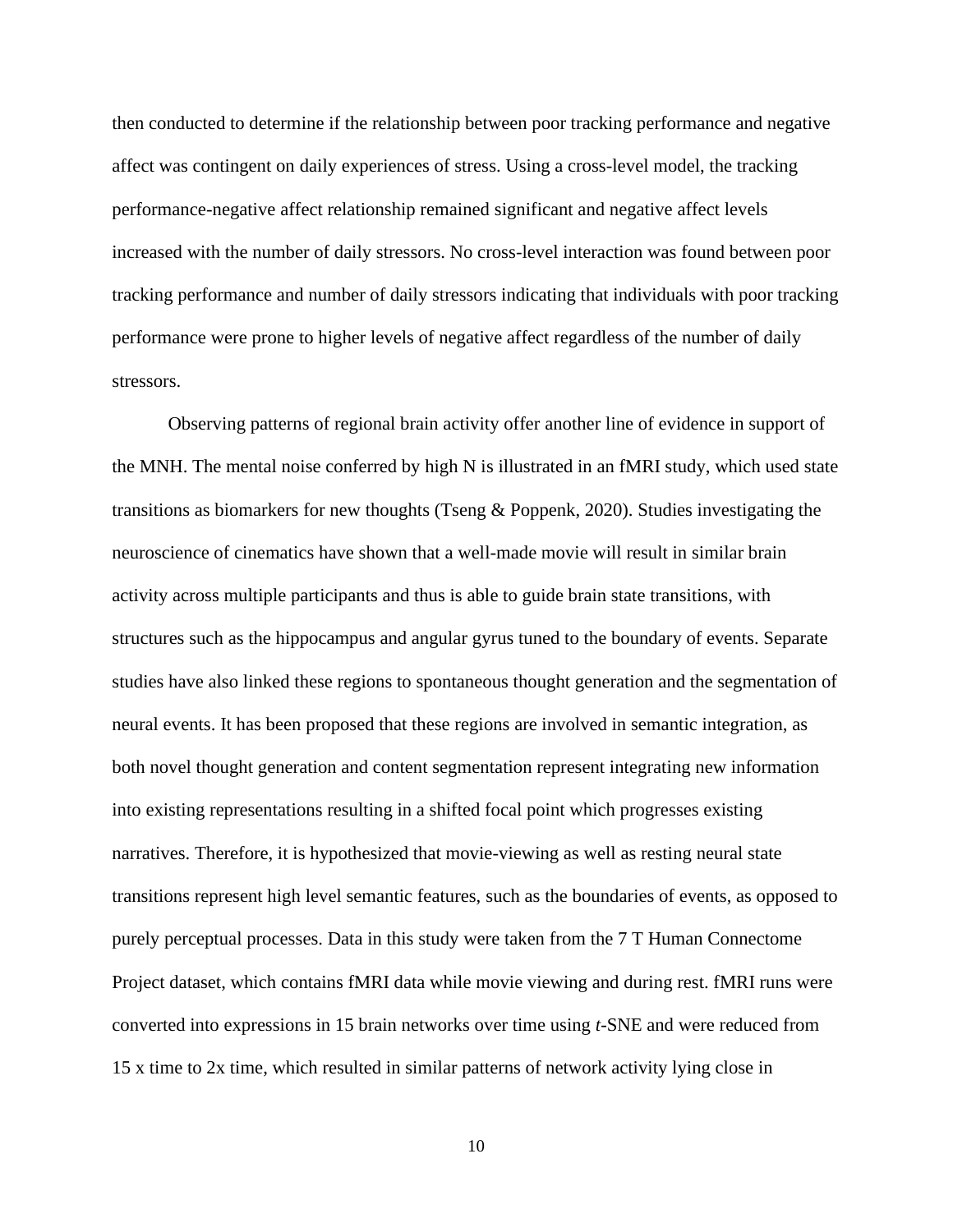then conducted to determine if the relationship between poor tracking performance and negative affect was contingent on daily experiences of stress. Using a cross-level model, the tracking performance-negative affect relationship remained significant and negative affect levels increased with the number of daily stressors. No cross-level interaction was found between poor tracking performance and number of daily stressors indicating that individuals with poor tracking performance were prone to higher levels of negative affect regardless of the number of daily stressors.

Observing patterns of regional brain activity offer another line of evidence in support of the MNH. The mental noise conferred by high N is illustrated in an fMRI study, which used state transitions as biomarkers for new thoughts (Tseng & Poppenk, 2020). Studies investigating the neuroscience of cinematics have shown that a well-made movie will result in similar brain activity across multiple participants and thus is able to guide brain state transitions, with structures such as the hippocampus and angular gyrus tuned to the boundary of events. Separate studies have also linked these regions to spontaneous thought generation and the segmentation of neural events. It has been proposed that these regions are involved in semantic integration, as both novel thought generation and content segmentation represent integrating new information into existing representations resulting in a shifted focal point which progresses existing narratives. Therefore, it is hypothesized that movie-viewing as well as resting neural state transitions represent high level semantic features, such as the boundaries of events, as opposed to purely perceptual processes. Data in this study were taken from the 7 T Human Connectome Project dataset, which contains fMRI data while movie viewing and during rest. fMRI runs were converted into expressions in 15 brain networks over time using *t*-SNE and were reduced from 15 x time to 2x time, which resulted in similar patterns of network activity lying close in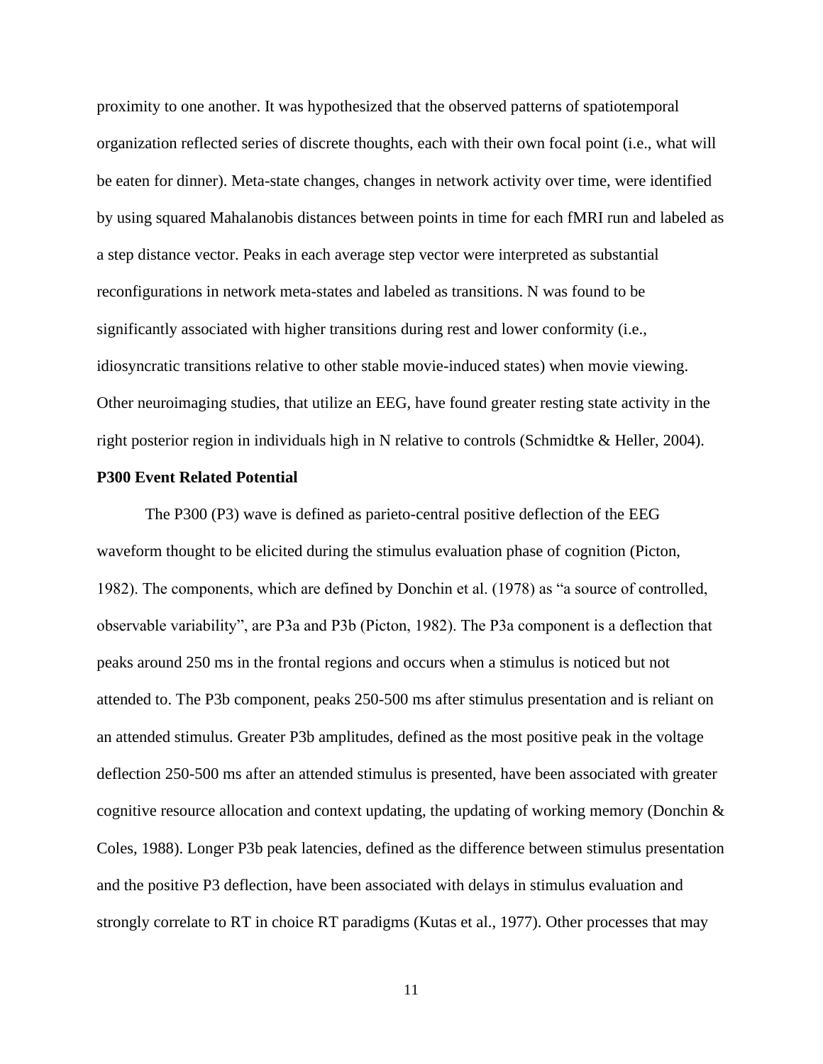proximity to one another. It was hypothesized that the observed patterns of spatiotemporal organization reflected series of discrete thoughts, each with their own focal point (i.e., what will be eaten for dinner). Meta-state changes, changes in network activity over time, were identified by using squared Mahalanobis distances between points in time for each fMRI run and labeled as a step distance vector. Peaks in each average step vector were interpreted as substantial reconfigurations in network meta-states and labeled as transitions. N was found to be significantly associated with higher transitions during rest and lower conformity (i.e., idiosyncratic transitions relative to other stable movie-induced states) when movie viewing. Other neuroimaging studies, that utilize an EEG, have found greater resting state activity in the right posterior region in individuals high in N relative to controls (Schmidtke & Heller, 2004).

**P300 Event Related Potential**

The P300 (P3) wave is defined as parieto-central positive deflection of the EEG waveform thought to be elicited during the stimulus evaluation phase of cognition (Picton, 1982). The components, which are defined by Donchin et al. (1978) as "a source of controlled, observable variability", are P3a and P3b (Picton, 1982). The P3a component is a deflection that peaks around 250 ms in the frontal regions and occurs when a stimulus is noticed but not attended to. The P3b component, peaks 250-500 ms after stimulus presentation and is reliant on an attended stimulus. Greater P3b amplitudes, defined as the most positive peak in the voltage deflection 250-500 ms after an attended stimulus is presented, have been associated with greater cognitive resource allocation and context updating, the updating of working memory (Donchin & Coles, 1988). Longer P3b peak latencies, defined as the difference between stimulus presentation and the positive P3 deflection, have been associated with delays in stimulus evaluation and strongly correlate to RT in choice RT paradigms (Kutas et al., 1977). Other processes that may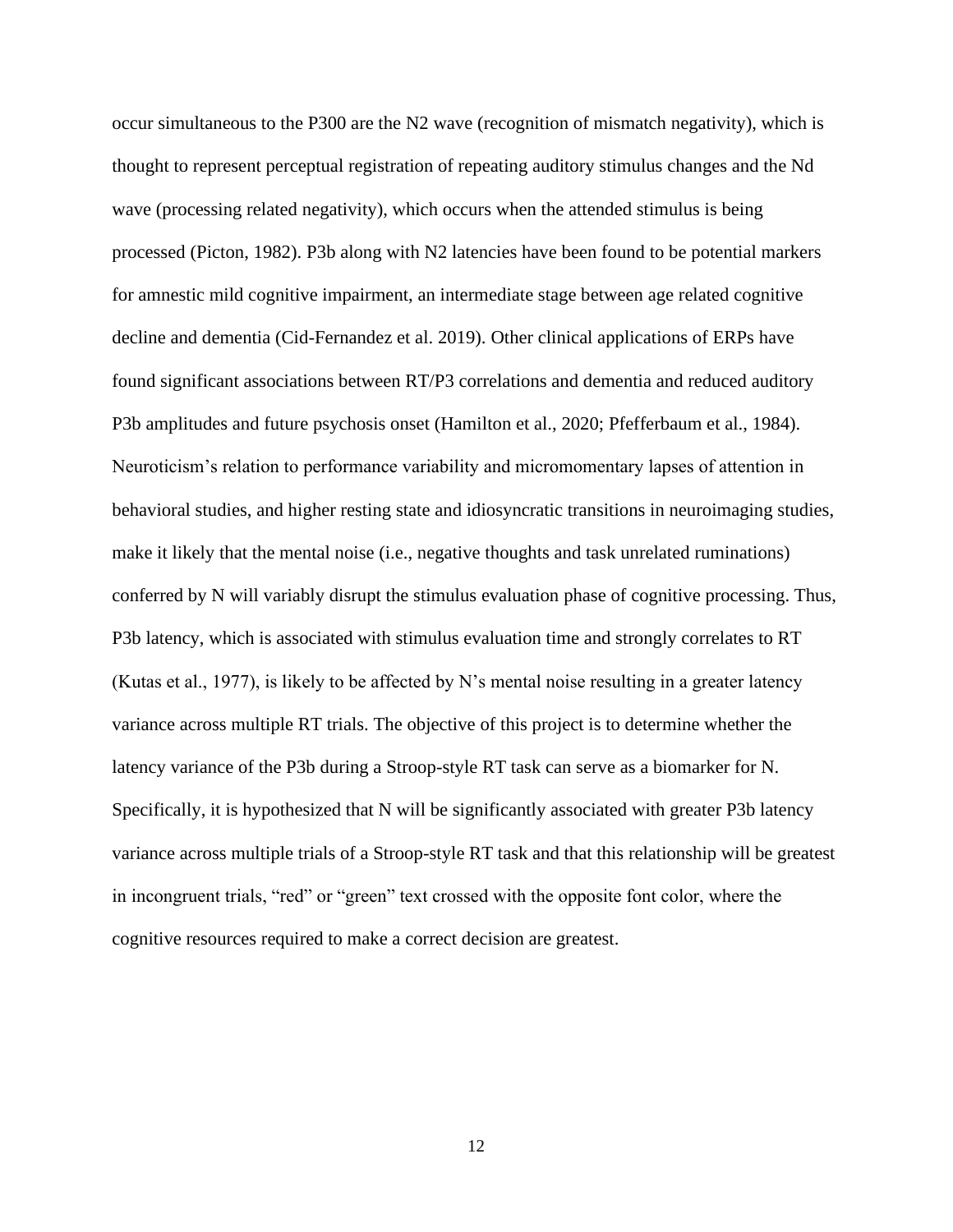occur simultaneous to the P300 are the N2 wave (recognition of mismatch negativity), which is thought to represent perceptual registration of repeating auditory stimulus changes and the Nd wave (processing related negativity), which occurs when the attended stimulus is being processed (Picton, 1982). P3b along with N2 latencies have been found to be potential markers for amnestic mild cognitive impairment, an intermediate stage between age related cognitive decline and dementia (Cid-Fernandez et al. 2019). Other clinical applications of ERPs have found significant associations between RT/P3 correlations and dementia and reduced auditory P3b amplitudes and future psychosis onset (Hamilton et al., 2020; Pfefferbaum et al., 1984). Neuroticism's relation to performance variability and micromomentary lapses of attention in behavioral studies, and higher resting state and idiosyncratic transitions in neuroimaging studies, make it likely that the mental noise (i.e., negative thoughts and task unrelated ruminations) conferred by N will variably disrupt the stimulus evaluation phase of cognitive processing. Thus, P3b latency, which is associated with stimulus evaluation time and strongly correlates to RT (Kutas et al., 1977), is likely to be affected by N's mental noise resulting in a greater latency variance across multiple RT trials. The objective of this project is to determine whether the latency variance of the P3b during a Stroop-style RT task can serve as a biomarker for N. Specifically, it is hypothesized that N will be significantly associated with greater P3b latency variance across multiple trials of a Stroop-style RT task and that this relationship will be greatest in incongruent trials, "red" or "green" text crossed with the opposite font color, where the cognitive resources required to make a correct decision are greatest.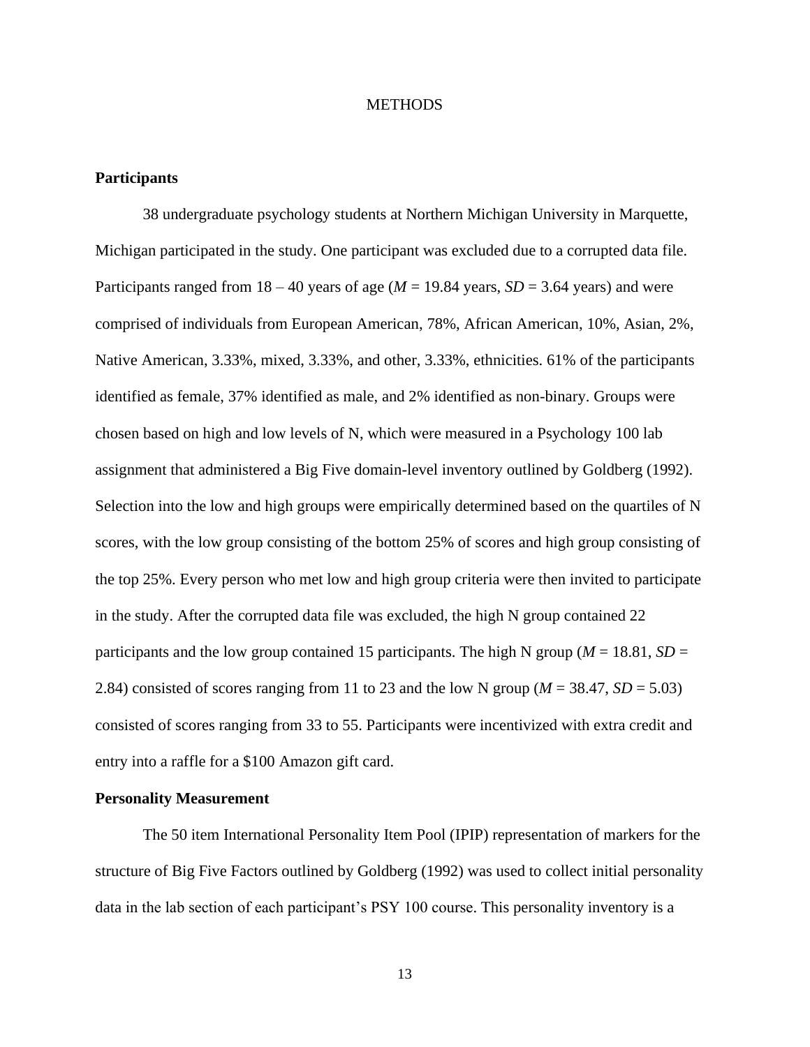# METHODS

**Participants**

38 undergraduate psychology students at Northern Michigan University in Marquette, Michigan participated in the study. One participant was excluded due to a corrupted data file. Participants ranged from 18 – 40 years of age ($M$ = 19.84 years, $SD$ = 3.64 years) and were comprised of individuals from European American, 78%, African American, 10%, Asian, 2%, Native American, 3.33%, mixed, 3.33%, and other, 3.33%, ethnicities. 61% of the participants identified as female, 37% identified as male, and 2% identified as non-binary. Groups were chosen based on high and low levels of N, which were measured in a Psychology 100 lab assignment that administered a Big Five domain-level inventory outlined by Goldberg (1992). Selection into the low and high groups were empirically determined based on the quartiles of N scores, with the low group consisting of the bottom 25% of scores and high group consisting of the top 25%. Every person who met low and high group criteria were then invited to participate in the study. After the corrupted data file was excluded, the high N group contained 22 participants and the low group contained 15 participants. The high N group ($M$ = 18.81, $SD$ = 2.84) consisted of scores ranging from 11 to 23 and the low N group ($M$ = 38.47, $SD$ = 5.03) consisted of scores ranging from 33 to 55. Participants were incentivized with extra credit and entry into a raffle for a $100 Amazon gift card.

**Personality Measurement**

The 50 item International Personality Item Pool (IPIP) representation of markers for the structure of Big Five Factors outlined by Goldberg (1992) was used to collect initial personality data in the lab section of each participant's PSY 100 course. This personality inventory is a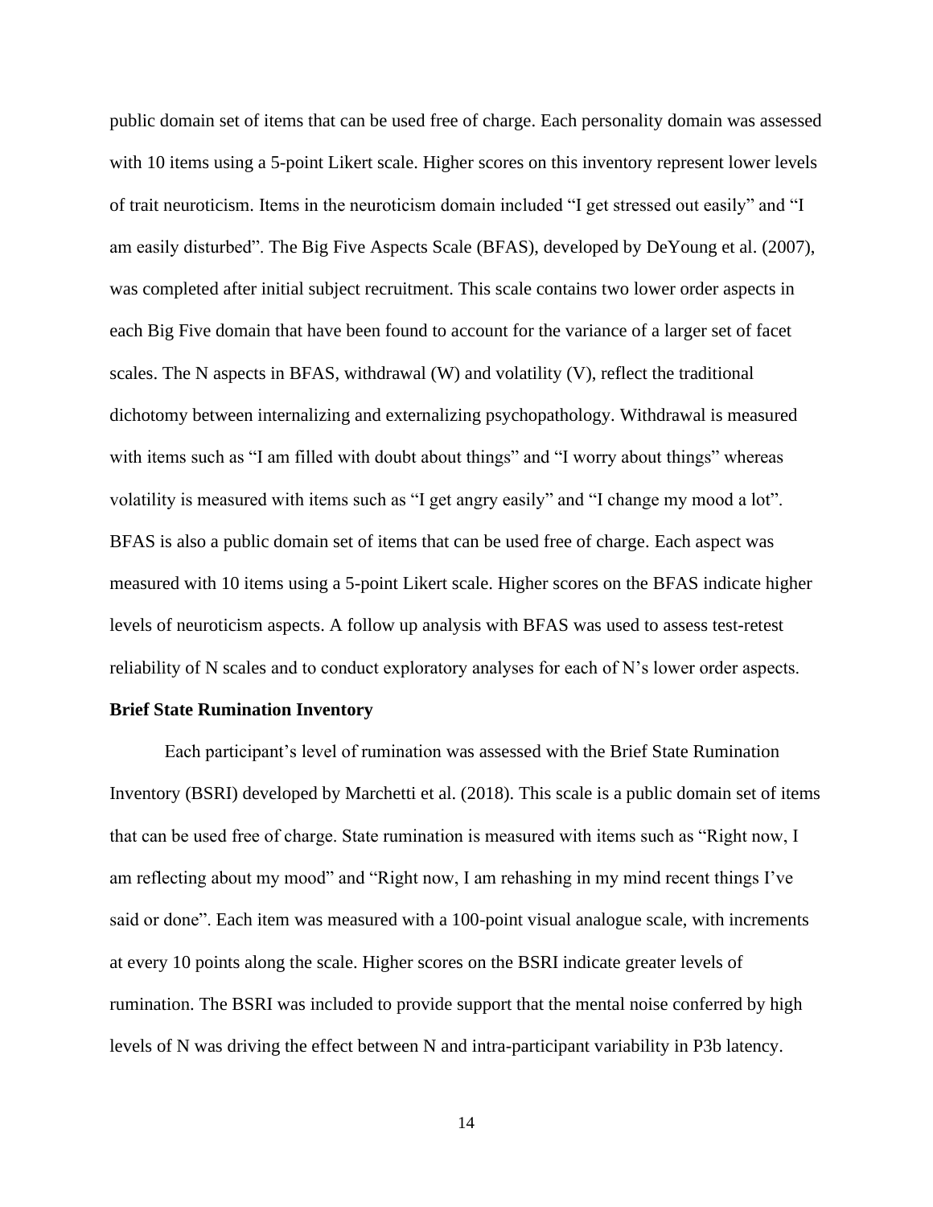public domain set of items that can be used free of charge. Each personality domain was assessed with 10 items using a 5-point Likert scale. Higher scores on this inventory represent lower levels of trait neuroticism. Items in the neuroticism domain included "I get stressed out easily" and "I am easily disturbed". The Big Five Aspects Scale (BFAS), developed by DeYoung et al. (2007), was completed after initial subject recruitment. This scale contains two lower order aspects in each Big Five domain that have been found to account for the variance of a larger set of facet scales. The N aspects in BFAS, withdrawal (W) and volatility (V), reflect the traditional dichotomy between internalizing and externalizing psychopathology. Withdrawal is measured with items such as "I am filled with doubt about things" and "I worry about things" whereas volatility is measured with items such as "I get angry easily" and "I change my mood a lot". BFAS is also a public domain set of items that can be used free of charge. Each aspect was measured with 10 items using a 5-point Likert scale. Higher scores on the BFAS indicate higher levels of neuroticism aspects. A follow up analysis with BFAS was used to assess test-retest reliability of N scales and to conduct exploratory analyses for each of N's lower order aspects.

**Brief State Rumination Inventory**

Each participant's level of rumination was assessed with the Brief State Rumination Inventory (BSRI) developed by Marchetti et al. (2018). This scale is a public domain set of items that can be used free of charge. State rumination is measured with items such as "Right now, I am reflecting about my mood" and "Right now, I am rehashing in my mind recent things I've said or done". Each item was measured with a 100-point visual analogue scale, with increments at every 10 points along the scale. Higher scores on the BSRI indicate greater levels of rumination. The BSRI was included to provide support that the mental noise conferred by high levels of N was driving the effect between N and intra-participant variability in P3b latency.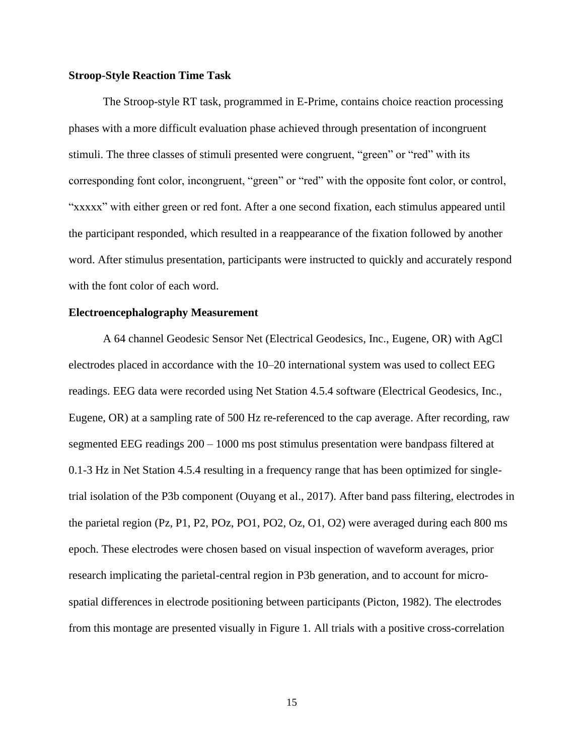### Stroop-Style Reaction Time Task

The Stroop-style RT task, programmed in E-Prime, contains choice reaction processing phases with a more difficult evaluation phase achieved through presentation of incongruent stimuli. The three classes of stimuli presented were congruent, "green" or "red" with its corresponding font color, incongruent, "green" or "red" with the opposite font color, or control, "xxxxx" with either green or red font. After a one second fixation, each stimulus appeared until the participant responded, which resulted in a reappearance of the fixation followed by another word. After stimulus presentation, participants were instructed to quickly and accurately respond with the font color of each word.

### Electroencephalography Measurement

A 64 channel Geodesic Sensor Net (Electrical Geodesics, Inc., Eugene, OR) with AgCl electrodes placed in accordance with the 10–20 international system was used to collect EEG readings. EEG data were recorded using Net Station 4.5.4 software (Electrical Geodesics, Inc., Eugene, OR) at a sampling rate of 500 Hz re-referenced to the cap average. After recording, raw segmented EEG readings 200 – 1000 ms post stimulus presentation were bandpass filtered at 0.1-3 Hz in Net Station 4.5.4 resulting in a frequency range that has been optimized for single-trial isolation of the P3b component (Ouyang et al., 2017). After band pass filtering, electrodes in the parietal region (Pz, P1, P2, POz, PO1, PO2, Oz, O1, O2) were averaged during each 800 ms epoch. These electrodes were chosen based on visual inspection of waveform averages, prior research implicating the parietal-central region in P3b generation, and to account for micro-spatial differences in electrode positioning between participants (Picton, 1982). The electrodes from this montage are presented visually in Figure 1. All trials with a positive cross-correlation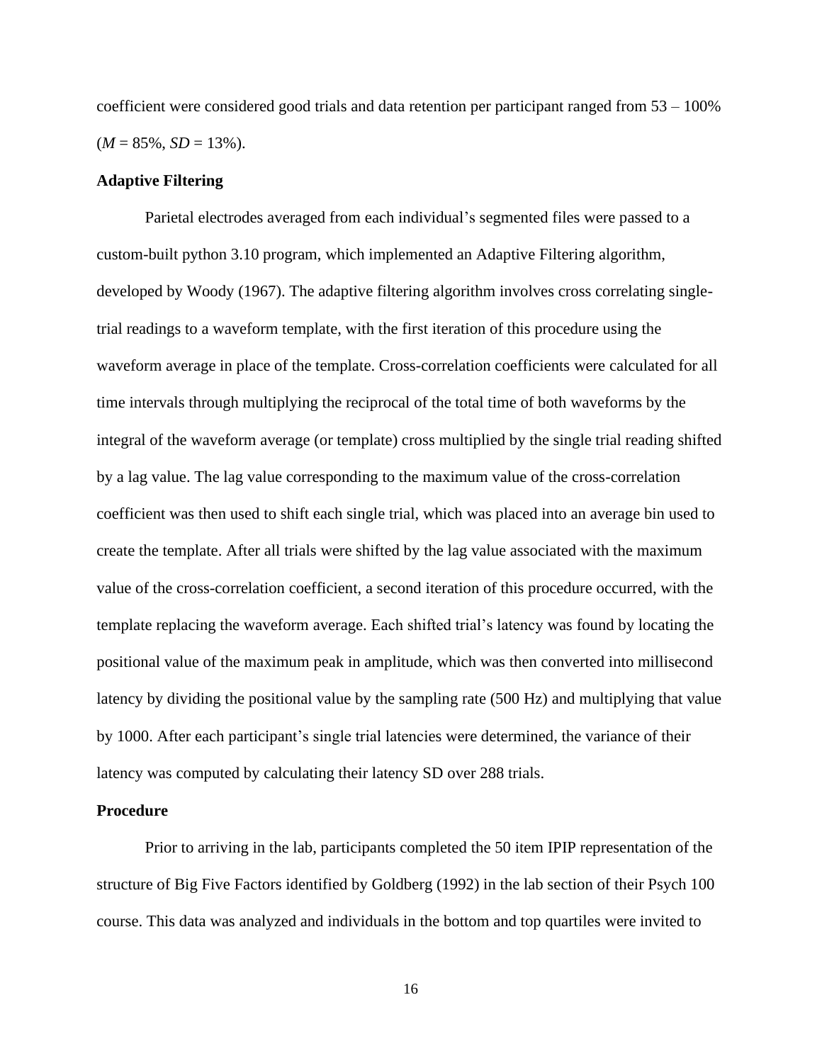coefficient were considered good trials and data retention per participant ranged from 53 – 100% (*M* = 85%, *SD* = 13%).

**Adaptive Filtering**

Parietal electrodes averaged from each individual's segmented files were passed to a custom-built python 3.10 program, which implemented an Adaptive Filtering algorithm, developed by Woody (1967). The adaptive filtering algorithm involves cross correlating single-trial readings to a waveform template, with the first iteration of this procedure using the waveform average in place of the template. Cross-correlation coefficients were calculated for all time intervals through multiplying the reciprocal of the total time of both waveforms by the integral of the waveform average (or template) cross multiplied by the single trial reading shifted by a lag value. The lag value corresponding to the maximum value of the cross-correlation coefficient was then used to shift each single trial, which was placed into an average bin used to create the template. After all trials were shifted by the lag value associated with the maximum value of the cross-correlation coefficient, a second iteration of this procedure occurred, with the template replacing the waveform average. Each shifted trial's latency was found by locating the positional value of the maximum peak in amplitude, which was then converted into millisecond latency by dividing the positional value by the sampling rate (500 Hz) and multiplying that value by 1000. After each participant's single trial latencies were determined, the variance of their latency was computed by calculating their latency SD over 288 trials.

**Procedure**

Prior to arriving in the lab, participants completed the 50 item IPIP representation of the structure of Big Five Factors identified by Goldberg (1992) in the lab section of their Psych 100 course. This data was analyzed and individuals in the bottom and top quartiles were invited to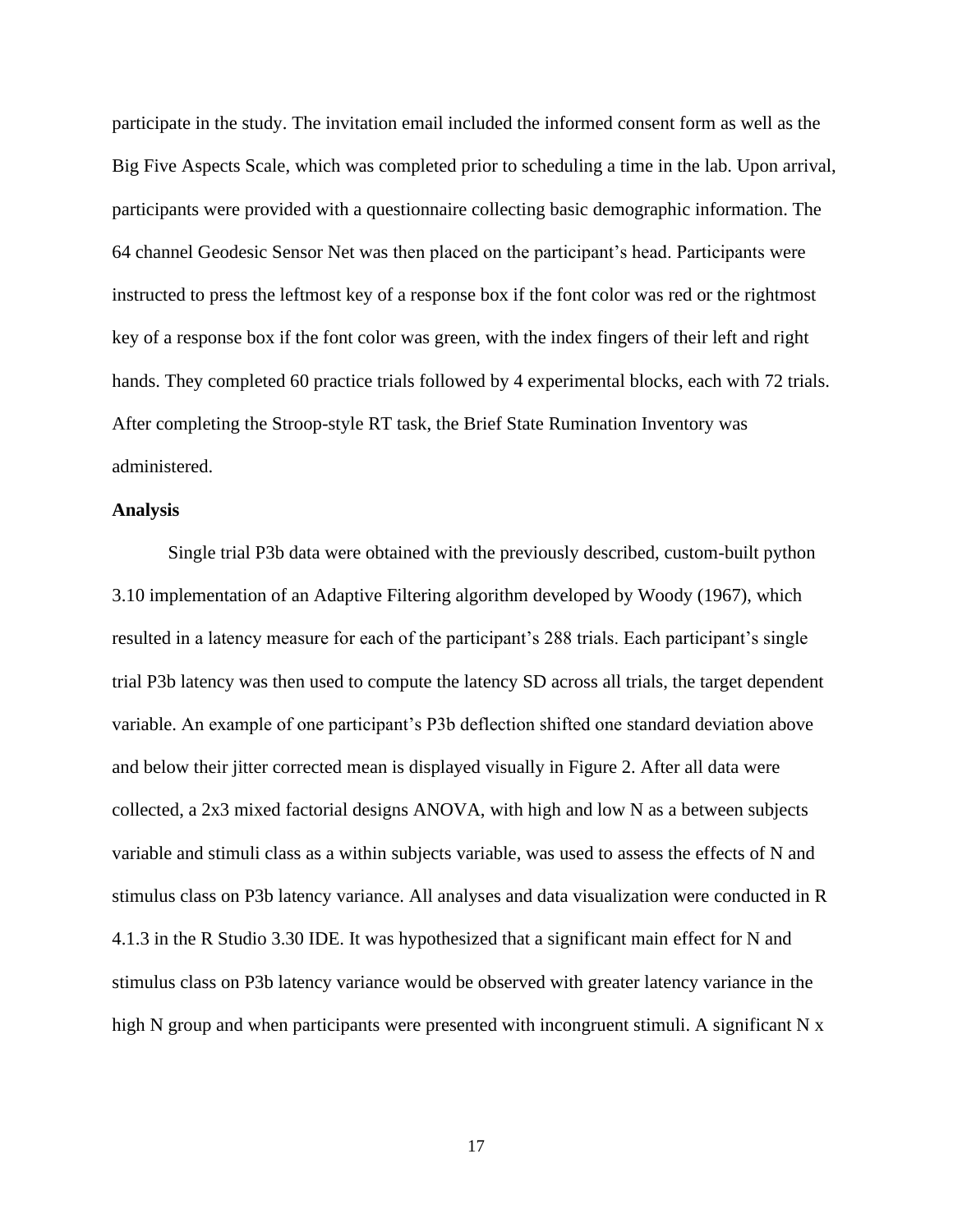participate in the study. The invitation email included the informed consent form as well as the Big Five Aspects Scale, which was completed prior to scheduling a time in the lab. Upon arrival, participants were provided with a questionnaire collecting basic demographic information. The 64 channel Geodesic Sensor Net was then placed on the participant's head. Participants were instructed to press the leftmost key of a response box if the font color was red or the rightmost key of a response box if the font color was green, with the index fingers of their left and right hands. They completed 60 practice trials followed by 4 experimental blocks, each with 72 trials. After completing the Stroop-style RT task, the Brief State Rumination Inventory was administered.

**Analysis**

Single trial P3b data were obtained with the previously described, custom-built python 3.10 implementation of an Adaptive Filtering algorithm developed by Woody (1967), which resulted in a latency measure for each of the participant's 288 trials. Each participant's single trial P3b latency was then used to compute the latency SD across all trials, the target dependent variable. An example of one participant's P3b deflection shifted one standard deviation above and below their jitter corrected mean is displayed visually in Figure 2. After all data were collected, a 2x3 mixed factorial designs ANOVA, with high and low N as a between subjects variable and stimuli class as a within subjects variable, was used to assess the effects of N and stimulus class on P3b latency variance. All analyses and data visualization were conducted in R 4.1.3 in the R Studio 3.30 IDE. It was hypothesized that a significant main effect for N and stimulus class on P3b latency variance would be observed with greater latency variance in the high N group and when participants were presented with incongruent stimuli. A significant N x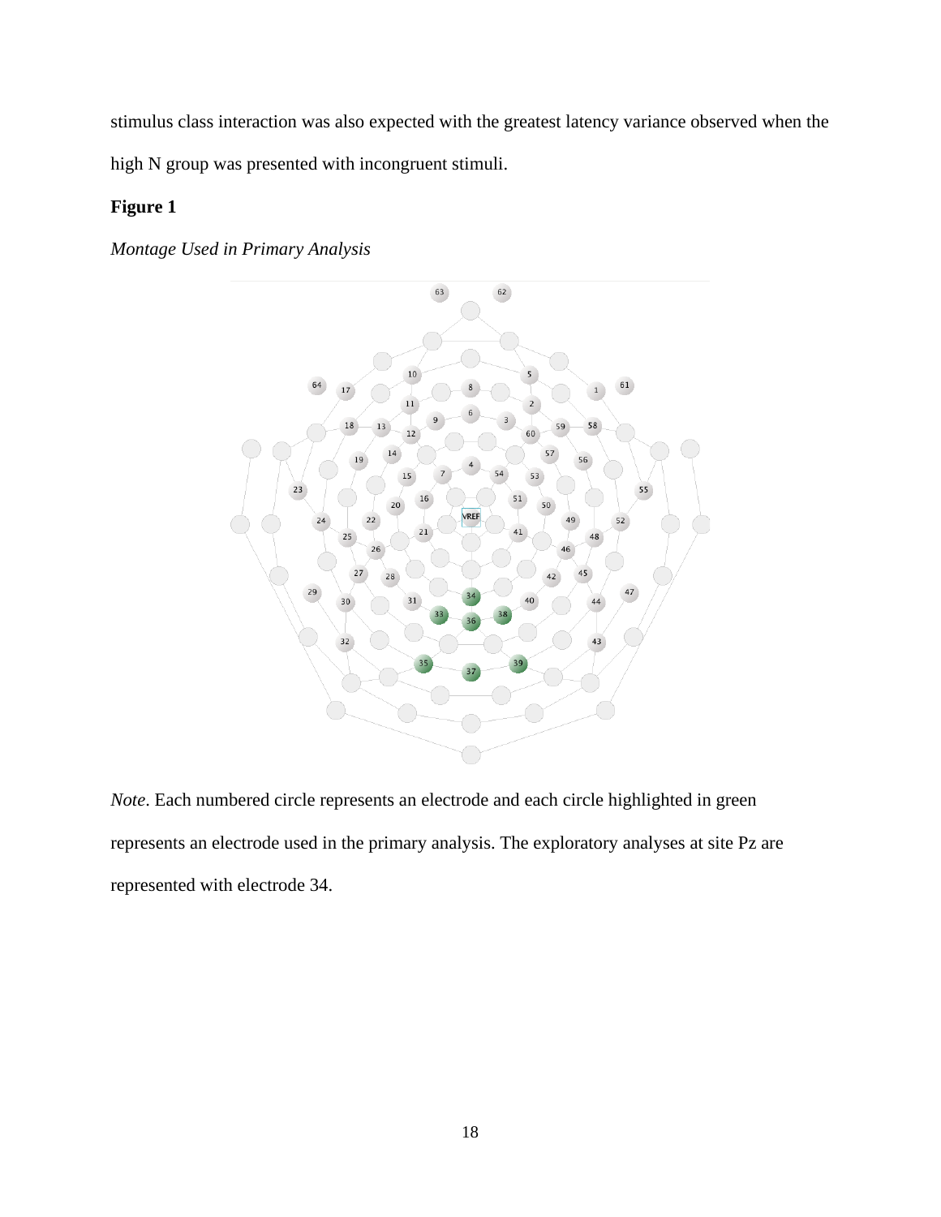stimulus class interaction was also expected with the greatest latency variance observed when the high N group was presented with incongruent stimuli.

**Figure 1**

*Montage Used in Primary Analysis*

*Note*. Each numbered circle represents an electrode and each circle highlighted in green represents an electrode used in the primary analysis. The exploratory analyses at site Pz are represented with electrode 34.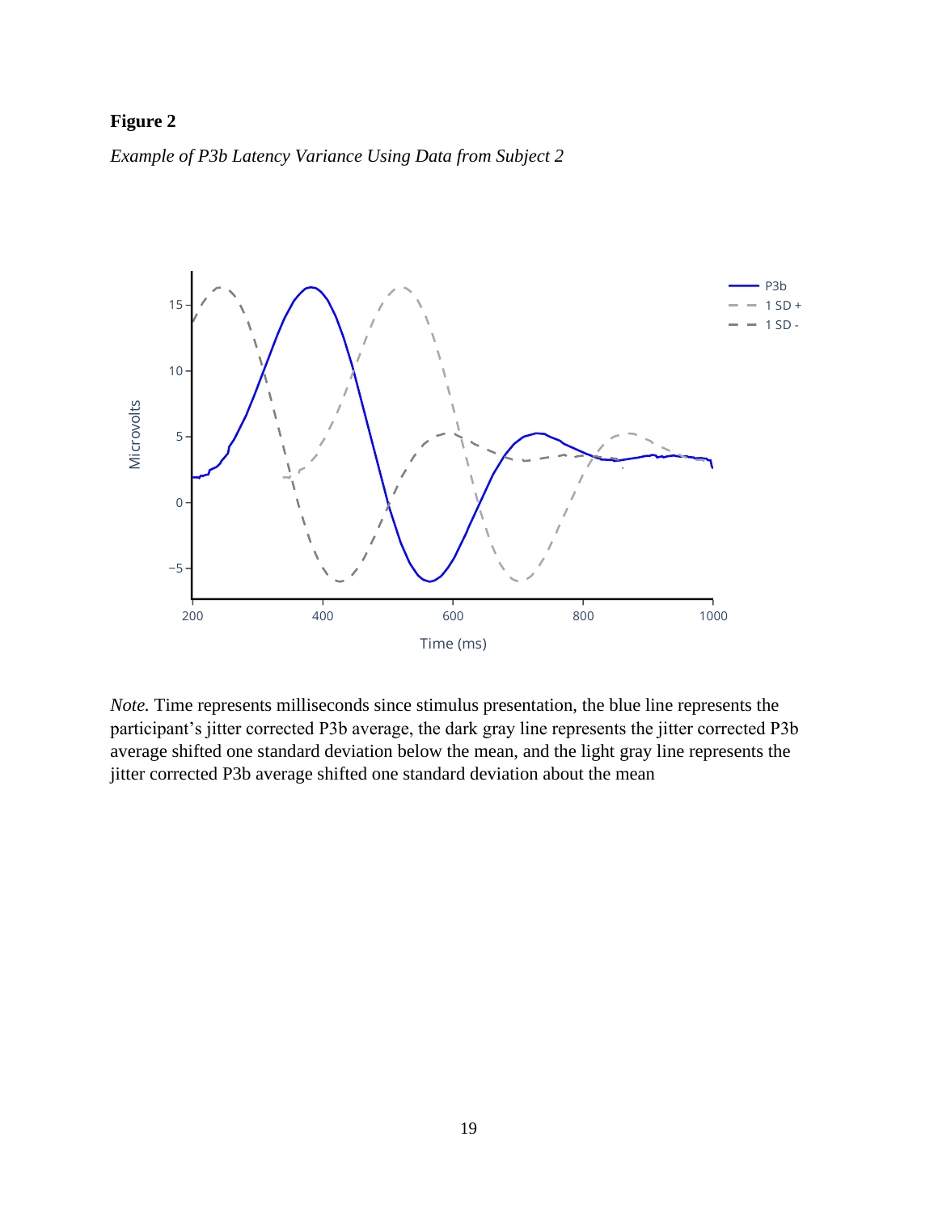**Figure 2**

*Example of P3b Latency Variance Using Data from Subject 2*

*Note.* Time represents milliseconds since stimulus presentation, the blue line represents the participant's jitter corrected P3b average, the dark gray line represents the jitter corrected P3b average shifted one standard deviation below the mean, and the light gray line represents the jitter corrected P3b average shifted one standard deviation about the mean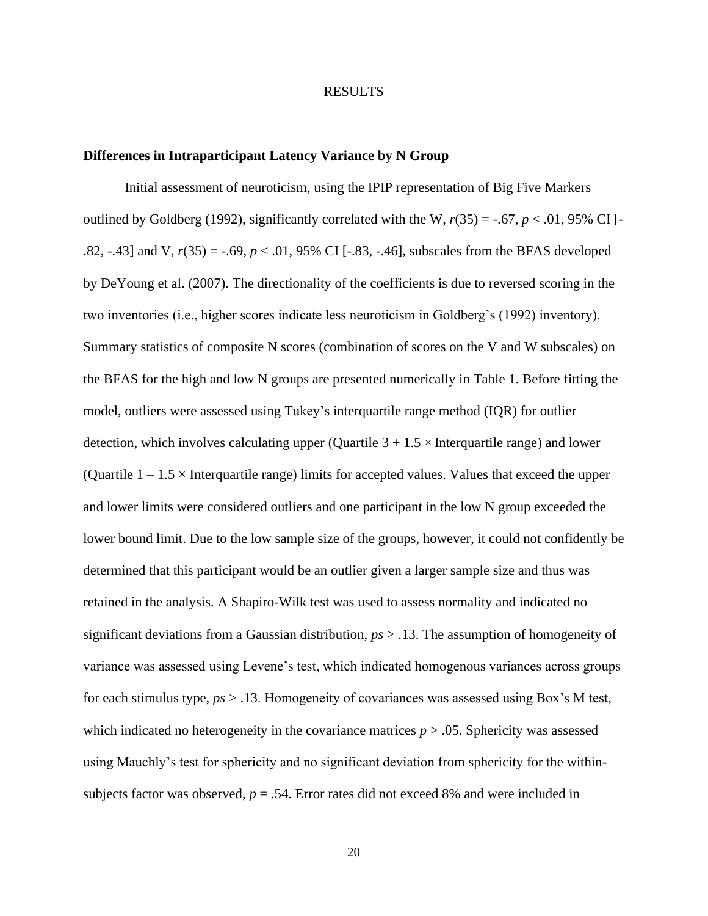# RESULTS

## Differences in Intraparticipant Latency Variance by N Group

Initial assessment of neuroticism, using the IPIP representation of Big Five Markers outlined by Goldberg (1992), significantly correlated with the W, $r(35) = -.67$, $p < .01$, 95% CI [-.82, -.43] and V, $r(35) = -.69$, $p < .01$, 95% CI [-.83, -.46], subscales from the BFAS developed by DeYoung et al. (2007). The directionality of the coefficients is due to reversed scoring in the two inventories (i.e., higher scores indicate less neuroticism in Goldberg's (1992) inventory). Summary statistics of composite N scores (combination of scores on the V and W subscales) on the BFAS for the high and low N groups are presented numerically in Table 1. Before fitting the model, outliers were assessed using Tukey's interquartile range method (IQR) for outlier detection, which involves calculating upper (Quartile 3 + 1.5 × Interquartile range) and lower (Quartile 1 – 1.5 × Interquartile range) limits for accepted values. Values that exceed the upper and lower limits were considered outliers and one participant in the low N group exceeded the lower bound limit. Due to the low sample size of the groups, however, it could not confidently be determined that this participant would be an outlier given a larger sample size and thus was retained in the analysis. A Shapiro-Wilk test was used to assess normality and indicated no significant deviations from a Gaussian distribution, *ps* > .13. The assumption of homogeneity of variance was assessed using Levene's test, which indicated homogenous variances across groups for each stimulus type, *ps* > .13. Homogeneity of covariances was assessed using Box's M test, which indicated no heterogeneity in the covariance matrices $p > .05$. Sphericity was assessed using Mauchly's test for sphericity and no significant deviation from sphericity for the within-subjects factor was observed, $p = .54$. Error rates did not exceed 8% and were included in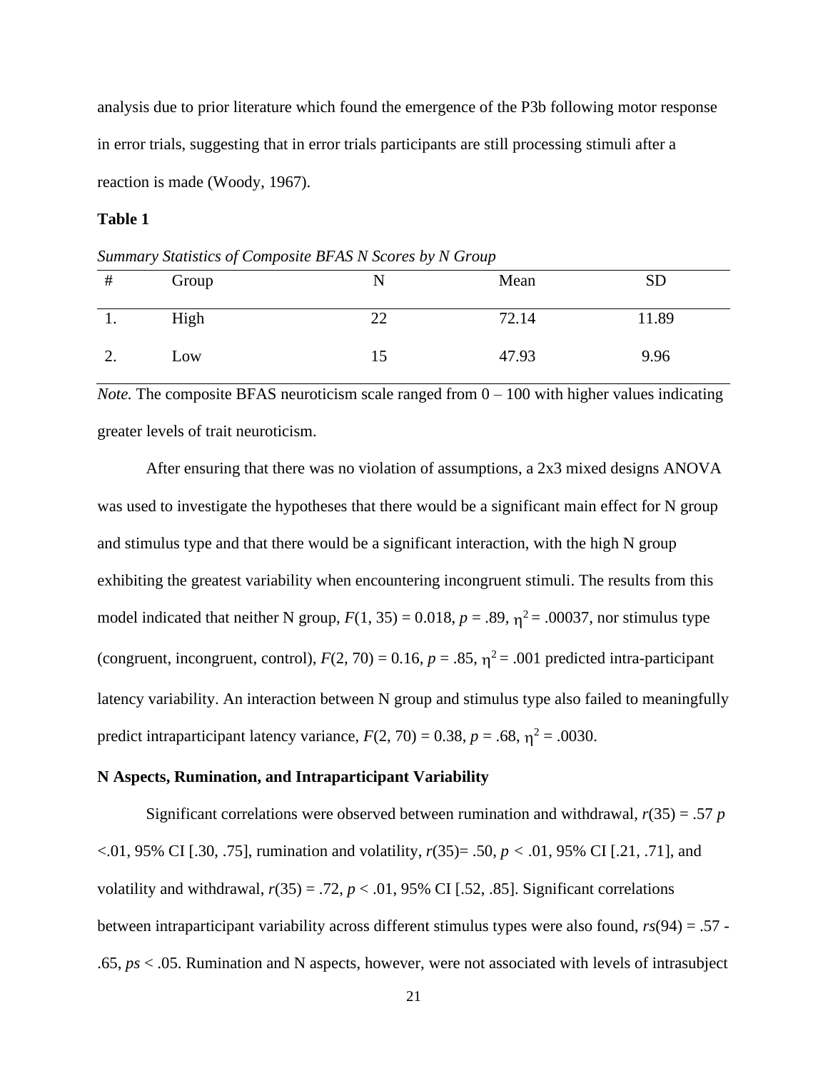analysis due to prior literature which found the emergence of the P3b following motor response in error trials, suggesting that in error trials participants are still processing stimuli after a reaction is made (Woody, 1967).

**Table 1**

*Summary Statistics of Composite BFAS N Scores by N Group*

| # | Group | N | Mean | SD |
|---|---|---|---|---|
| 1. | High | 22 | 72.14 | 11.89 |
| 2. | Low | 15 | 47.93 | 9.96 |

*Note.* The composite BFAS neuroticism scale ranged from 0 – 100 with higher values indicating greater levels of trait neuroticism.

After ensuring that there was no violation of assumptions, a 2x3 mixed designs ANOVA was used to investigate the hypotheses that there would be a significant main effect for N group and stimulus type and that there would be a significant interaction, with the high N group exhibiting the greatest variability when encountering incongruent stimuli. The results from this model indicated that neither N group, $F(1, 35) = 0.018$, $p = .89$, $\eta^2 = .00037$, nor stimulus type (congruent, incongruent, control), $F(2, 70) = 0.16$, $p = .85$, $\eta^2 = .001$ predicted intra-participant latency variability. An interaction between N group and stimulus type also failed to meaningfully predict intraparticipant latency variance, $F(2, 70) = 0.38$, $p = .68$, $\eta^2 = .0030$.

**N Aspects, Rumination, and Intraparticipant Variability**

Significant correlations were observed between rumination and withdrawal, $r(35) = .57$ $p < .01$, 95% CI [.30, .75], rumination and volatility, $r(35) = .50$, $p < .01$, 95% CI [.21, .71], and volatility and withdrawal, $r(35) = .72$, $p < .01$, 95% CI [.52, .85]. Significant correlations between intraparticipant variability across different stimulus types were also found, $rs(94) = .57$ - .65, $ps < .05$. Rumination and N aspects, however, were not associated with levels of intrasubject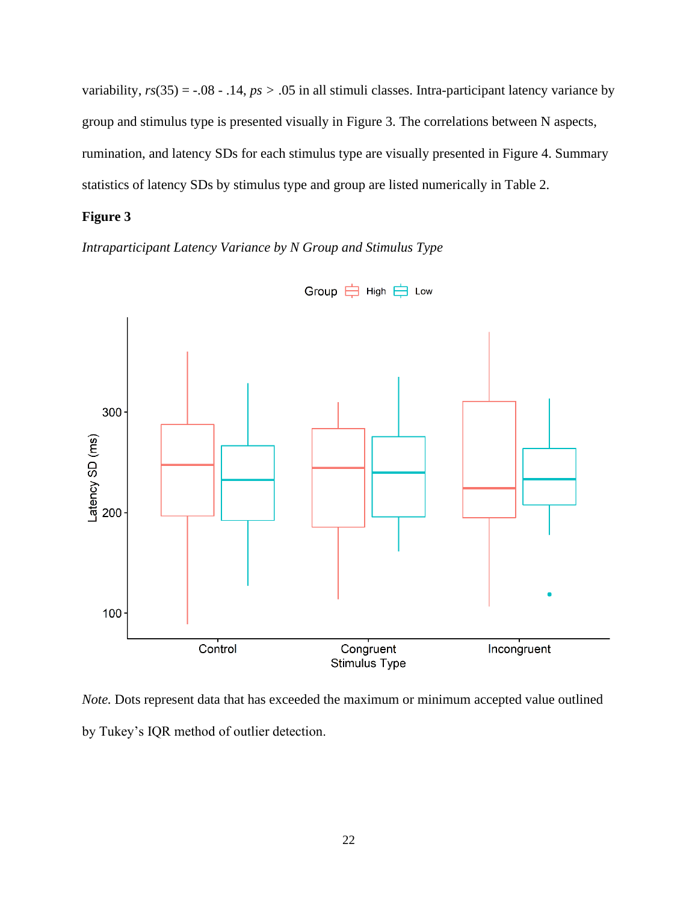variability, *rs*(35) = -.08 - .14, *ps* > .05 in all stimuli classes. Intra-participant latency variance by group and stimulus type is presented visually in Figure 3. The correlations between N aspects, rumination, and latency SDs for each stimulus type are visually presented in Figure 4. Summary statistics of latency SDs by stimulus type and group are listed numerically in Table 2.

**Figure 3**

*Intraparticipant Latency Variance by N Group and Stimulus Type*

*Note.* Dots represent data that has exceeded the maximum or minimum accepted value outlined by Tukey's IQR method of outlier detection.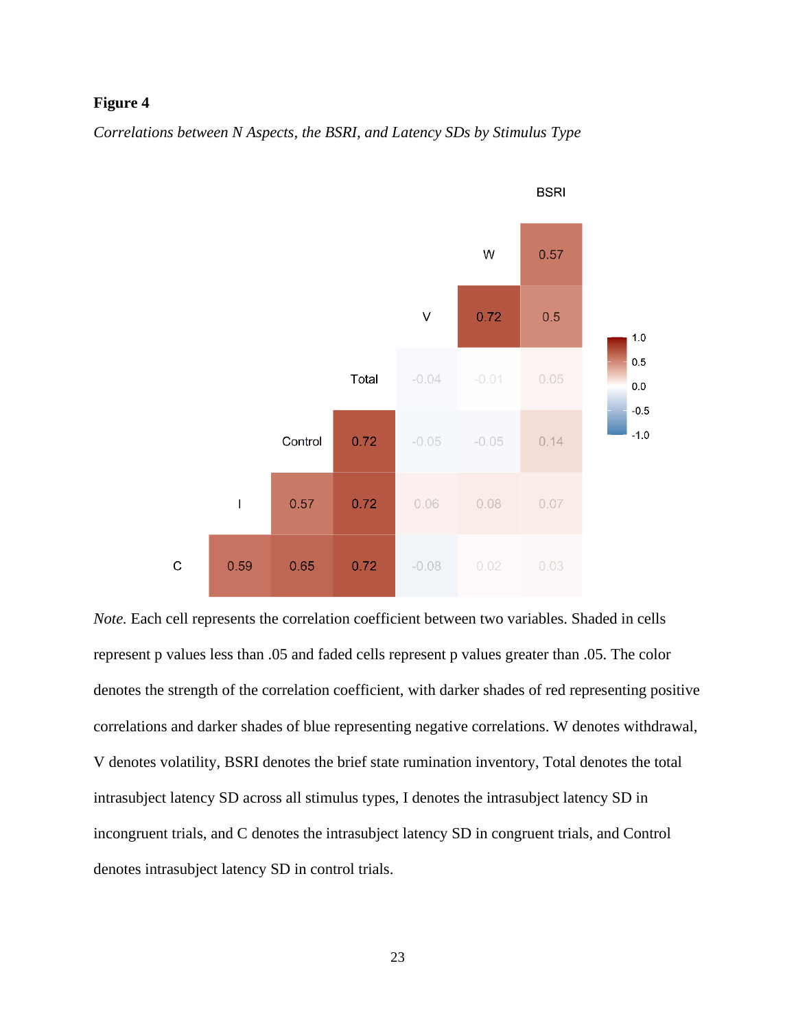**Figure 4**

*Correlations between N Aspects, the BSRI, and Latency SDs by Stimulus Type*

|  | C | I | Control | Total | V | W | BSRI |
|---|---|---|---|---|---|---|---|
| W |  |  |  |  |  |  | 0.57 |
| V |  |  |  |  |  | 0.72 | 0.5 |
| Total |  |  |  |  | -0.04 | -0.01 | 0.05 |
| Control |  |  |  | 0.72 | -0.05 | -0.05 | 0.14 |
| I |  |  | 0.57 | 0.72 | 0.06 | 0.08 | 0.07 |
| C |  | 0.59 | 0.65 | 0.72 | -0.08 | 0.02 | 0.03 |

*Note.* Each cell represents the correlation coefficient between two variables. Shaded in cells represent p values less than .05 and faded cells represent p values greater than .05. The color denotes the strength of the correlation coefficient, with darker shades of red representing positive correlations and darker shades of blue representing negative correlations. W denotes withdrawal, V denotes volatility, BSRI denotes the brief state rumination inventory, Total denotes the total intrasubject latency SD across all stimulus types, I denotes the intrasubject latency SD in incongruent trials, and C denotes the intrasubject latency SD in congruent trials, and Control denotes intrasubject latency SD in control trials.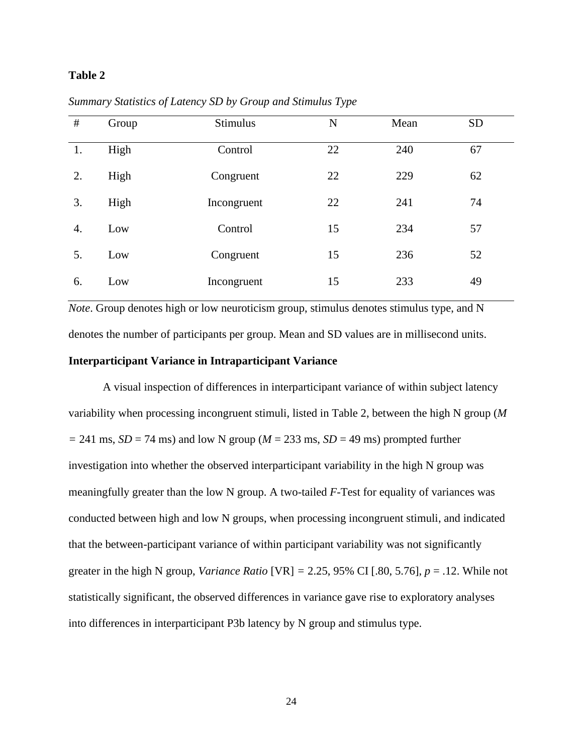**Table 2**

*Summary Statistics of Latency SD by Group and Stimulus Type*

| # | Group | Stimulus | N | Mean | SD |
|---|---|---|---|---|---|
| 1. | High | Control | 22 | 240 | 67 |
| 2. | High | Congruent | 22 | 229 | 62 |
| 3. | High | Incongruent | 22 | 241 | 74 |
| 4. | Low | Control | 15 | 234 | 57 |
| 5. | Low | Congruent | 15 | 236 | 52 |
| 6. | Low | Incongruent | 15 | 233 | 49 |

*Note*. Group denotes high or low neuroticism group, stimulus denotes stimulus type, and N denotes the number of participants per group. Mean and SD values are in millisecond units.

## Interparticipant Variance in Intraparticipant Variance

A visual inspection of differences in interparticipant variance of within subject latency variability when processing incongruent stimuli, listed in Table 2, between the high N group ($M = 241$ ms, $SD = 74$ ms) and low N group ($M = 233$ ms, $SD = 49$ ms) prompted further investigation into whether the observed interparticipant variability in the high N group was meaningfully greater than the low N group. A two-tailed *F*-Test for equality of variances was conducted between high and low N groups, when processing incongruent stimuli, and indicated that the between-participant variance of within participant variability was not significantly greater in the high N group, *Variance Ratio* [VR] = 2.25, 95% CI [.80, 5.76], $p = .12$. While not statistically significant, the observed differences in variance gave rise to exploratory analyses into differences in interparticipant P3b latency by N group and stimulus type.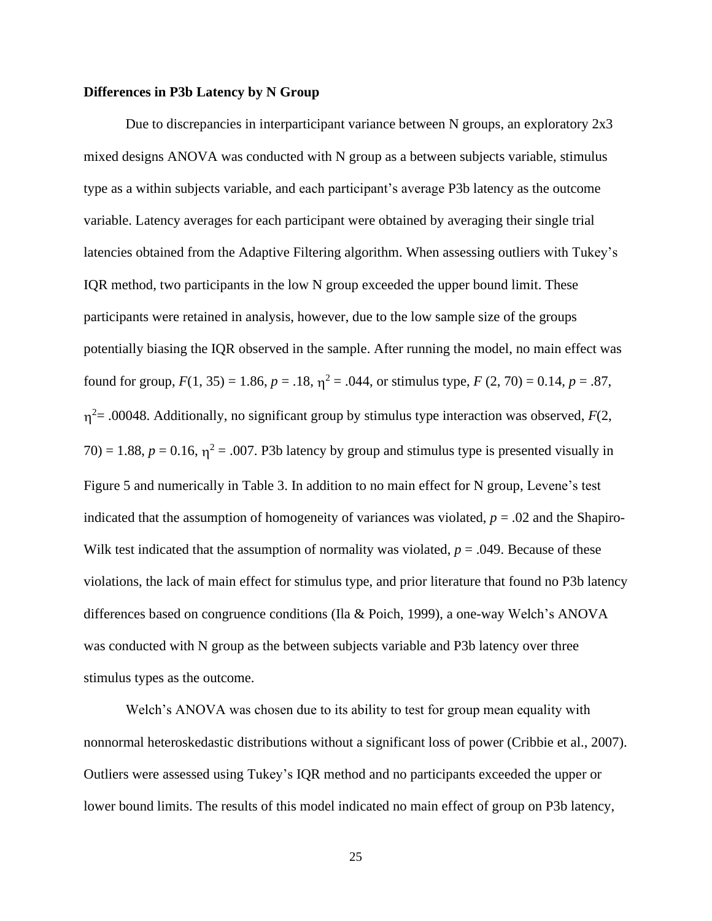**Differences in P3b Latency by N Group**

Due to discrepancies in interparticipant variance between N groups, an exploratory 2x3 mixed designs ANOVA was conducted with N group as a between subjects variable, stimulus type as a within subjects variable, and each participant's average P3b latency as the outcome variable. Latency averages for each participant were obtained by averaging their single trial latencies obtained from the Adaptive Filtering algorithm. When assessing outliers with Tukey's IQR method, two participants in the low N group exceeded the upper bound limit. These participants were retained in analysis, however, due to the low sample size of the groups potentially biasing the IQR observed in the sample. After running the model, no main effect was found for group, $F(1, 35) = 1.86$, $p = .18$, $\eta^2 = .044$, or stimulus type, $F(2, 70) = 0.14$, $p = .87$, $\eta^2 = .00048$. Additionally, no significant group by stimulus type interaction was observed, $F(2, 70) = 1.88$, $p = 0.16$, $\eta^2 = .007$. P3b latency by group and stimulus type is presented visually in Figure 5 and numerically in Table 3. In addition to no main effect for N group, Levene's test indicated that the assumption of homogeneity of variances was violated, $p = .02$ and the Shapiro-Wilk test indicated that the assumption of normality was violated, $p = .049$. Because of these violations, the lack of main effect for stimulus type, and prior literature that found no P3b latency differences based on congruence conditions (Ila & Poich, 1999), a one-way Welch's ANOVA was conducted with N group as the between subjects variable and P3b latency over three stimulus types as the outcome.

Welch's ANOVA was chosen due to its ability to test for group mean equality with nonnormal heteroskedastic distributions without a significant loss of power (Cribbie et al., 2007). Outliers were assessed using Tukey's IQR method and no participants exceeded the upper or lower bound limits. The results of this model indicated no main effect of group on P3b latency,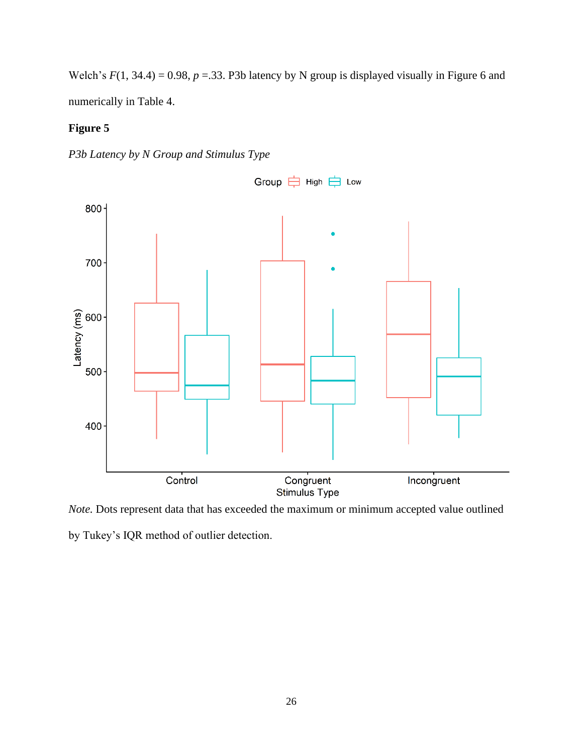Welch's $F(1, 34.4) = 0.98$, $p$ =.33. P3b latency by N group is displayed visually in Figure 6 and numerically in Table 4.

**Figure 5**

*P3b Latency by N Group and Stimulus Type*

*Note.* Dots represent data that has exceeded the maximum or minimum accepted value outlined by Tukey's IQR method of outlier detection.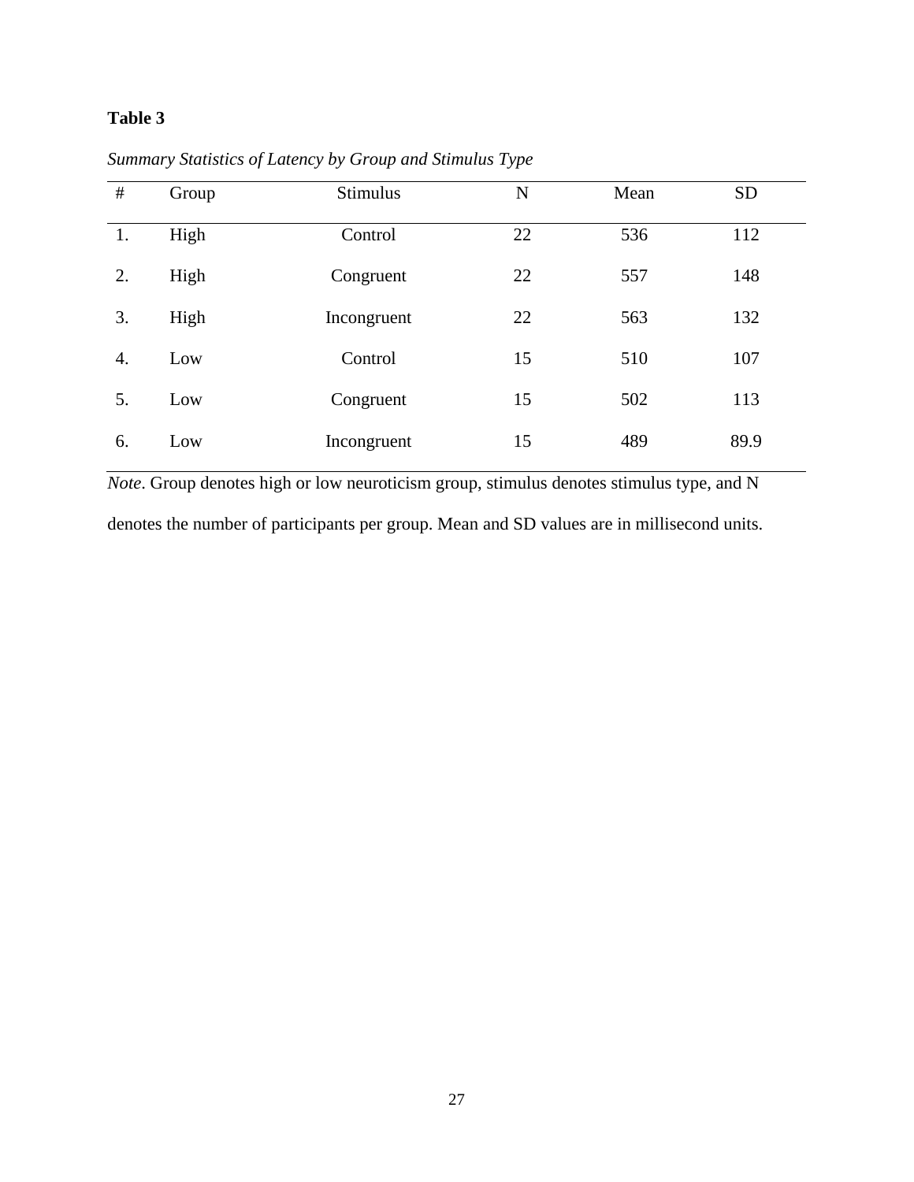**Table 3**

*Summary Statistics of Latency by Group and Stimulus Type*

| # | Group | Stimulus | N | Mean | SD |
|---|---|---|---|---|---|
| 1. | High | Control | 22 | 536 | 112 |
| 2. | High | Congruent | 22 | 557 | 148 |
| 3. | High | Incongruent | 22 | 563 | 132 |
| 4. | Low | Control | 15 | 510 | 107 |
| 5. | Low | Congruent | 15 | 502 | 113 |
| 6. | Low | Incongruent | 15 | 489 | 89.9 |

*Note*. Group denotes high or low neuroticism group, stimulus denotes stimulus type, and N denotes the number of participants per group. Mean and SD values are in millisecond units.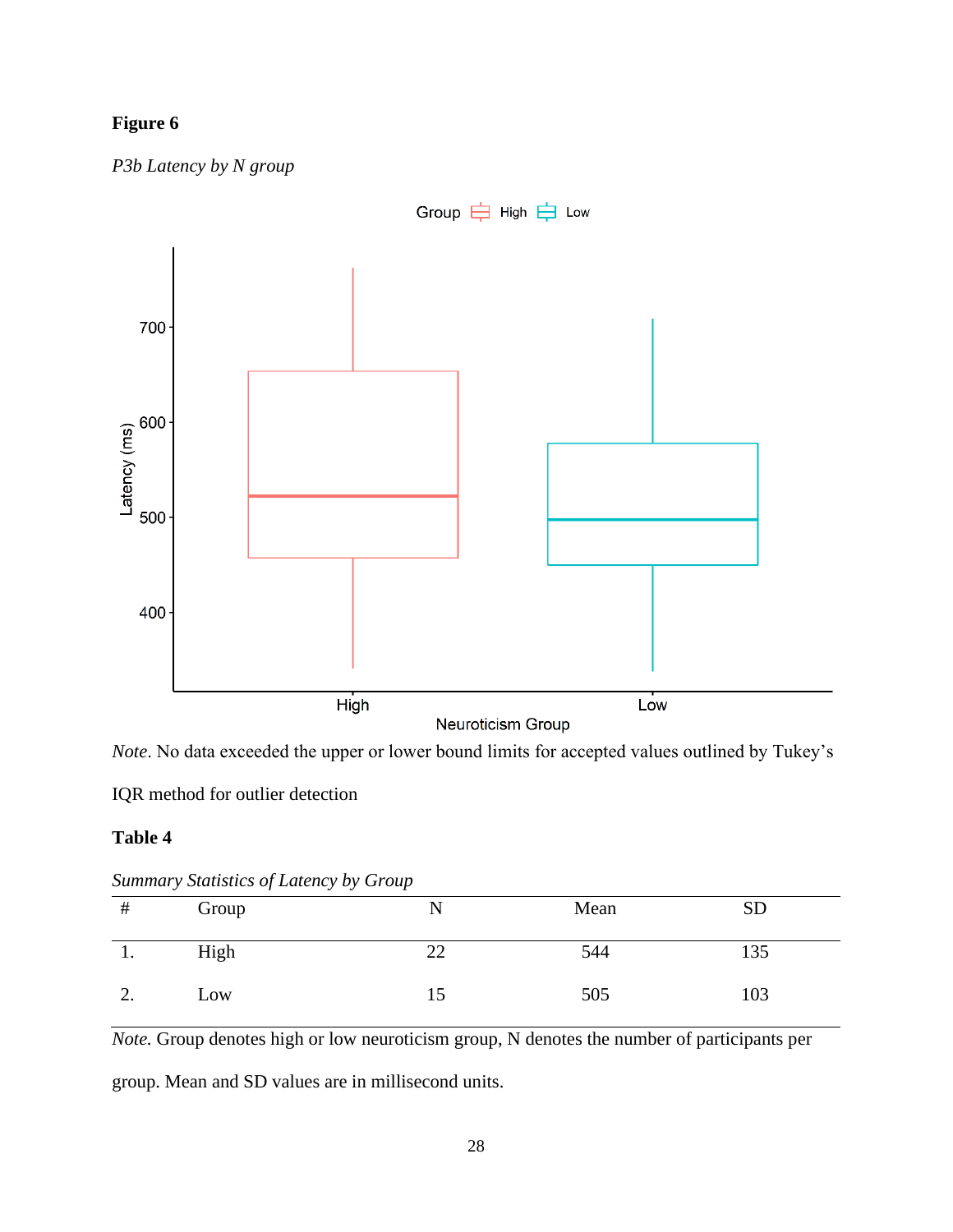**Figure 6**

*P3b Latency by N group*

*Note*. No data exceeded the upper or lower bound limits for accepted values outlined by Tukey's IQR method for outlier detection

**Table 4**

*Summary Statistics of Latency by Group*

| # | Group | N | Mean | SD |
|---|---|---|---|---|
| 1. | High | 22 | 544 | 135 |
| 2. | Low | 15 | 505 | 103 |

*Note.* Group denotes high or low neuroticism group, N denotes the number of participants per group. Mean and SD values are in millisecond units.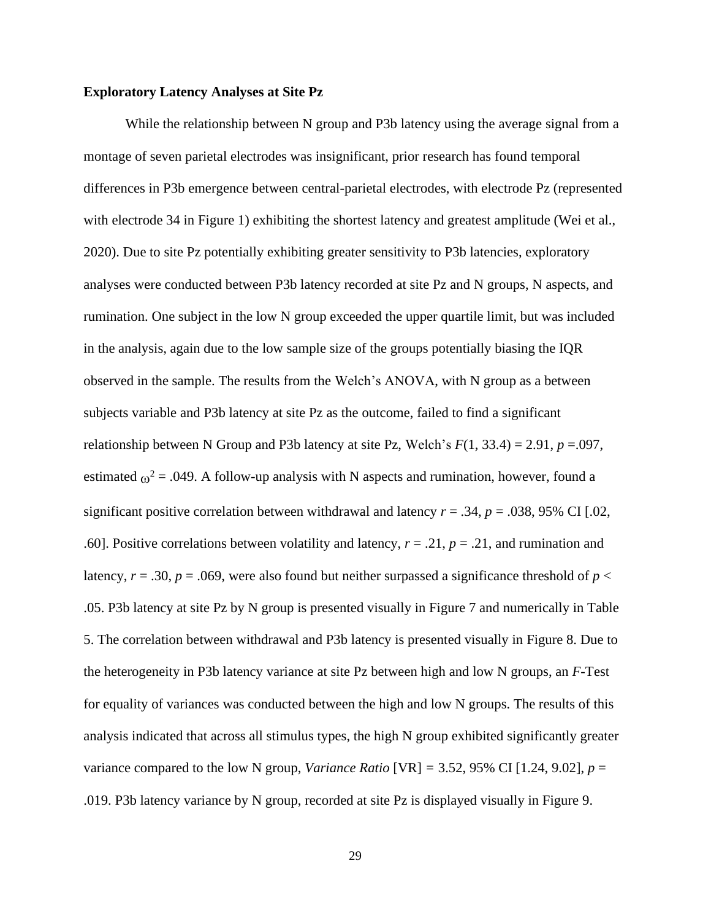**Exploratory Latency Analyses at Site Pz**

While the relationship between N group and P3b latency using the average signal from a montage of seven parietal electrodes was insignificant, prior research has found temporal differences in P3b emergence between central-parietal electrodes, with electrode Pz (represented with electrode 34 in Figure 1) exhibiting the shortest latency and greatest amplitude (Wei et al., 2020). Due to site Pz potentially exhibiting greater sensitivity to P3b latencies, exploratory analyses were conducted between P3b latency recorded at site Pz and N groups, N aspects, and rumination. One subject in the low N group exceeded the upper quartile limit, but was included in the analysis, again due to the low sample size of the groups potentially biasing the IQR observed in the sample. The results from the Welch's ANOVA, with N group as a between subjects variable and P3b latency at site Pz as the outcome, failed to find a significant relationship between N Group and P3b latency at site Pz, Welch's $F(1, 33.4) = 2.91$, $p = .097$, estimated $\omega^2 = .049$. A follow-up analysis with N aspects and rumination, however, found a significant positive correlation between withdrawal and latency $r = .34$, $p = .038$, 95% CI [.02, .60]. Positive correlations between volatility and latency, $r = .21$, $p = .21$, and rumination and latency, $r = .30$, $p = .069$, were also found but neither surpassed a significance threshold of $p < .05$. P3b latency at site Pz by N group is presented visually in Figure 7 and numerically in Table 5. The correlation between withdrawal and P3b latency is presented visually in Figure 8. Due to the heterogeneity in P3b latency variance at site Pz between high and low N groups, an *F*-Test for equality of variances was conducted between the high and low N groups. The results of this analysis indicated that across all stimulus types, the high N group exhibited significantly greater variance compared to the low N group, *Variance Ratio* [VR] = 3.52, 95% CI [1.24, 9.02], $p = .019$. P3b latency variance by N group, recorded at site Pz is displayed visually in Figure 9.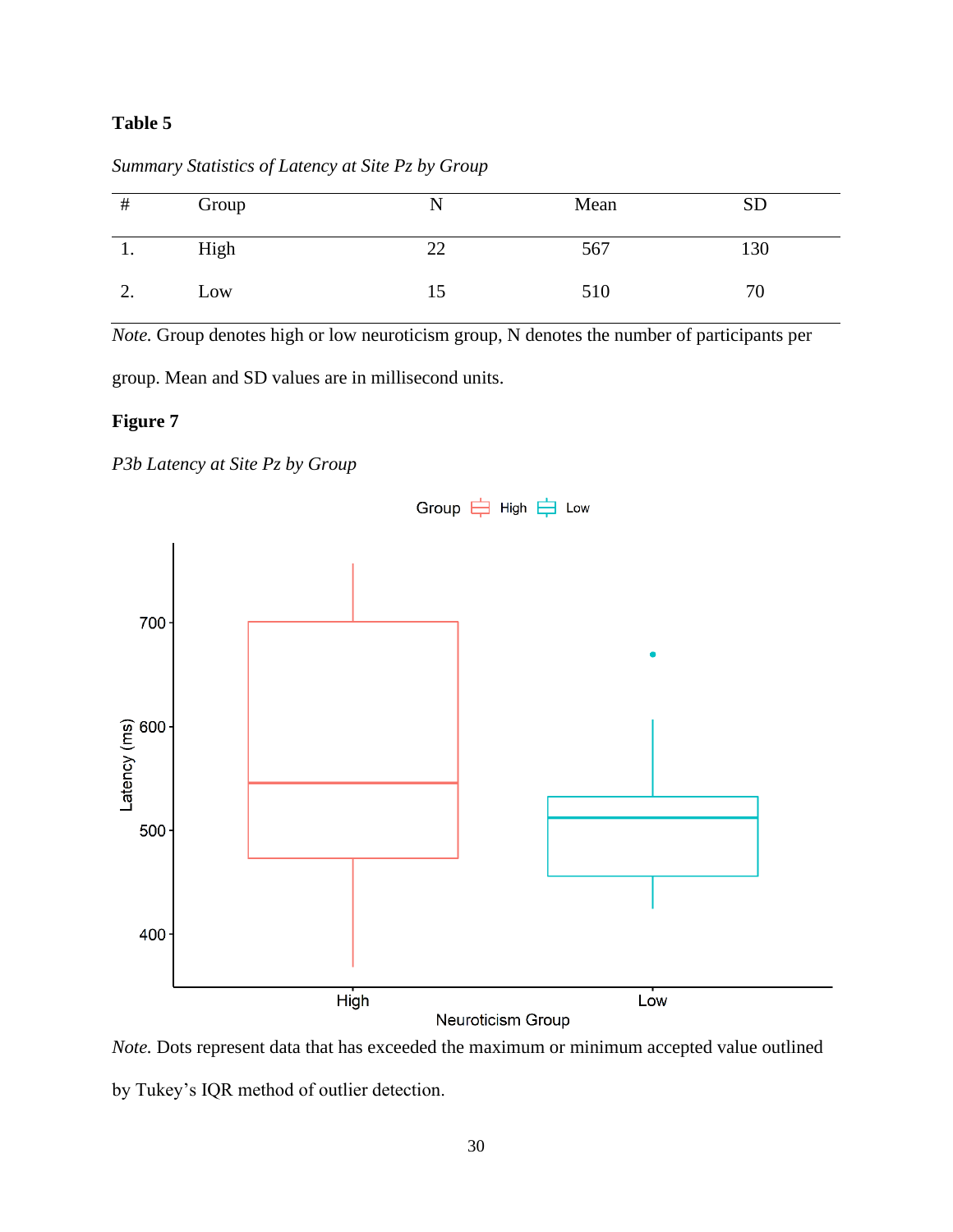**Table 5**

*Summary Statistics of Latency at Site Pz by Group*

| # | Group | N | Mean | SD |
|---|---|---|---|---|
| 1. | High | 22 | 567 | 130 |
| 2. | Low | 15 | 510 | 70 |

*Note.* Group denotes high or low neuroticism group, N denotes the number of participants per group. Mean and SD values are in millisecond units.

**Figure 7**

*P3b Latency at Site Pz by Group*

*Note.* Dots represent data that has exceeded the maximum or minimum accepted value outlined by Tukey's IQR method of outlier detection.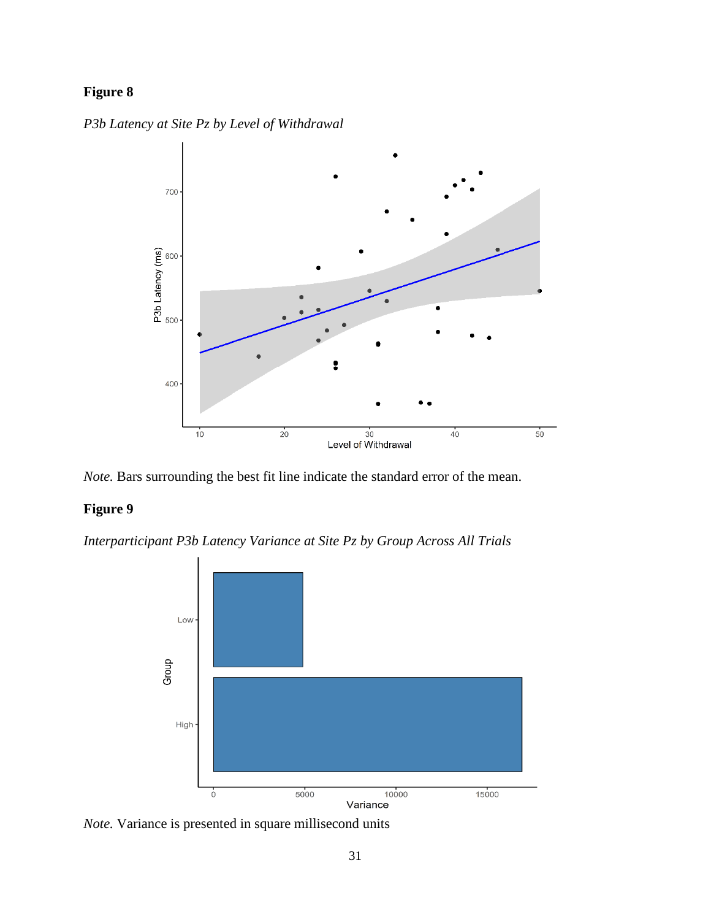**Figure 8**

*P3b Latency at Site Pz by Level of Withdrawal*

*Note.* Bars surrounding the best fit line indicate the standard error of the mean.

**Figure 9**

*Interparticipant P3b Latency Variance at Site Pz by Group Across All Trials*

*Note.* Variance is presented in square millisecond units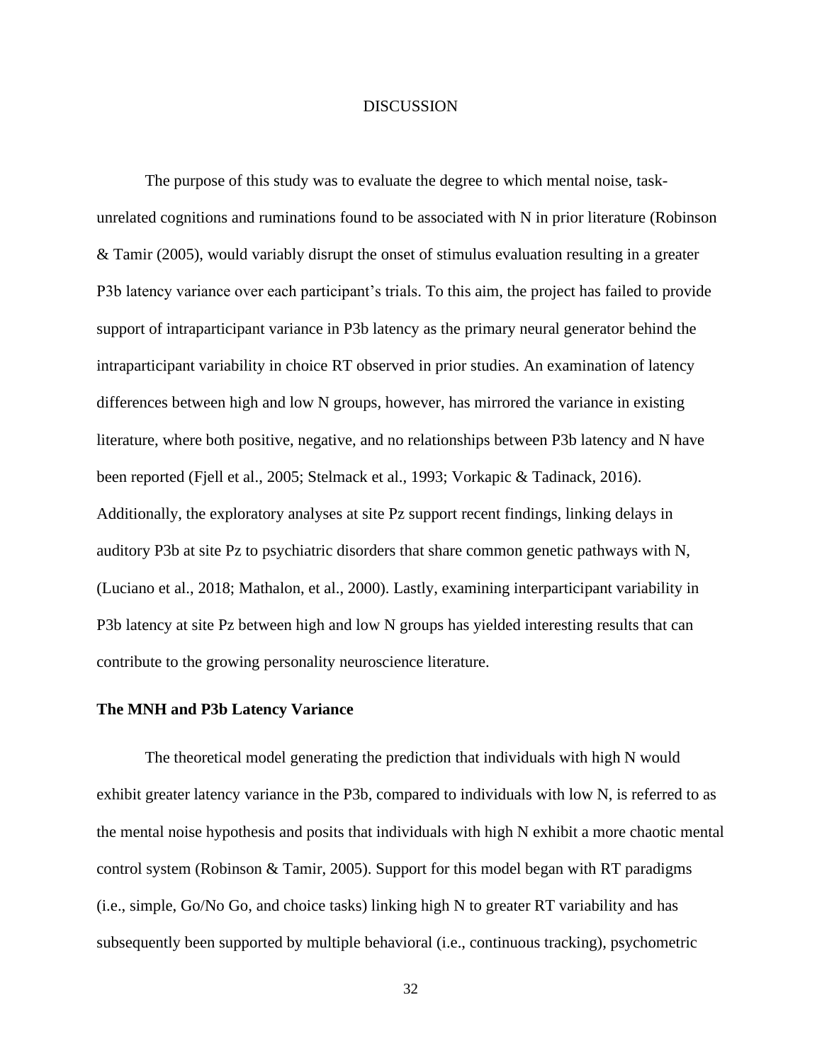# DISCUSSION

The purpose of this study was to evaluate the degree to which mental noise, task-unrelated cognitions and ruminations found to be associated with N in prior literature (Robinson & Tamir (2005), would variably disrupt the onset of stimulus evaluation resulting in a greater P3b latency variance over each participant's trials. To this aim, the project has failed to provide support of intraparticipant variance in P3b latency as the primary neural generator behind the intraparticipant variability in choice RT observed in prior studies. An examination of latency differences between high and low N groups, however, has mirrored the variance in existing literature, where both positive, negative, and no relationships between P3b latency and N have been reported (Fjell et al., 2005; Stelmack et al., 1993; Vorkapic & Tadinack, 2016). Additionally, the exploratory analyses at site Pz support recent findings, linking delays in auditory P3b at site Pz to psychiatric disorders that share common genetic pathways with N, (Luciano et al., 2018; Mathalon, et al., 2000). Lastly, examining interparticipant variability in P3b latency at site Pz between high and low N groups has yielded interesting results that can contribute to the growing personality neuroscience literature.

## The MNH and P3b Latency Variance

The theoretical model generating the prediction that individuals with high N would exhibit greater latency variance in the P3b, compared to individuals with low N, is referred to as the mental noise hypothesis and posits that individuals with high N exhibit a more chaotic mental control system (Robinson & Tamir, 2005). Support for this model began with RT paradigms (i.e., simple, Go/No Go, and choice tasks) linking high N to greater RT variability and has subsequently been supported by multiple behavioral (i.e., continuous tracking), psychometric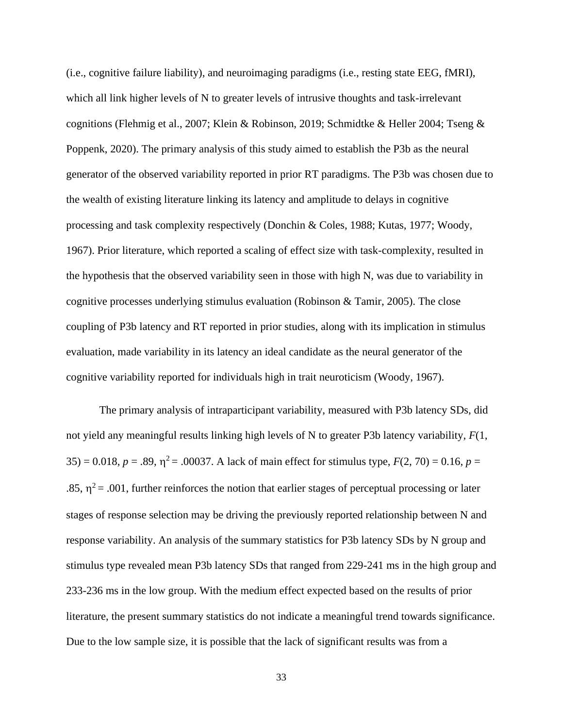(i.e., cognitive failure liability), and neuroimaging paradigms (i.e., resting state EEG, fMRI), which all link higher levels of N to greater levels of intrusive thoughts and task-irrelevant cognitions (Flehmig et al., 2007; Klein & Robinson, 2019; Schmidtke & Heller 2004; Tseng & Poppenk, 2020). The primary analysis of this study aimed to establish the P3b as the neural generator of the observed variability reported in prior RT paradigms. The P3b was chosen due to the wealth of existing literature linking its latency and amplitude to delays in cognitive processing and task complexity respectively (Donchin & Coles, 1988; Kutas, 1977; Woody, 1967). Prior literature, which reported a scaling of effect size with task-complexity, resulted in the hypothesis that the observed variability seen in those with high N, was due to variability in cognitive processes underlying stimulus evaluation (Robinson & Tamir, 2005). The close coupling of P3b latency and RT reported in prior studies, along with its implication in stimulus evaluation, made variability in its latency an ideal candidate as the neural generator of the cognitive variability reported for individuals high in trait neuroticism (Woody, 1967).

The primary analysis of intraparticipant variability, measured with P3b latency SDs, did not yield any meaningful results linking high levels of N to greater P3b latency variability, $F(1, 35) = 0.018$, $p = .89$, $\eta^2 = .00037$. A lack of main effect for stimulus type, $F(2, 70) = 0.16$, $p = .85$, $\eta^2 = .001$, further reinforces the notion that earlier stages of perceptual processing or later stages of response selection may be driving the previously reported relationship between N and response variability. An analysis of the summary statistics for P3b latency SDs by N group and stimulus type revealed mean P3b latency SDs that ranged from 229-241 ms in the high group and 233-236 ms in the low group. With the medium effect expected based on the results of prior literature, the present summary statistics do not indicate a meaningful trend towards significance. Due to the low sample size, it is possible that the lack of significant results was from a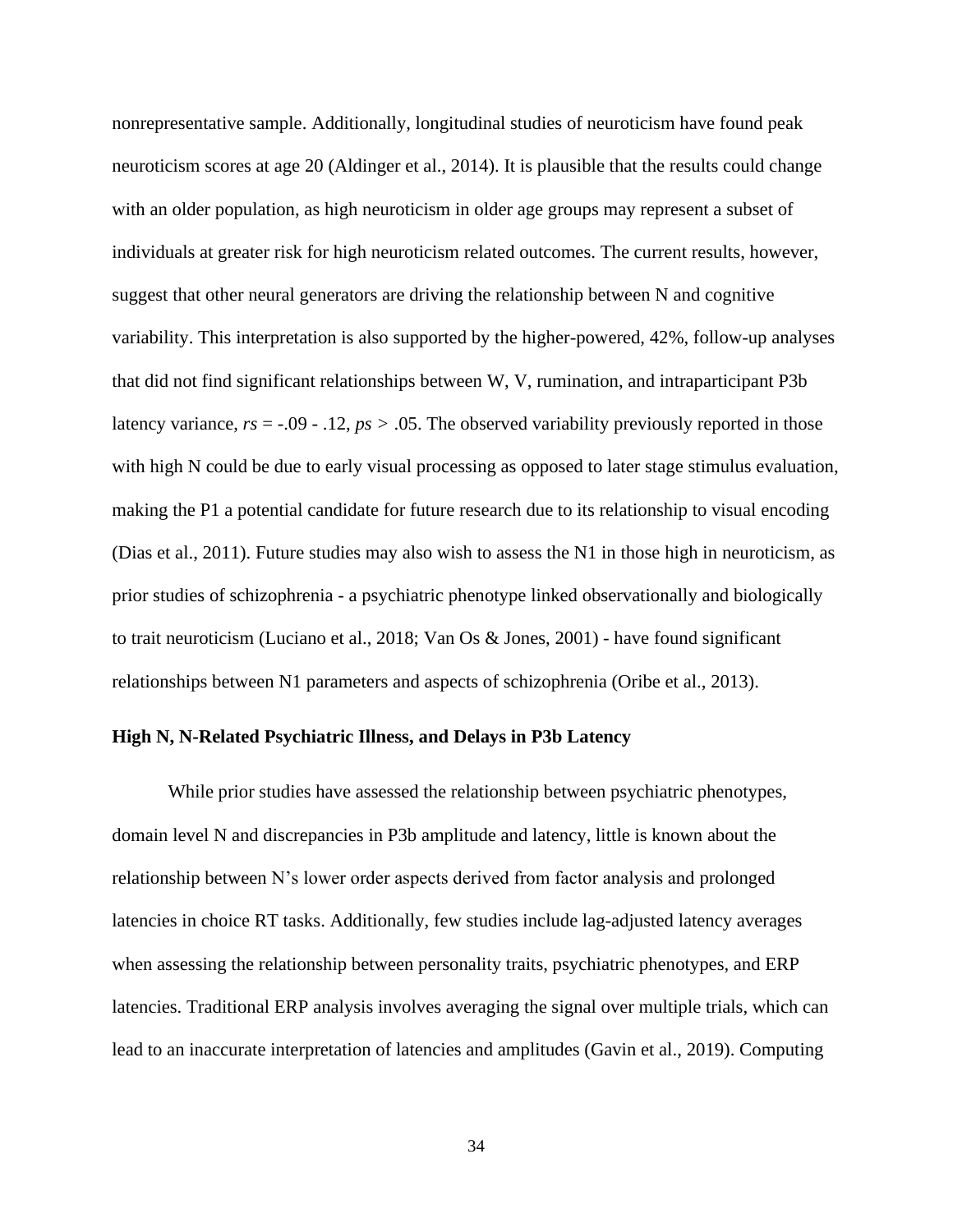nonrepresentative sample. Additionally, longitudinal studies of neuroticism have found peak neuroticism scores at age 20 (Aldinger et al., 2014). It is plausible that the results could change with an older population, as high neuroticism in older age groups may represent a subset of individuals at greater risk for high neuroticism related outcomes. The current results, however, suggest that other neural generators are driving the relationship between N and cognitive variability. This interpretation is also supported by the higher-powered, 42%, follow-up analyses that did not find significant relationships between W, V, rumination, and intraparticipant P3b latency variance, $rs = -.09 - .12$, $ps > .05$. The observed variability previously reported in those with high N could be due to early visual processing as opposed to later stage stimulus evaluation, making the P1 a potential candidate for future research due to its relationship to visual encoding (Dias et al., 2011). Future studies may also wish to assess the N1 in those high in neuroticism, as prior studies of schizophrenia - a psychiatric phenotype linked observationally and biologically to trait neuroticism (Luciano et al., 2018; Van Os & Jones, 2001) - have found significant relationships between N1 parameters and aspects of schizophrenia (Oribe et al., 2013).

**High N, N-Related Psychiatric Illness, and Delays in P3b Latency**

While prior studies have assessed the relationship between psychiatric phenotypes, domain level N and discrepancies in P3b amplitude and latency, little is known about the relationship between N's lower order aspects derived from factor analysis and prolonged latencies in choice RT tasks. Additionally, few studies include lag-adjusted latency averages when assessing the relationship between personality traits, psychiatric phenotypes, and ERP latencies. Traditional ERP analysis involves averaging the signal over multiple trials, which can lead to an inaccurate interpretation of latencies and amplitudes (Gavin et al., 2019). Computing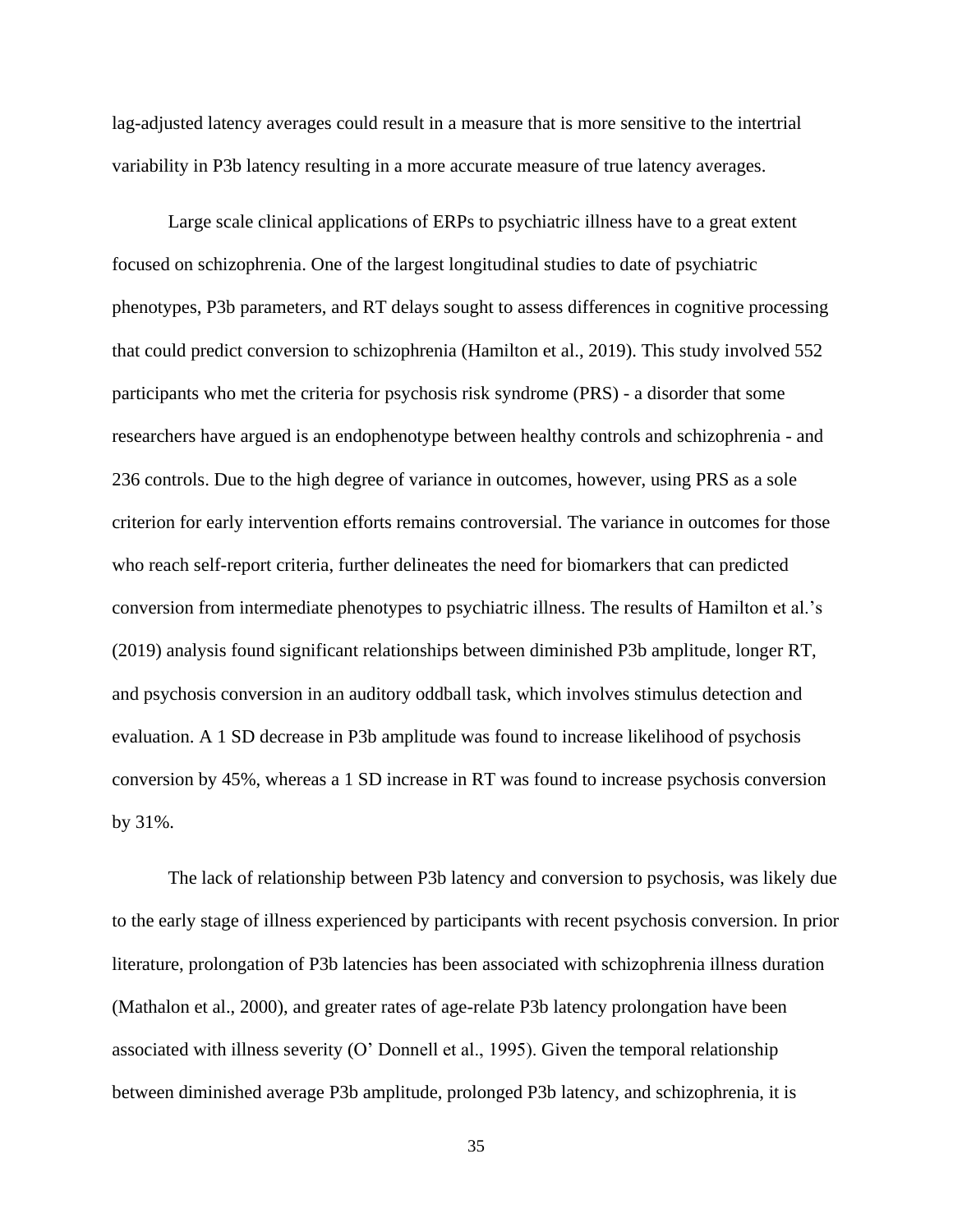lag-adjusted latency averages could result in a measure that is more sensitive to the intertrial variability in P3b latency resulting in a more accurate measure of true latency averages.

Large scale clinical applications of ERPs to psychiatric illness have to a great extent focused on schizophrenia. One of the largest longitudinal studies to date of psychiatric phenotypes, P3b parameters, and RT delays sought to assess differences in cognitive processing that could predict conversion to schizophrenia (Hamilton et al., 2019). This study involved 552 participants who met the criteria for psychosis risk syndrome (PRS) - a disorder that some researchers have argued is an endophenotype between healthy controls and schizophrenia - and 236 controls. Due to the high degree of variance in outcomes, however, using PRS as a sole criterion for early intervention efforts remains controversial. The variance in outcomes for those who reach self-report criteria, further delineates the need for biomarkers that can predicted conversion from intermediate phenotypes to psychiatric illness. The results of Hamilton et al.'s (2019) analysis found significant relationships between diminished P3b amplitude, longer RT, and psychosis conversion in an auditory oddball task, which involves stimulus detection and evaluation. A 1 SD decrease in P3b amplitude was found to increase likelihood of psychosis conversion by 45%, whereas a 1 SD increase in RT was found to increase psychosis conversion by 31%.

The lack of relationship between P3b latency and conversion to psychosis, was likely due to the early stage of illness experienced by participants with recent psychosis conversion. In prior literature, prolongation of P3b latencies has been associated with schizophrenia illness duration (Mathalon et al., 2000), and greater rates of age-relate P3b latency prolongation have been associated with illness severity (O' Donnell et al., 1995). Given the temporal relationship between diminished average P3b amplitude, prolonged P3b latency, and schizophrenia, it is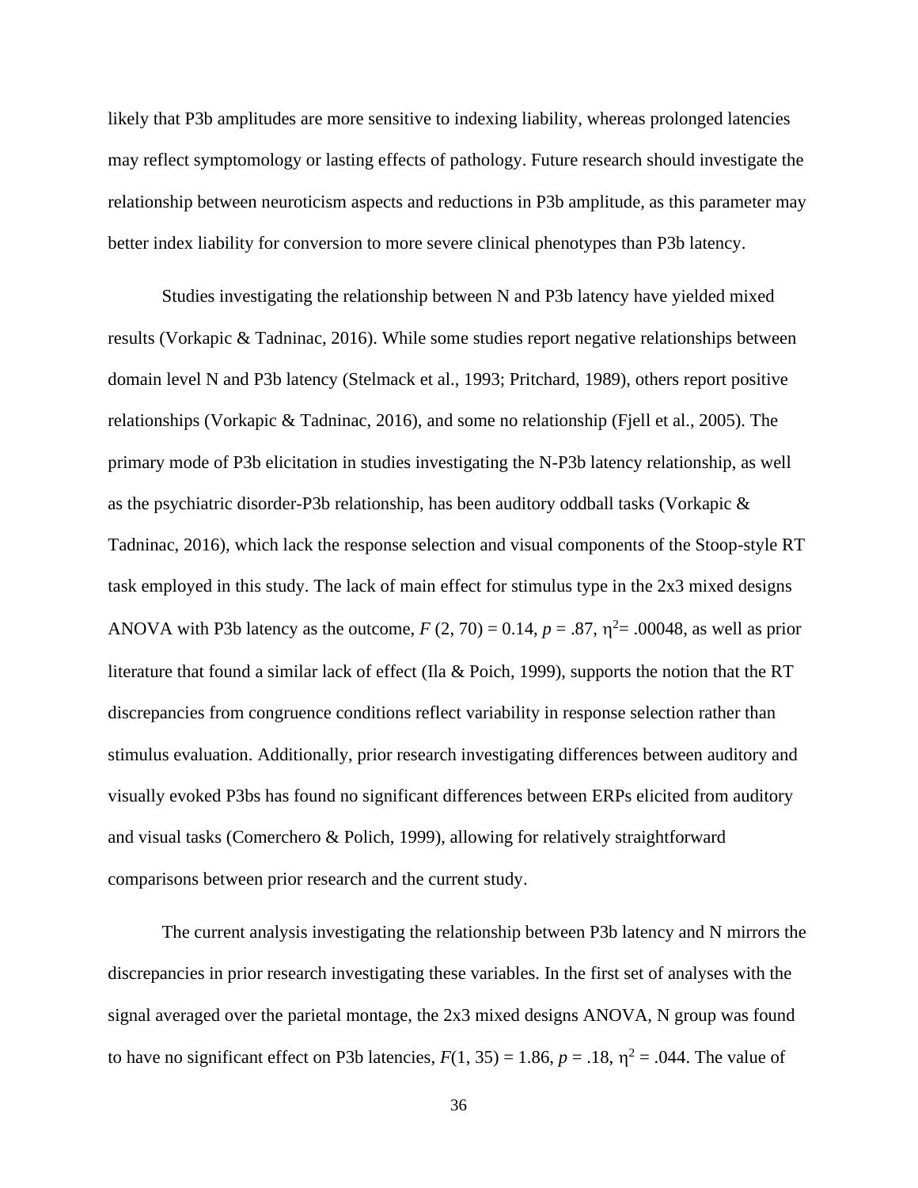likely that P3b amplitudes are more sensitive to indexing liability, whereas prolonged latencies may reflect symptomology or lasting effects of pathology. Future research should investigate the relationship between neuroticism aspects and reductions in P3b amplitude, as this parameter may better index liability for conversion to more severe clinical phenotypes than P3b latency.

Studies investigating the relationship between N and P3b latency have yielded mixed results (Vorkapic & Tadninac, 2016). While some studies report negative relationships between domain level N and P3b latency (Stelmack et al., 1993; Pritchard, 1989), others report positive relationships (Vorkapic & Tadninac, 2016), and some no relationship (Fjell et al., 2005). The primary mode of P3b elicitation in studies investigating the N-P3b latency relationship, as well as the psychiatric disorder-P3b relationship, has been auditory oddball tasks (Vorkapic & Tadninac, 2016), which lack the response selection and visual components of the Stoop-style RT task employed in this study. The lack of main effect for stimulus type in the 2x3 mixed designs ANOVA with P3b latency as the outcome, $F$ (2, 70) = 0.14, $p$ = .87, $\eta^2$= .00048, as well as prior literature that found a similar lack of effect (Ila & Poich, 1999), supports the notion that the RT discrepancies from congruence conditions reflect variability in response selection rather than stimulus evaluation. Additionally, prior research investigating differences between auditory and visually evoked P3bs has found no significant differences between ERPs elicited from auditory and visual tasks (Comerchero & Polich, 1999), allowing for relatively straightforward comparisons between prior research and the current study.

The current analysis investigating the relationship between P3b latency and N mirrors the discrepancies in prior research investigating these variables. In the first set of analyses with the signal averaged over the parietal montage, the 2x3 mixed designs ANOVA, N group was found to have no significant effect on P3b latencies, $F$(1, 35) = 1.86, $p$ = .18, $\eta^2$ = .044. The value of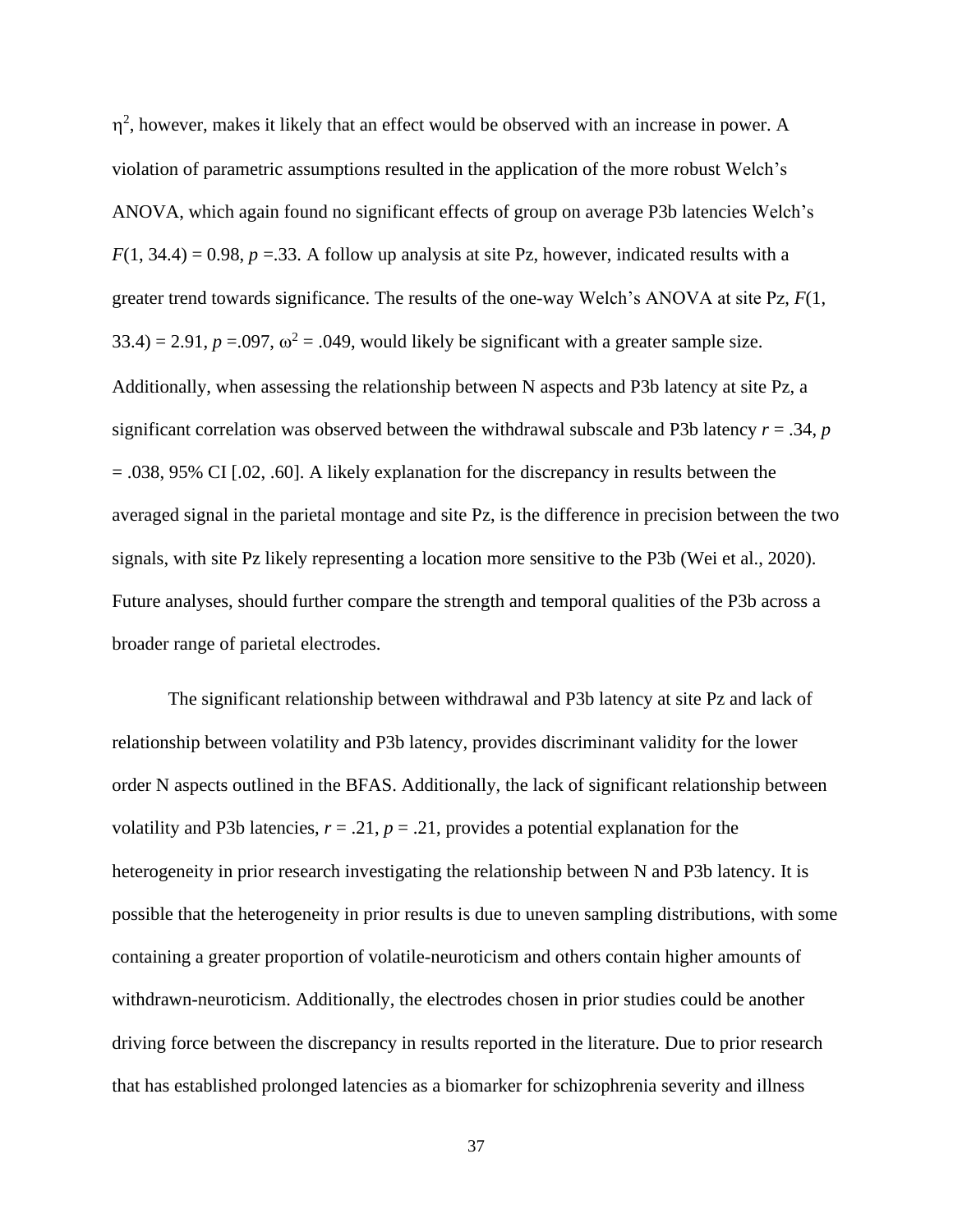$\eta^2$, however, makes it likely that an effect would be observed with an increase in power. A violation of parametric assumptions resulted in the application of the more robust Welch's ANOVA, which again found no significant effects of group on average P3b latencies Welch's $F(1, 34.4) = 0.98$, $p = .33$. A follow up analysis at site Pz, however, indicated results with a greater trend towards significance. The results of the one-way Welch's ANOVA at site Pz, $F(1, 33.4) = 2.91$, $p = .097$, $\omega^2 = .049$, would likely be significant with a greater sample size. Additionally, when assessing the relationship between N aspects and P3b latency at site Pz, a significant correlation was observed between the withdrawal subscale and P3b latency $r = .34$, $p = .038$, 95% CI [.02, .60]. A likely explanation for the discrepancy in results between the averaged signal in the parietal montage and site Pz, is the difference in precision between the two signals, with site Pz likely representing a location more sensitive to the P3b (Wei et al., 2020). Future analyses, should further compare the strength and temporal qualities of the P3b across a broader range of parietal electrodes.

The significant relationship between withdrawal and P3b latency at site Pz and lack of relationship between volatility and P3b latency, provides discriminant validity for the lower order N aspects outlined in the BFAS. Additionally, the lack of significant relationship between volatility and P3b latencies, $r = .21$, $p = .21$, provides a potential explanation for the heterogeneity in prior research investigating the relationship between N and P3b latency. It is possible that the heterogeneity in prior results is due to uneven sampling distributions, with some containing a greater proportion of volatile-neuroticism and others contain higher amounts of withdrawn-neuroticism. Additionally, the electrodes chosen in prior studies could be another driving force between the discrepancy in results reported in the literature. Due to prior research that has established prolonged latencies as a biomarker for schizophrenia severity and illness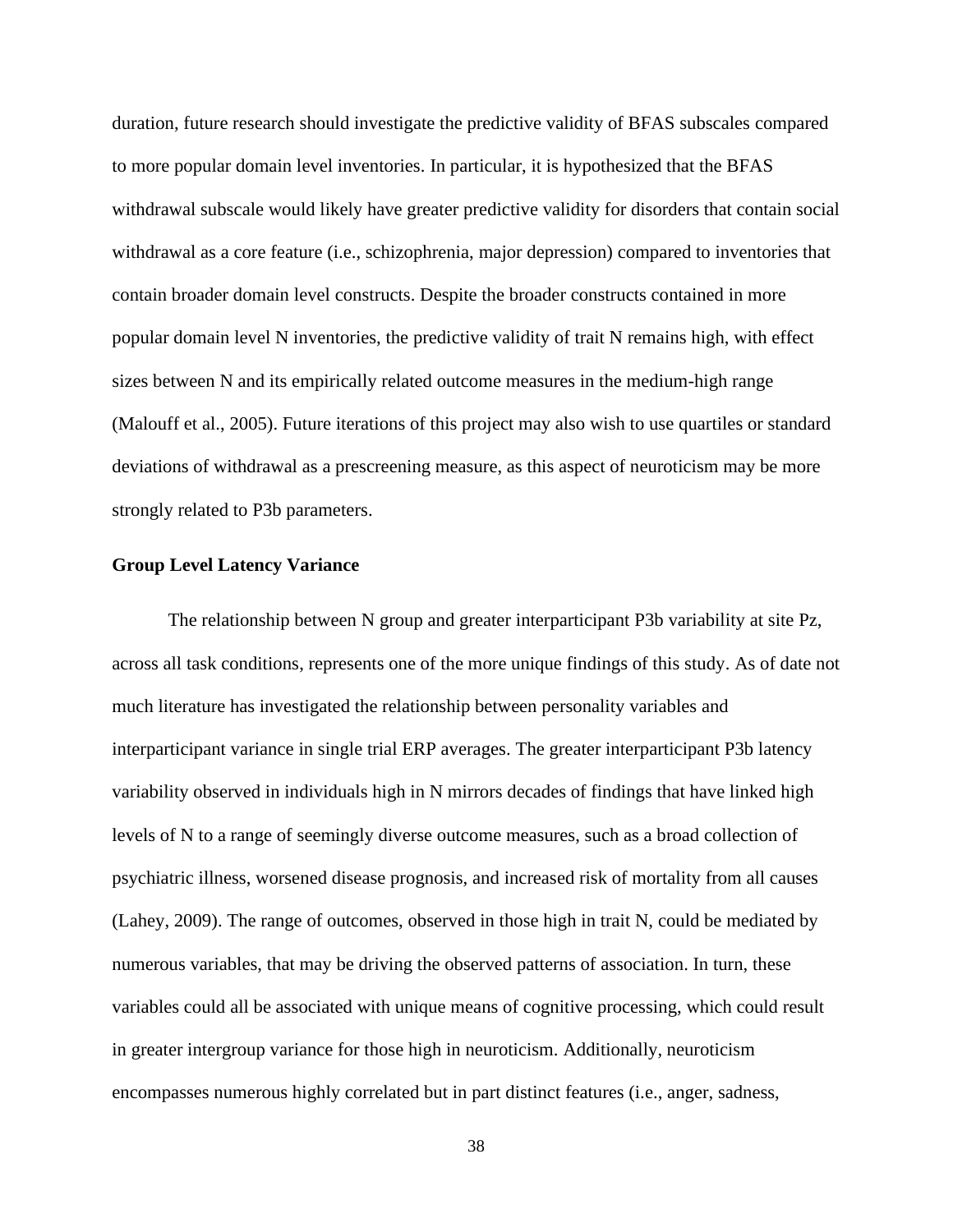duration, future research should investigate the predictive validity of BFAS subscales compared to more popular domain level inventories. In particular, it is hypothesized that the BFAS withdrawal subscale would likely have greater predictive validity for disorders that contain social withdrawal as a core feature (i.e., schizophrenia, major depression) compared to inventories that contain broader domain level constructs. Despite the broader constructs contained in more popular domain level N inventories, the predictive validity of trait N remains high, with effect sizes between N and its empirically related outcome measures in the medium-high range (Malouff et al., 2005). Future iterations of this project may also wish to use quartiles or standard deviations of withdrawal as a prescreening measure, as this aspect of neuroticism may be more strongly related to P3b parameters.

### Group Level Latency Variance

The relationship between N group and greater interparticipant P3b variability at site Pz, across all task conditions, represents one of the more unique findings of this study. As of date not much literature has investigated the relationship between personality variables and interparticipant variance in single trial ERP averages. The greater interparticipant P3b latency variability observed in individuals high in N mirrors decades of findings that have linked high levels of N to a range of seemingly diverse outcome measures, such as a broad collection of psychiatric illness, worsened disease prognosis, and increased risk of mortality from all causes (Lahey, 2009). The range of outcomes, observed in those high in trait N, could be mediated by numerous variables, that may be driving the observed patterns of association. In turn, these variables could all be associated with unique means of cognitive processing, which could result in greater intergroup variance for those high in neuroticism. Additionally, neuroticism encompasses numerous highly correlated but in part distinct features (i.e., anger, sadness,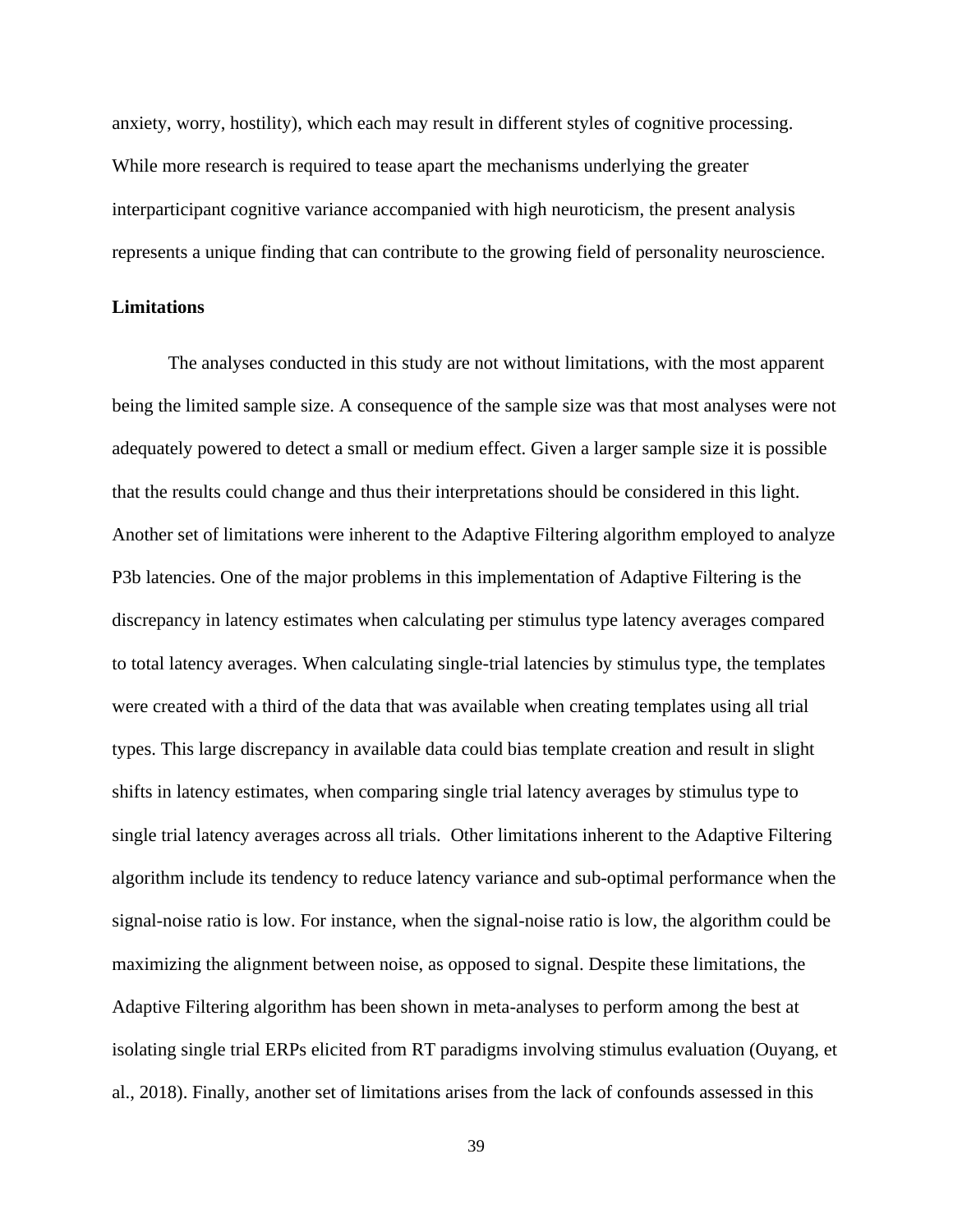anxiety, worry, hostility), which each may result in different styles of cognitive processing. While more research is required to tease apart the mechanisms underlying the greater interparticipant cognitive variance accompanied with high neuroticism, the present analysis represents a unique finding that can contribute to the growing field of personality neuroscience.

## Limitations

The analyses conducted in this study are not without limitations, with the most apparent being the limited sample size. A consequence of the sample size was that most analyses were not adequately powered to detect a small or medium effect. Given a larger sample size it is possible that the results could change and thus their interpretations should be considered in this light. Another set of limitations were inherent to the Adaptive Filtering algorithm employed to analyze P3b latencies. One of the major problems in this implementation of Adaptive Filtering is the discrepancy in latency estimates when calculating per stimulus type latency averages compared to total latency averages. When calculating single-trial latencies by stimulus type, the templates were created with a third of the data that was available when creating templates using all trial types. This large discrepancy in available data could bias template creation and result in slight shifts in latency estimates, when comparing single trial latency averages by stimulus type to single trial latency averages across all trials. Other limitations inherent to the Adaptive Filtering algorithm include its tendency to reduce latency variance and sub-optimal performance when the signal-noise ratio is low. For instance, when the signal-noise ratio is low, the algorithm could be maximizing the alignment between noise, as opposed to signal. Despite these limitations, the Adaptive Filtering algorithm has been shown in meta-analyses to perform among the best at isolating single trial ERPs elicited from RT paradigms involving stimulus evaluation (Ouyang, et al., 2018). Finally, another set of limitations arises from the lack of confounds assessed in this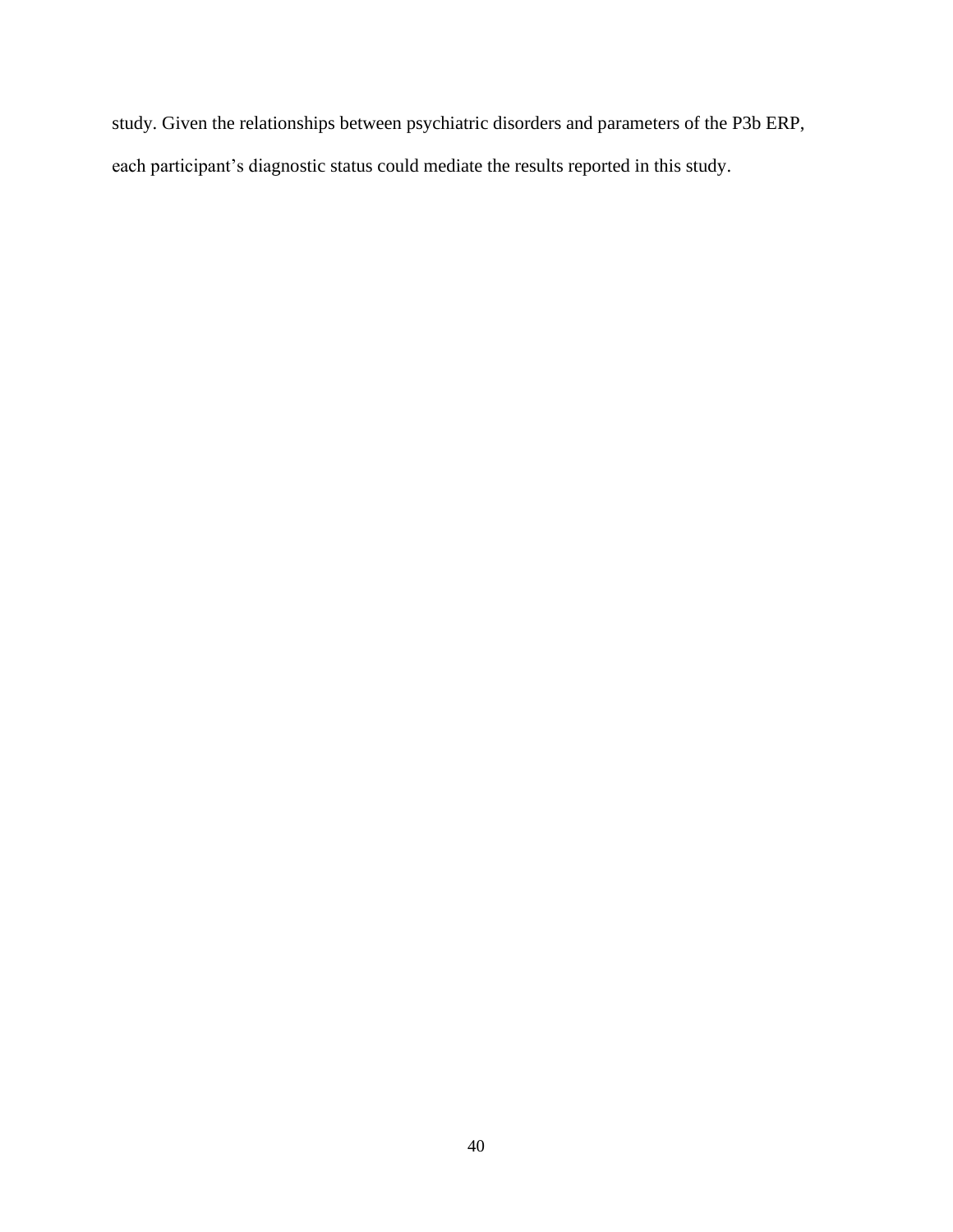study. Given the relationships between psychiatric disorders and parameters of the P3b ERP, each participant's diagnostic status could mediate the results reported in this study.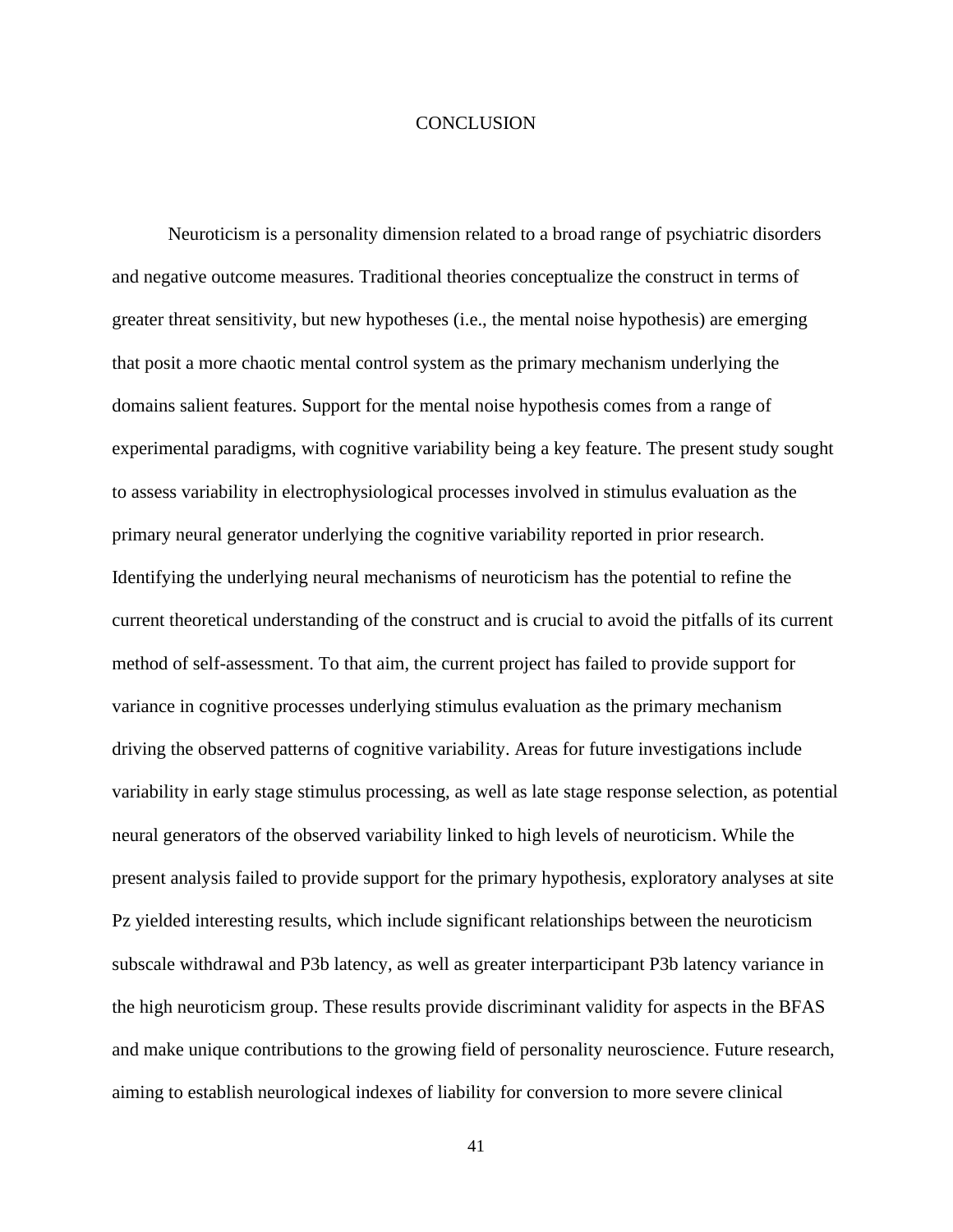# CONCLUSION

Neuroticism is a personality dimension related to a broad range of psychiatric disorders and negative outcome measures. Traditional theories conceptualize the construct in terms of greater threat sensitivity, but new hypotheses (i.e., the mental noise hypothesis) are emerging that posit a more chaotic mental control system as the primary mechanism underlying the domains salient features. Support for the mental noise hypothesis comes from a range of experimental paradigms, with cognitive variability being a key feature. The present study sought to assess variability in electrophysiological processes involved in stimulus evaluation as the primary neural generator underlying the cognitive variability reported in prior research. Identifying the underlying neural mechanisms of neuroticism has the potential to refine the current theoretical understanding of the construct and is crucial to avoid the pitfalls of its current method of self-assessment. To that aim, the current project has failed to provide support for variance in cognitive processes underlying stimulus evaluation as the primary mechanism driving the observed patterns of cognitive variability. Areas for future investigations include variability in early stage stimulus processing, as well as late stage response selection, as potential neural generators of the observed variability linked to high levels of neuroticism. While the present analysis failed to provide support for the primary hypothesis, exploratory analyses at site Pz yielded interesting results, which include significant relationships between the neuroticism subscale withdrawal and P3b latency, as well as greater interparticipant P3b latency variance in the high neuroticism group. These results provide discriminant validity for aspects in the BFAS and make unique contributions to the growing field of personality neuroscience. Future research, aiming to establish neurological indexes of liability for conversion to more severe clinical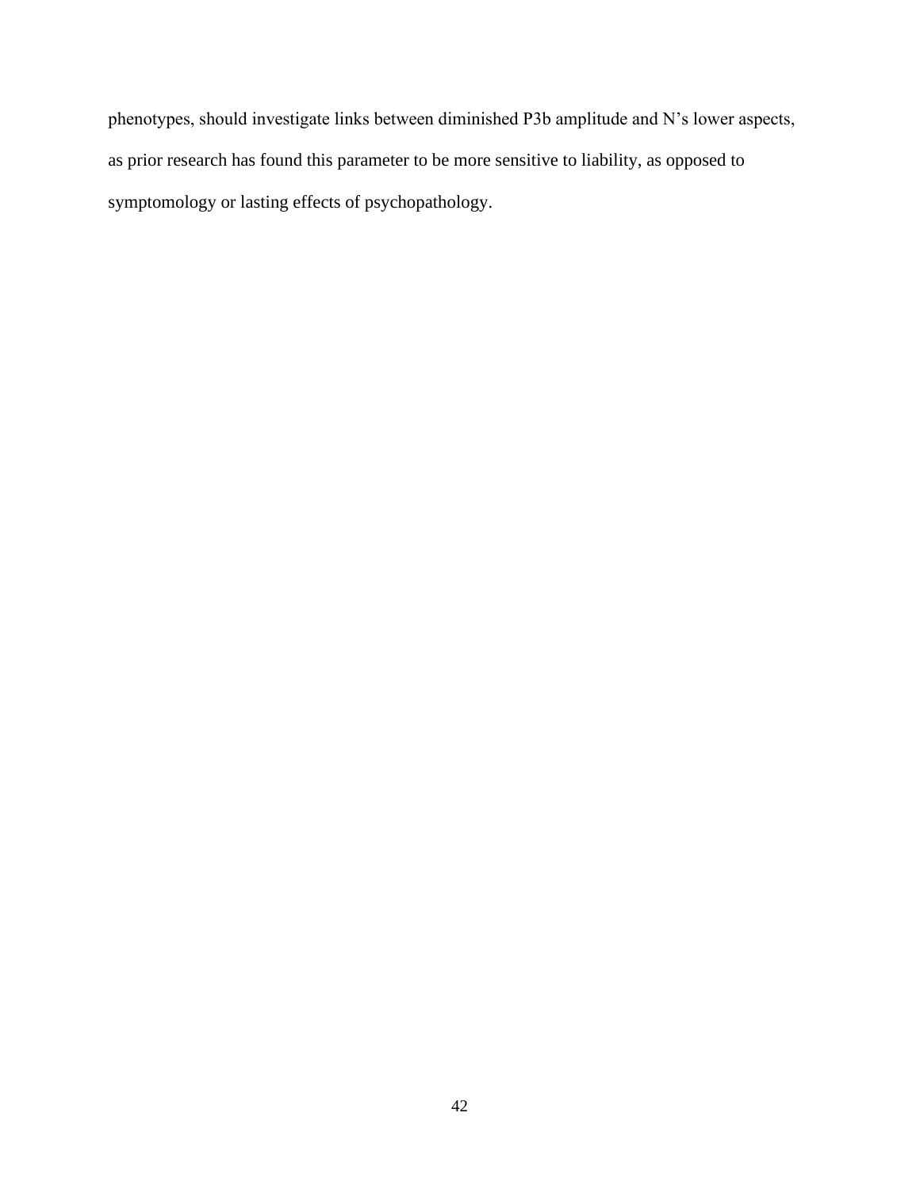phenotypes, should investigate links between diminished P3b amplitude and N's lower aspects, as prior research has found this parameter to be more sensitive to liability, as opposed to symptomology or lasting effects of psychopathology.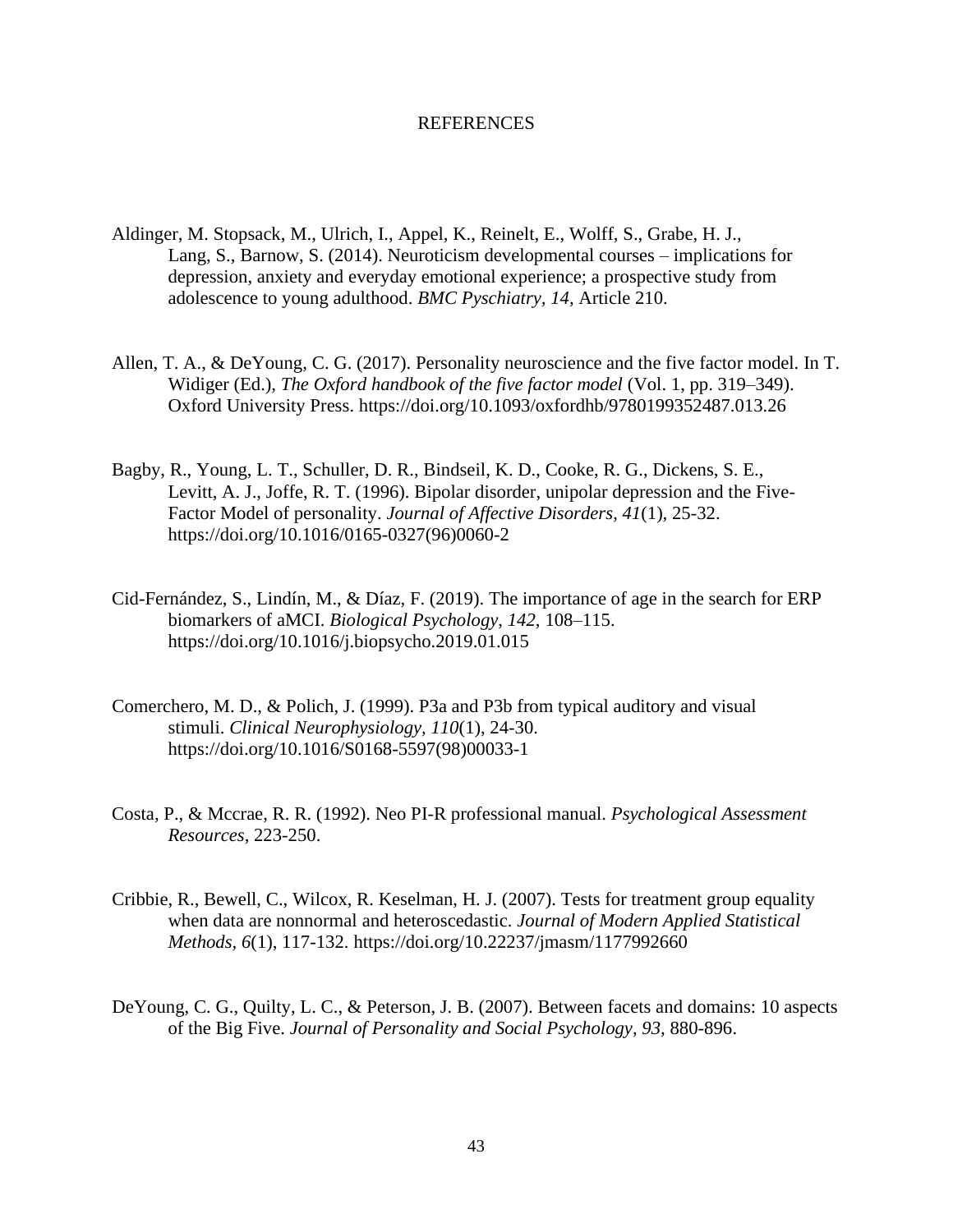# REFERENCES

Aldinger, M. Stopsack, M., Ulrich, I., Appel, K., Reinelt, E., Wolff, S., Grabe, H. J., Lang, S., Barnow, S. (2014). Neuroticism developmental courses – implications for depression, anxiety and everyday emotional experience; a prospective study from adolescence to young adulthood. *BMC Pyschiatry*, *14,* Article 210.

Allen, T. A., & DeYoung, C. G. (2017). Personality neuroscience and the five factor model. In T. Widiger (Ed.), *The Oxford handbook of the five factor model* (Vol. 1, pp. 319–349). Oxford University Press. https://doi.org/10.1093/oxfordhb/9780199352487.013.26

Bagby, R., Young, L. T., Schuller, D. R., Bindseil, K. D., Cooke, R. G., Dickens, S. E., Levitt, A. J., Joffe, R. T. (1996). Bipolar disorder, unipolar depression and the Five-Factor Model of personality. *Journal of Affective Disorders*, *41*(1), 25-32. https://doi.org/10.1016/0165-0327(96)0060-2

Cid-Fernández, S., Lindín, M., & Díaz, F. (2019). The importance of age in the search for ERP biomarkers of aMCI. *Biological Psychology*, *142*, 108–115. https://doi.org/10.1016/j.biopsycho.2019.01.015

Comerchero, M. D., & Polich, J. (1999). P3a and P3b from typical auditory and visual stimuli. *Clinical Neurophysiology*, *110*(1), 24-30. https://doi.org/10.1016/S0168-5597(98)00033-1

Costa, P., & Mccrae, R. R. (1992). Neo PI-R professional manual. *Psychological Assessment Resources*, 223-250.

Cribbie, R., Bewell, C., Wilcox, R. Keselman, H. J. (2007). Tests for treatment group equality when data are nonnormal and heteroscedastic. *Journal of Modern Applied Statistical Methods*, *6*(1), 117-132. https://doi.org/10.22237/jmasm/1177992660

DeYoung, C. G., Quilty, L. C., & Peterson, J. B. (2007). Between facets and domains: 10 aspects of the Big Five. *Journal of Personality and Social Psychology*, *93,* 880-896.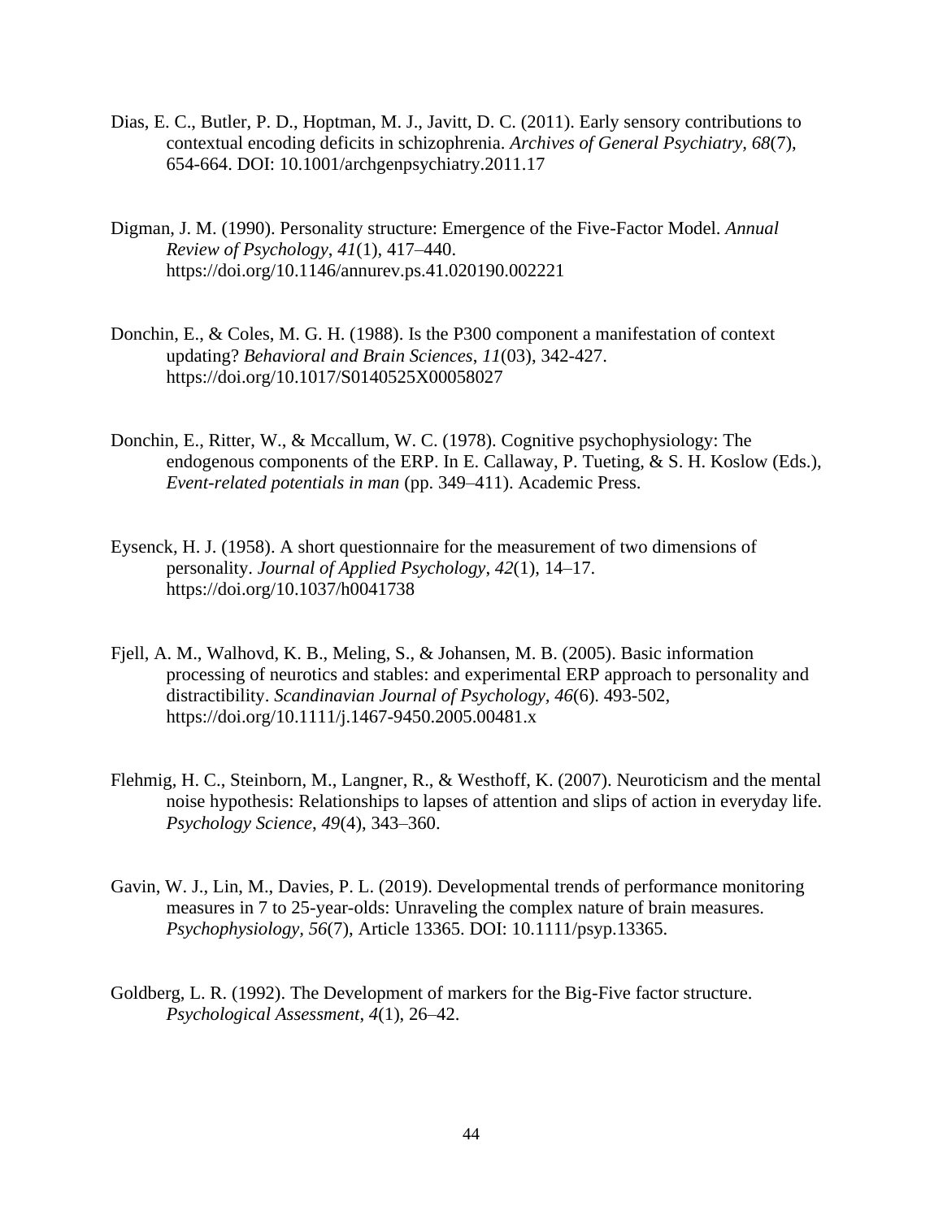Dias, E. C., Butler, P. D., Hoptman, M. J., Javitt, D. C. (2011). Early sensory contributions to contextual encoding deficits in schizophrenia. *Archives of General Psychiatry, 68*(7), 654-664. DOI: 10.1001/archgenpsychiatry.2011.17

Digman, J. M. (1990). Personality structure: Emergence of the Five-Factor Model. *Annual Review of Psychology*, *41*(1), 417–440. https://doi.org/10.1146/annurev.ps.41.020190.002221

Donchin, E., & Coles, M. G. H. (1988). Is the P300 component a manifestation of context updating? *Behavioral and Brain Sciences*, *11*(03), 342-427. https://doi.org/10.1017/S0140525X00058027

Donchin, E., Ritter, W., & Mccallum, W. C. (1978). Cognitive psychophysiology: The endogenous components of the ERP. In E. Callaway, P. Tueting, & S. H. Koslow (Eds.), *Event-related potentials in man* (pp. 349–411). Academic Press.

Eysenck, H. J. (1958). A short questionnaire for the measurement of two dimensions of personality. *Journal of Applied Psychology*, *42*(1), 14–17. https://doi.org/10.1037/h0041738

Fjell, A. M., Walhovd, K. B., Meling, S., & Johansen, M. B. (2005). Basic information processing of neurotics and stables: and experimental ERP approach to personality and distractibility. *Scandinavian Journal of Psychology*, *46*(6). 493-502, https://doi.org/10.1111/j.1467-9450.2005.00481.x

Flehmig, H. C., Steinborn, M., Langner, R., & Westhoff, K. (2007). Neuroticism and the mental noise hypothesis: Relationships to lapses of attention and slips of action in everyday life. *Psychology Science*, *49*(4), 343–360.

Gavin, W. J., Lin, M., Davies, P. L. (2019). Developmental trends of performance monitoring measures in 7 to 25-year-olds: Unraveling the complex nature of brain measures. *Psychophysiology, 56*(7), Article 13365. DOI: 10.1111/psyp.13365.

Goldberg, L. R. (1992). The Development of markers for the Big-Five factor structure. *Psychological Assessment*, *4*(1), 26–42.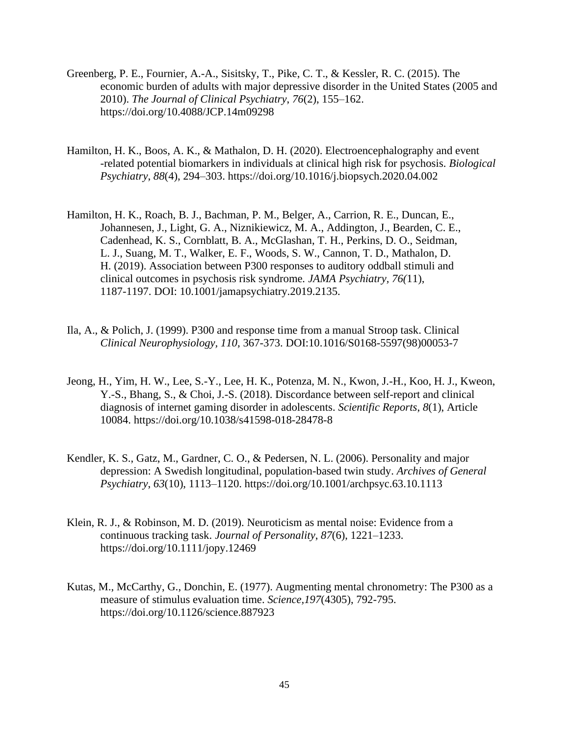Greenberg, P. E., Fournier, A.-A., Sisitsky, T., Pike, C. T., & Kessler, R. C. (2015). The economic burden of adults with major depressive disorder in the United States (2005 and 2010). *The Journal of Clinical Psychiatry*, *76*(2), 155–162. https://doi.org/10.4088/JCP.14m09298

Hamilton, H. K., Boos, A. K., & Mathalon, D. H. (2020). Electroencephalography and event -related potential biomarkers in individuals at clinical high risk for psychosis. *Biological Psychiatry*, *88*(4), 294–303. https://doi.org/10.1016/j.biopsych.2020.04.002

Hamilton, H. K., Roach, B. J., Bachman, P. M., Belger, A., Carrion, R. E., Duncan, E., Johannesen, J., Light, G. A., Niznikiewicz, M. A., Addington, J., Bearden, C. E., Cadenhead, K. S., Cornblatt, B. A., McGlashan, T. H., Perkins, D. O., Seidman, L. J., Suang, M. T., Walker, E. F., Woods, S. W., Cannon, T. D., Mathalon, D. H. (2019). Association between P300 responses to auditory oddball stimuli and clinical outcomes in psychosis risk syndrome. *JAMA Psychiatry*, *76(*11), 1187-1197. DOI: 10.1001/jamapsychiatry.2019.2135.

Ila, A., & Polich, J. (1999). P300 and response time from a manual Stroop task. Clinical *Clinical Neurophysiology, 110,* 367-373. DOI:10.1016/S0168-5597(98)00053-7

Jeong, H., Yim, H. W., Lee, S.-Y., Lee, H. K., Potenza, M. N., Kwon, J.-H., Koo, H. J., Kweon, Y.-S., Bhang, S., & Choi, J.-S. (2018). Discordance between self-report and clinical diagnosis of internet gaming disorder in adolescents. *Scientific Reports*, *8*(1), Article 10084. https://doi.org/10.1038/s41598-018-28478-8

Kendler, K. S., Gatz, M., Gardner, C. O., & Pedersen, N. L. (2006). Personality and major depression: A Swedish longitudinal, population-based twin study. *Archives of General Psychiatry*, *63*(10), 1113–1120. https://doi.org/10.1001/archpsyc.63.10.1113

Klein, R. J., & Robinson, M. D. (2019). Neuroticism as mental noise: Evidence from a continuous tracking task. *Journal of Personality*, *87*(6), 1221–1233. https://doi.org/10.1111/jopy.12469

Kutas, M., McCarthy, G., Donchin, E. (1977). Augmenting mental chronometry: The P300 as a measure of stimulus evaluation time. *Science,197*(4305), 792-795. https://doi.org/10.1126/science.887923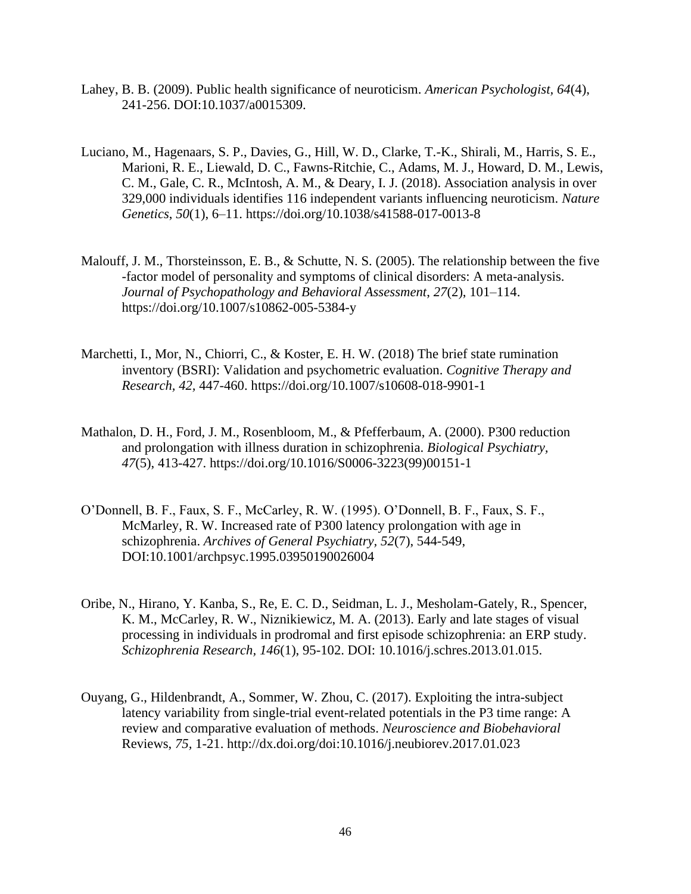Lahey, B. B. (2009). Public health significance of neuroticism. *American Psychologist*, *64*(4), 241-256. DOI:10.1037/a0015309.

Luciano, M., Hagenaars, S. P., Davies, G., Hill, W. D., Clarke, T.-K., Shirali, M., Harris, S. E., Marioni, R. E., Liewald, D. C., Fawns-Ritchie, C., Adams, M. J., Howard, D. M., Lewis, C. M., Gale, C. R., McIntosh, A. M., & Deary, I. J. (2018). Association analysis in over 329,000 individuals identifies 116 independent variants influencing neuroticism. *Nature Genetics*, *50*(1), 6–11. https://doi.org/10.1038/s41588-017-0013-8

Malouff, J. M., Thorsteinsson, E. B., & Schutte, N. S. (2005). The relationship between the five -factor model of personality and symptoms of clinical disorders: A meta-analysis. *Journal of Psychopathology and Behavioral Assessment*, *27*(2), 101–114. https://doi.org/10.1007/s10862-005-5384-y

Marchetti, I., Mor, N., Chiorri, C., & Koster, E. H. W. (2018) The brief state rumination inventory (BSRI): Validation and psychometric evaluation. *Cognitive Therapy and Research, 42,* 447-460. https://doi.org/10.1007/s10608-018-9901-1

Mathalon, D. H., Ford, J. M., Rosenbloom, M., & Pfefferbaum, A. (2000). P300 reduction and prolongation with illness duration in schizophrenia. *Biological Psychiatry, 47*(5), 413-427. https://doi.org/10.1016/S0006-3223(99)00151-1

O'Donnell, B. F., Faux, S. F., McCarley, R. W. (1995). O'Donnell, B. F., Faux, S. F., McMarley, R. W. Increased rate of P300 latency prolongation with age in schizophrenia. *Archives of General Psychiatry, 52*(7), 544-549, DOI:10.1001/archpsyc.1995.03950190026004

Oribe, N., Hirano, Y. Kanba, S., Re, E. C. D., Seidman, L. J., Mesholam-Gately, R., Spencer, K. M., McCarley, R. W., Niznikiewicz, M. A. (2013). Early and late stages of visual processing in individuals in prodromal and first episode schizophrenia: an ERP study. *Schizophrenia Research, 146*(1), 95-102. DOI: 10.1016/j.schres.2013.01.015.

Ouyang, G., Hildenbrandt, A., Sommer, W. Zhou, C. (2017). Exploiting the intra-subject latency variability from single-trial event-related potentials in the P3 time range: A review and comparative evaluation of methods. *Neuroscience and Biobehavioral* Reviews, *75,* 1-21. http://dx.doi.org/doi:10.1016/j.neubiorev.2017.01.023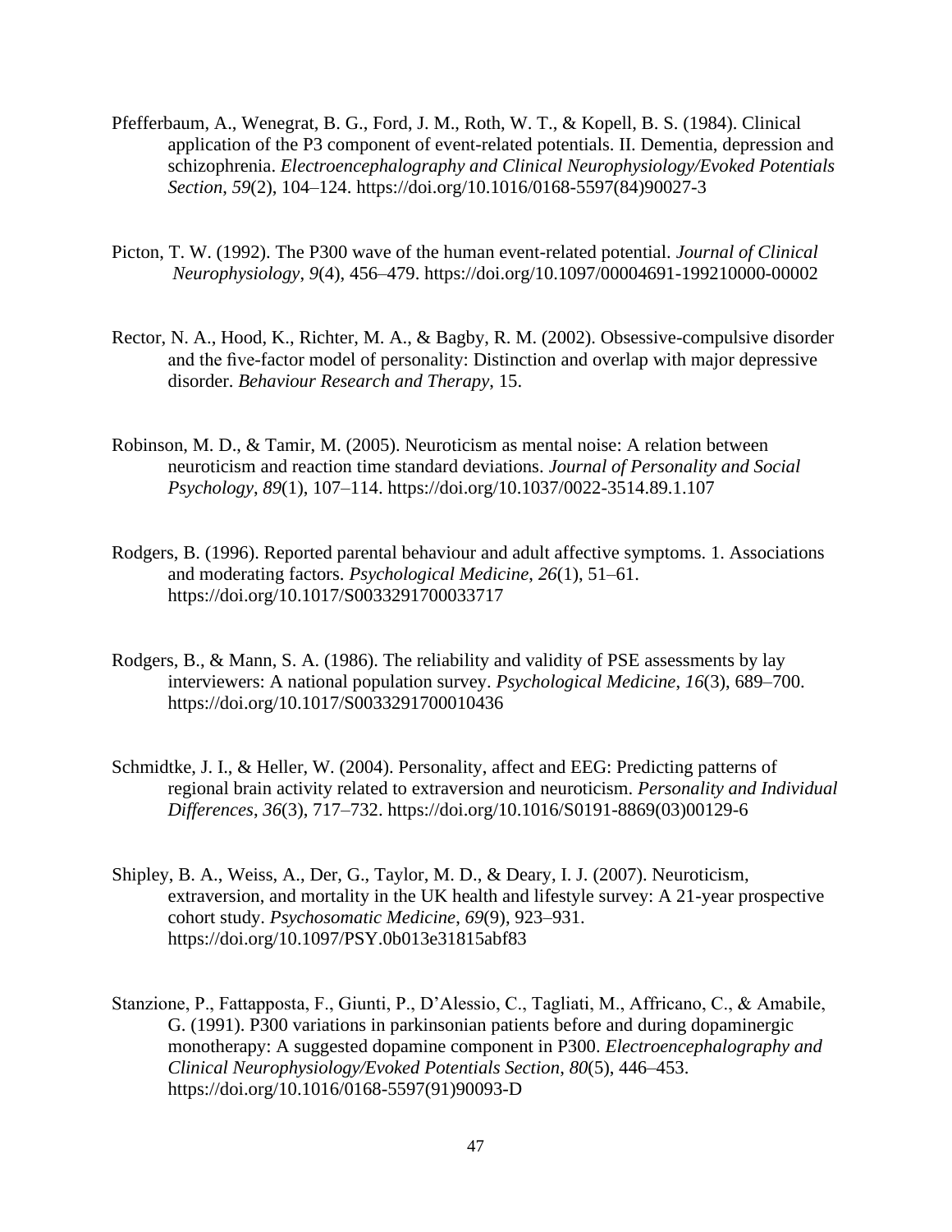Pfefferbaum, A., Wenegrat, B. G., Ford, J. M., Roth, W. T., & Kopell, B. S. (1984). Clinical application of the P3 component of event-related potentials. II. Dementia, depression and schizophrenia. *Electroencephalography and Clinical Neurophysiology/Evoked Potentials Section*, *59*(2), 104–124. https://doi.org/10.1016/0168-5597(84)90027-3

Picton, T. W. (1992). The P300 wave of the human event-related potential. *Journal of Clinical Neurophysiology*, *9*(4), 456–479. https://doi.org/10.1097/00004691-199210000-00002

Rector, N. A., Hood, K., Richter, M. A., & Bagby, R. M. (2002). Obsessive-compulsive disorder and the five-factor model of personality: Distinction and overlap with major depressive disorder. *Behaviour Research and Therapy*, 15.

Robinson, M. D., & Tamir, M. (2005). Neuroticism as mental noise: A relation between neuroticism and reaction time standard deviations. *Journal of Personality and Social Psychology*, *89*(1), 107–114. https://doi.org/10.1037/0022-3514.89.1.107

Rodgers, B. (1996). Reported parental behaviour and adult affective symptoms. 1. Associations and moderating factors. *Psychological Medicine*, *26*(1), 51–61. https://doi.org/10.1017/S0033291700033717

Rodgers, B., & Mann, S. A. (1986). The reliability and validity of PSE assessments by lay interviewers: A national population survey. *Psychological Medicine*, *16*(3), 689–700. https://doi.org/10.1017/S0033291700010436

Schmidtke, J. I., & Heller, W. (2004). Personality, affect and EEG: Predicting patterns of regional brain activity related to extraversion and neuroticism. *Personality and Individual Differences*, *36*(3), 717–732. https://doi.org/10.1016/S0191-8869(03)00129-6

Shipley, B. A., Weiss, A., Der, G., Taylor, M. D., & Deary, I. J. (2007). Neuroticism, extraversion, and mortality in the UK health and lifestyle survey: A 21-year prospective cohort study. *Psychosomatic Medicine*, *69*(9), 923–931. https://doi.org/10.1097/PSY.0b013e31815abf83

Stanzione, P., Fattapposta, F., Giunti, P., D'Alessio, C., Tagliati, M., Affricano, C., & Amabile, G. (1991). P300 variations in parkinsonian patients before and during dopaminergic monotherapy: A suggested dopamine component in P300. *Electroencephalography and Clinical Neurophysiology/Evoked Potentials Section*, *80*(5), 446–453. https://doi.org/10.1016/0168-5597(91)90093-D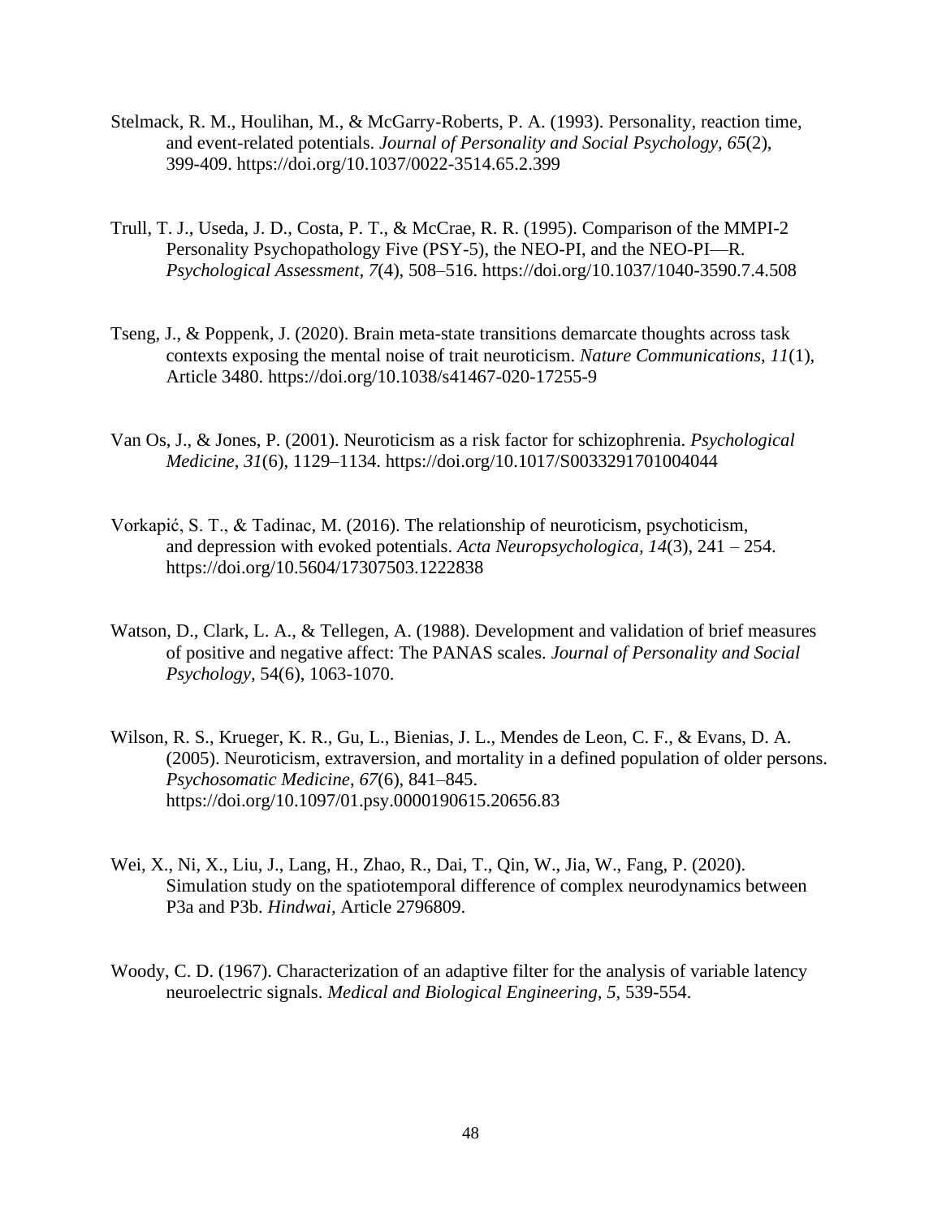Stelmack, R. M., Houlihan, M., & McGarry-Roberts, P. A. (1993). Personality, reaction time, and event-related potentials. *Journal of Personality and Social Psychology*, *65*(2), 399-409. https://doi.org/10.1037/0022-3514.65.2.399

Trull, T. J., Useda, J. D., Costa, P. T., & McCrae, R. R. (1995). Comparison of the MMPI-2 Personality Psychopathology Five (PSY-5), the NEO-PI, and the NEO-PI—R. *Psychological Assessment*, *7*(4), 508–516. https://doi.org/10.1037/1040-3590.7.4.508

Tseng, J., & Poppenk, J. (2020). Brain meta-state transitions demarcate thoughts across task contexts exposing the mental noise of trait neuroticism. *Nature Communications*, *11*(1), Article 3480. https://doi.org/10.1038/s41467-020-17255-9

Van Os, J., & Jones, P. (2001). Neuroticism as a risk factor for schizophrenia. *Psychological Medicine*, *31*(6), 1129–1134. https://doi.org/10.1017/S0033291701004044

Vorkapić, S. T., & Tadinac, M. (2016). The relationship of neuroticism, psychoticism, and depression with evoked potentials. *Acta Neuropsychologica, 14*(3), 241 – 254. https://doi.org/10.5604/17307503.1222838

Watson, D., Clark, L. A., & Tellegen, A. (1988). Development and validation of brief measures of positive and negative affect: The PANAS scales. *Journal of Personality and Social Psychology,* 54(6), 1063-1070.

Wilson, R. S., Krueger, K. R., Gu, L., Bienias, J. L., Mendes de Leon, C. F., & Evans, D. A. (2005). Neuroticism, extraversion, and mortality in a defined population of older persons. *Psychosomatic Medicine*, *67*(6), 841–845. https://doi.org/10.1097/01.psy.0000190615.20656.83

Wei, X., Ni, X., Liu, J., Lang, H., Zhao, R., Dai, T., Qin, W., Jia, W., Fang, P. (2020). Simulation study on the spatiotemporal difference of complex neurodynamics between P3a and P3b. *Hindwai*, Article 2796809.

Woody, C. D. (1967). Characterization of an adaptive filter for the analysis of variable latency neuroelectric signals. *Medical and Biological Engineering, 5*, 539-554.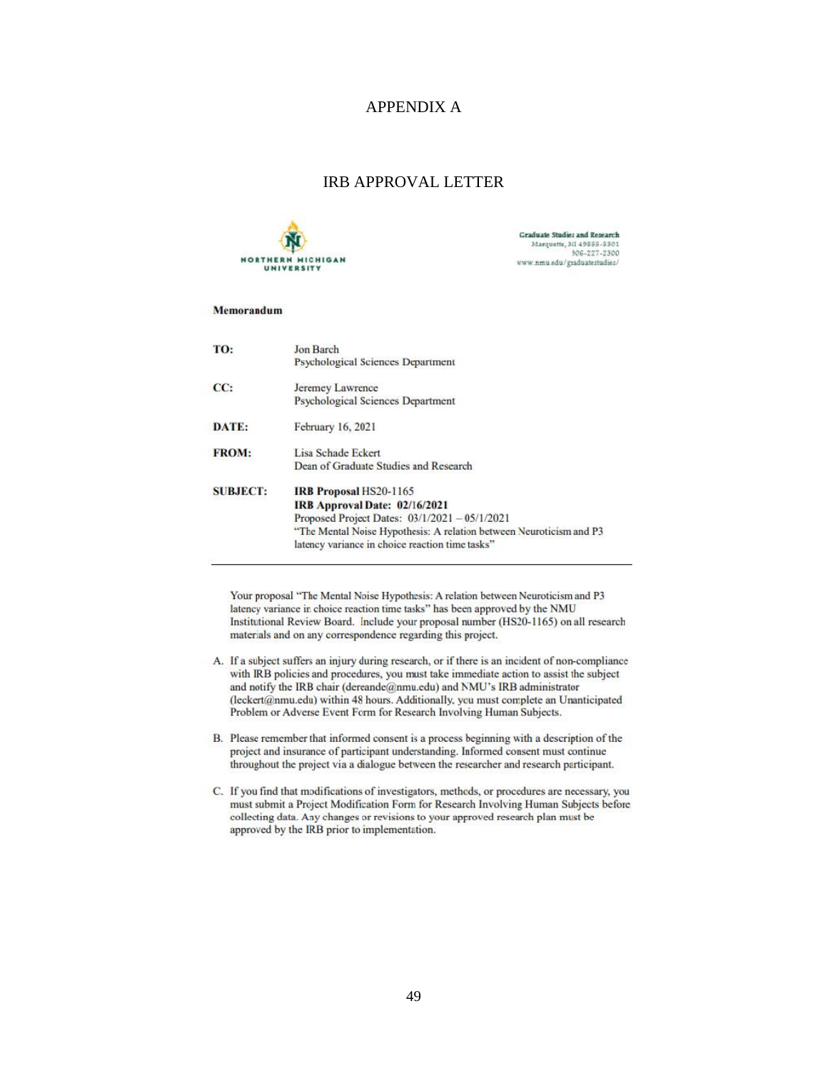# APPENDIX A

## IRB APPROVAL LETTER

NORTHERN MICHIGAN UNIVERSITY

Graduate Studies and Research
Marquette, MI 49855-5301
906-227-2300
www.nmu.edu/graduatestudies/

**Memorandum**

| | |
|---|---|
| **TO:** | Jon Barch<br>Psychological Sciences Department |
| **CC:** | Jeremey Lawrence<br>Psychological Sciences Department |
| **DATE:** | February 16, 2021 |
| **FROM:** | Lisa Schade Eckert<br>Dean of Graduate Studies and Research |
| **SUBJECT:** | **IRB Proposal** HS20-1165<br>**IRB Approval Date: 02/16/2021**<br>Proposed Project Dates: 03/1/2021 – 05/1/2021<br>"The Mental Noise Hypothesis: A relation between Neuroticism and P3 latency variance in choice reaction time tasks" |

---

Your proposal "The Mental Noise Hypothesis: A relation between Neuroticism and P3 latency variance in choice reaction time tasks" has been approved by the NMU Institutional Review Board. Include your proposal number (HS20-1165) on all research materials and on any correspondence regarding this project.

A. If a subject suffers an injury during research, or if there is an incident of non-compliance with IRB policies and procedures, you must take immediate action to assist the subject and notify the IRB chair (dereande@nmu.edu) and NMU's IRB administrator (leckert@nmu.edu) within 48 hours. Additionally, you must complete an Unanticipated Problem or Adverse Event Form for Research Involving Human Subjects.

B. Please remember that informed consent is a process beginning with a description of the project and insurance of participant understanding. Informed consent must continue throughout the project via a dialogue between the researcher and research participant.

C. If you find that modifications of investigators, methods, or procedures are necessary, you must submit a Project Modification Form for Research Involving Human Subjects before collecting data. Any changes or revisions to your approved research plan must be approved by the IRB prior to implementation.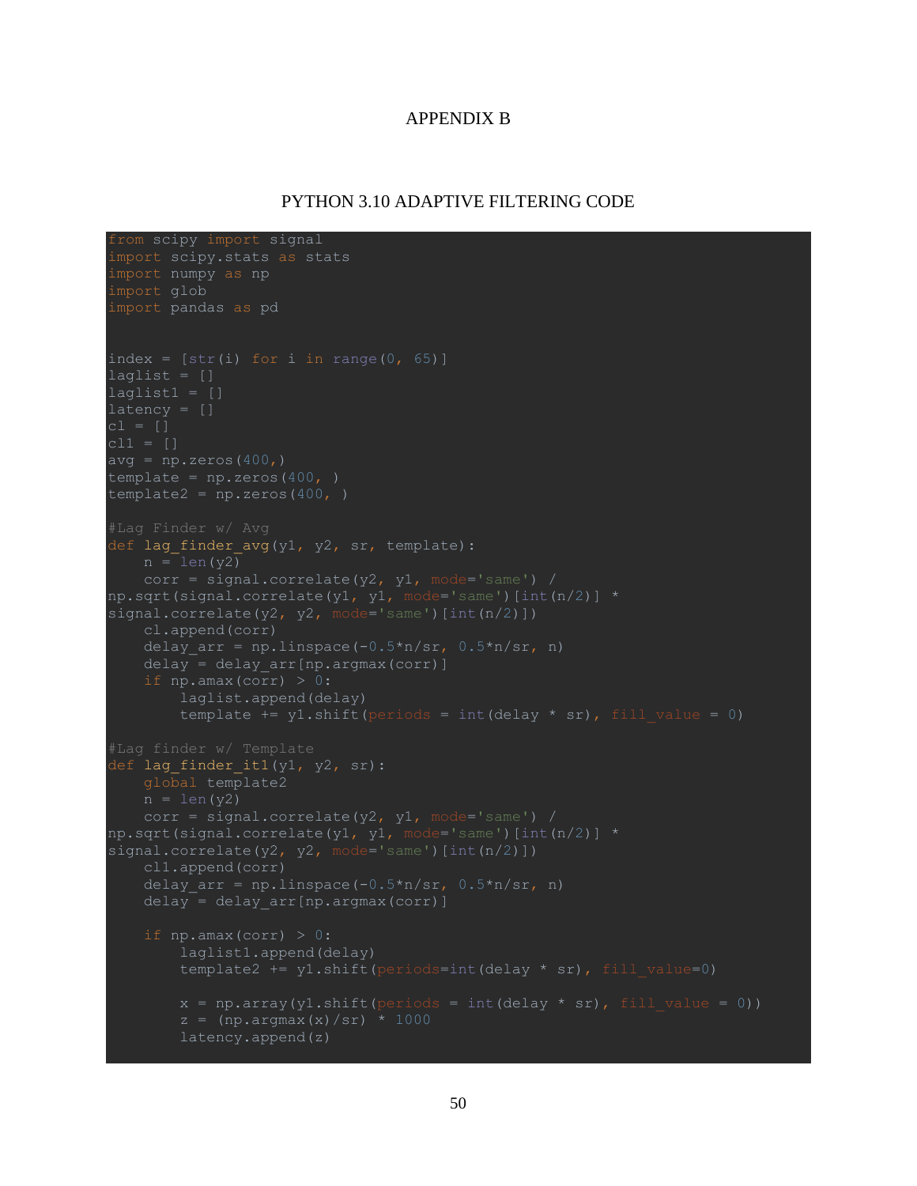# APPENDIX B

## PYTHON 3.10 ADAPTIVE FILTERING CODE

```
from scipy import signal
import scipy.stats as stats
import numpy as np
import glob
import pandas as pd


index = [str(i) for i in range(0, 65)]
laglist = []
laglist1 = []
latency = []
cl = []
cl1 = []
avg = np.zeros(400,)
template = np.zeros(400, )
template2 = np.zeros(400, )

#Lag Finder w/ Avg
def lag_finder_avg(y1, y2, sr, template):
    n = len(y2)
    corr = signal.correlate(y2, y1, mode='same') /
np.sqrt(signal.correlate(y1, y1, mode='same')[int(n/2)] *
signal.correlate(y2, y2, mode='same')[int(n/2)])
    cl.append(corr)
    delay_arr = np.linspace(-0.5*n/sr, 0.5*n/sr, n)
    delay = delay_arr[np.argmax(corr)]
    if np.amax(corr) > 0:
        laglist.append(delay)
        template += y1.shift(periods = int(delay * sr), fill_value = 0)

#Lag finder w/ Template
def lag_finder_it1(y1, y2, sr):
    global template2
    n = len(y2)
    corr = signal.correlate(y2, y1, mode='same') /
np.sqrt(signal.correlate(y1, y1, mode='same')[int(n/2)] *
signal.correlate(y2, y2, mode='same')[int(n/2)])
    cl1.append(corr)
    delay_arr = np.linspace(-0.5*n/sr, 0.5*n/sr, n)
    delay = delay_arr[np.argmax(corr)]

    if np.amax(corr) > 0:
        laglist1.append(delay)
        template2 += y1.shift(periods=int(delay * sr), fill_value=0)

        x = np.array(y1.shift(periods = int(delay * sr), fill_value = 0))
        z = (np.argmax(x)/sr) * 1000
        latency.append(z)
```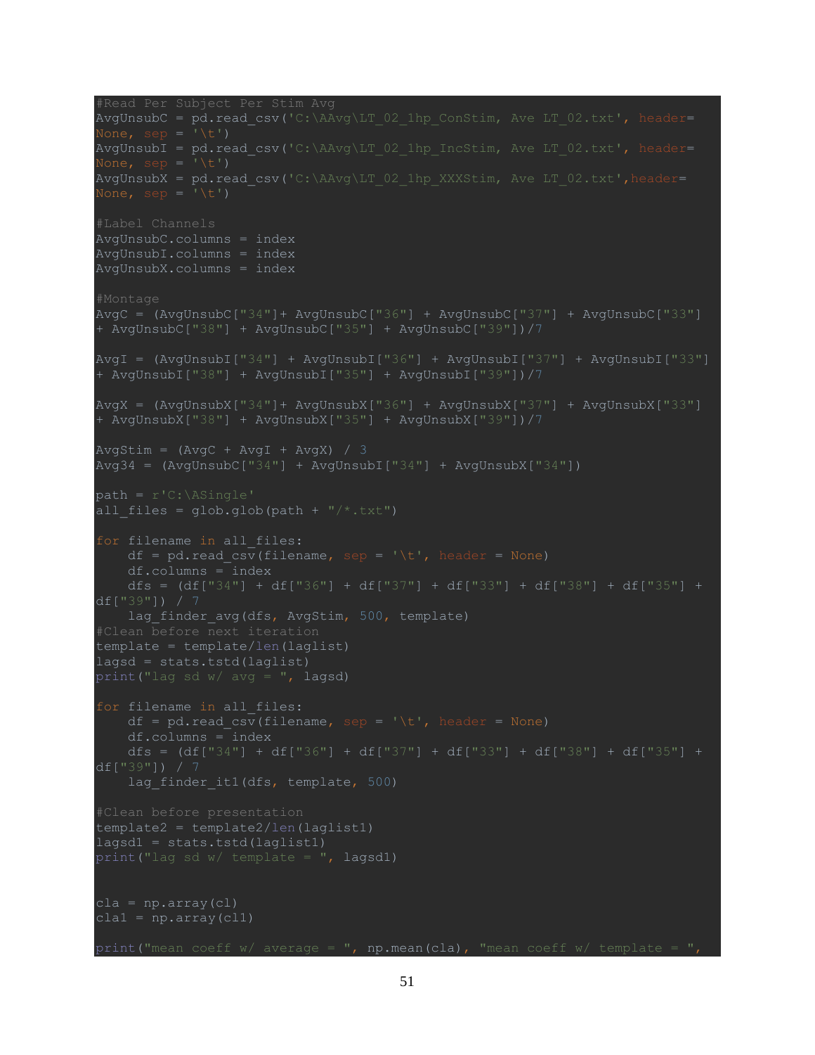```
#Read Per Subject Per Stim Avg
AvgUnsubC = pd.read_csv('C:\AAvg\LT_02_1hp_ConStim, Ave LT_02.txt', header=
None, sep = '\t')
AvgUnsubI = pd.read_csv('C:\AAvg\LT_02_1hp_IncStim, Ave LT_02.txt', header=
None, sep = '\t')
AvgUnsubX = pd.read_csv('C:\AAvg\LT_02_1hp_XXXStim, Ave LT_02.txt',header=
None, sep = '\t')

#Label Channels
AvgUnsubC.columns = index
AvgUnsubI.columns = index
AvgUnsubX.columns = index

#Montage
AvgC = (AvgUnsubC["34"]+ AvgUnsubC["36"] + AvgUnsubC["37"] + AvgUnsubC["33"]
+ AvgUnsubC["38"] + AvgUnsubC["35"] + AvgUnsubC["39"])/7

AvgI = (AvgUnsubI["34"] + AvgUnsubI["36"] + AvgUnsubI["37"] + AvgUnsubI["33"]
+ AvgUnsubI["38"] + AvgUnsubI["35"] + AvgUnsubI["39"])/7

AvgX = (AvgUnsubX["34"]+ AvgUnsubX["36"] + AvgUnsubX["37"] + AvgUnsubX["33"]
+ AvgUnsubX["38"] + AvgUnsubX["35"] + AvgUnsubX["39"])/7

AvgStim = (AvgC + AvgI + AvgX) / 3
Avg34 = (AvgUnsubC["34"] + AvgUnsubI["34"] + AvgUnsubX["34"])

path = r'C:\ASingle'
all_files = glob.glob(path + "/*.txt")

for filename in all_files:
    df = pd.read_csv(filename, sep = '\t', header = None)
    df.columns = index
    dfs = (df["34"] + df["36"] + df["37"] + df["33"] + df["38"] + df["35"] +
df["39"]) / 7
    lag_finder_avg(dfs, AvgStim, 500, template)
#Clean before next iteration
template = template/len(laglist)
lagsd = stats.tstd(laglist)
print("lag sd w/ avg = ", lagsd)

for filename in all_files:
    df = pd.read_csv(filename, sep = '\t', header = None)
    df.columns = index
    dfs = (df["34"] + df["36"] + df["37"] + df["33"] + df["38"] + df["35"] +
df["39"]) / 7
    lag_finder_it1(dfs, template, 500)

#Clean before presentation
template2 = template2/len(laglist1)
lagsd1 = stats.tstd(laglist1)
print("lag sd w/ template = ", lagsd1)


cla = np.array(cl)
cla1 = np.array(cl1)

print("mean coeff w/ average = ", np.mean(cla), "mean coeff w/ template = ",
```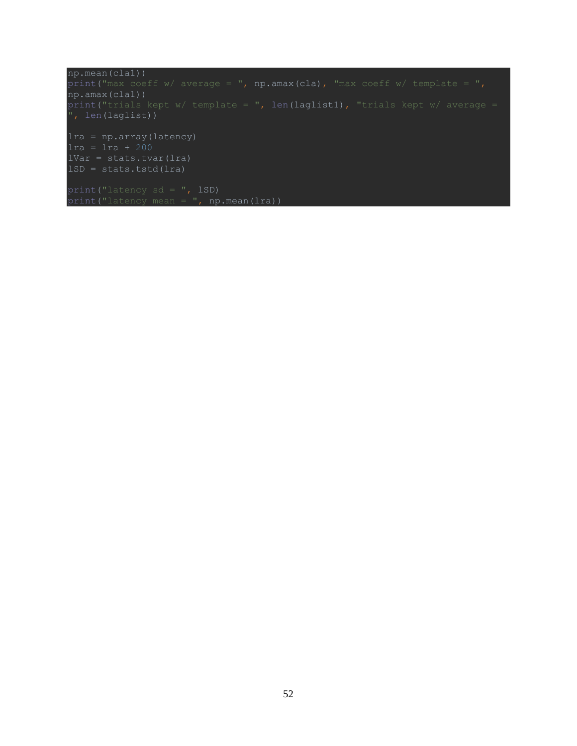```
np.mean(cla1))
print("max coeff w/ average = ", np.amax(cla), "max coeff w/ template = ",
np.amax(cla1))
print("trials kept w/ template = ", len(laglist1), "trials kept w/ average =
", len(laglist))

lra = np.array(latency)
lra = lra + 200
lVar = stats.tvar(lra)
lSD = stats.tstd(lra)

print("latency sd = ", lSD)
print("latency mean = ", np.mean(lra))
```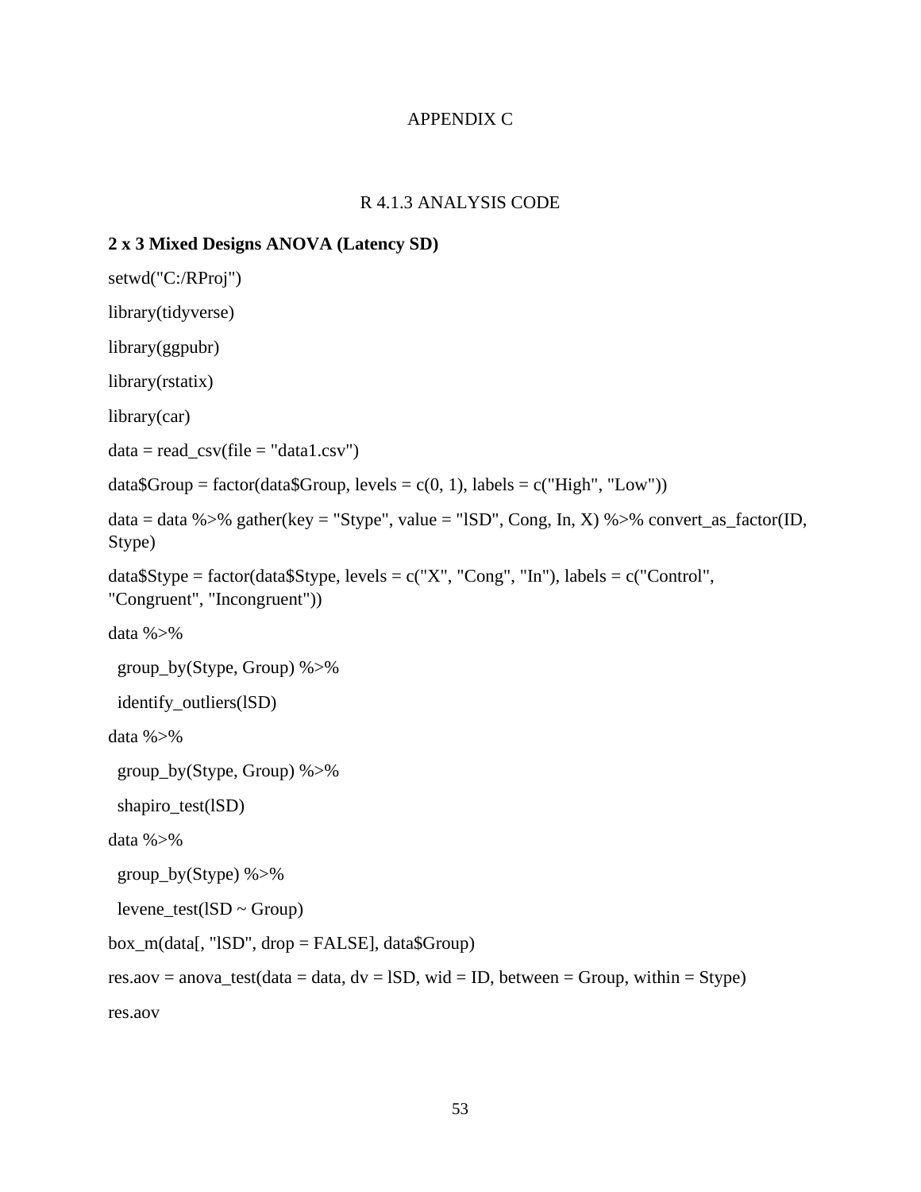# APPENDIX C

## R 4.1.3 ANALYSIS CODE

**2 x 3 Mixed Designs ANOVA (Latency SD)**

```
setwd("C:/RProj")

library(tidyverse)

library(ggpubr)

library(rstatix)

library(car)

data = read_csv(file = "data1.csv")

data$Group = factor(data$Group, levels = c(0, 1), labels = c("High", "Low"))

data = data %>% gather(key = "Stype", value = "lSD", Cong, In, X) %>% convert_as_factor(ID, Stype)

data$Stype = factor(data$Stype, levels = c("X", "Cong", "In"), labels = c("Control", "Congruent", "Incongruent"))

data %>%
  group_by(Stype, Group) %>%
  identify_outliers(lSD)

data %>%
  group_by(Stype, Group) %>%
  shapiro_test(lSD)

data %>%
  group_by(Stype) %>%
  levene_test(lSD ~ Group)

box_m(data[, "lSD", drop = FALSE], data$Group)

res.aov = anova_test(data = data, dv = lSD, wid = ID, between = Group, within = Stype)

res.aov
```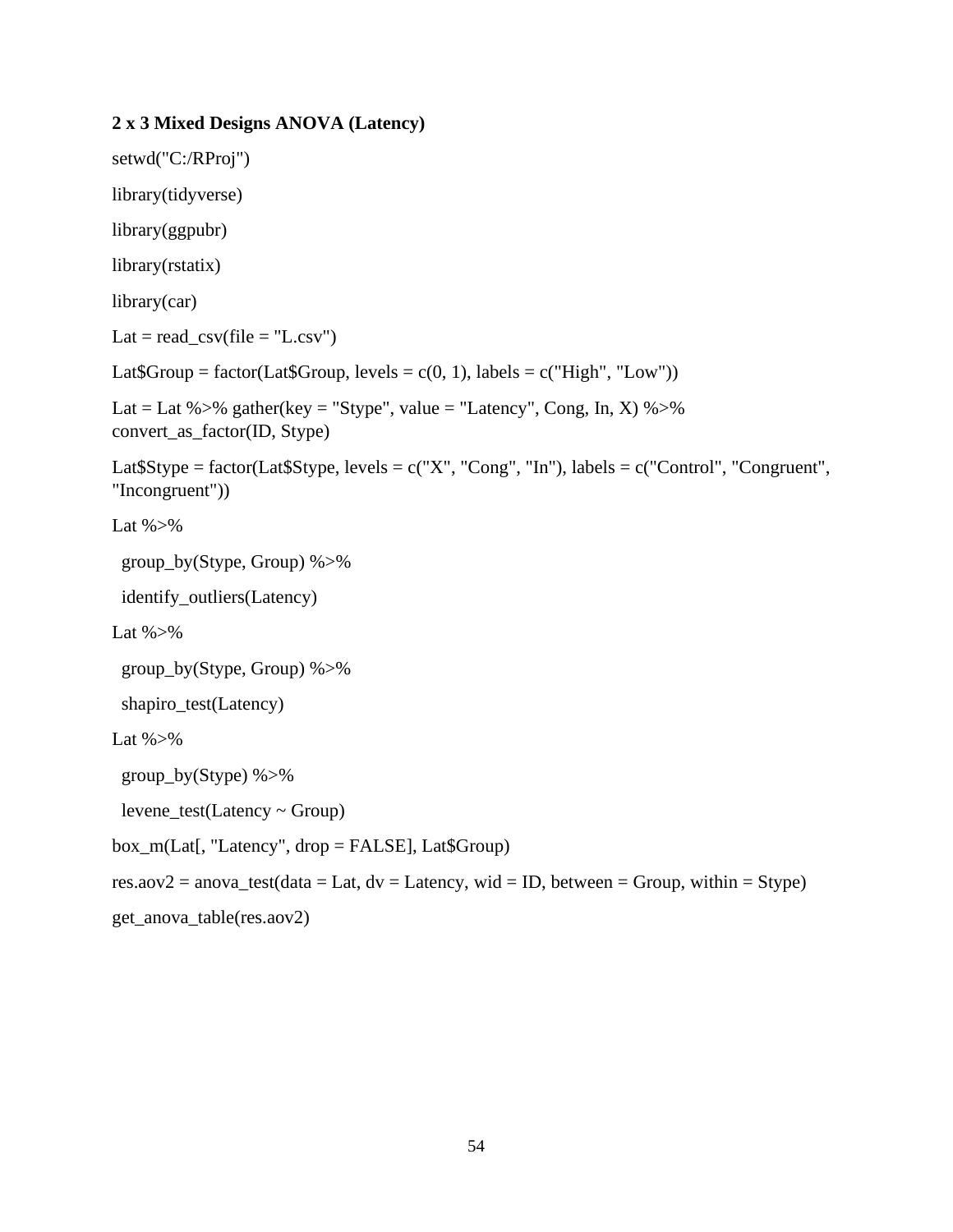**2 x 3 Mixed Designs ANOVA (Latency)**

```
setwd("C:/RProj")

library(tidyverse)

library(ggpubr)

library(rstatix)

library(car)

Lat = read_csv(file = "L.csv")

Lat$Group = factor(Lat$Group, levels = c(0, 1), labels = c("High", "Low"))

Lat = Lat %>% gather(key = "Stype", value = "Latency", Cong, In, X) %>%
convert_as_factor(ID, Stype)

Lat$Stype = factor(Lat$Stype, levels = c("X", "Cong", "In"), labels = c("Control", "Congruent",
"Incongruent"))

Lat %>%

  group_by(Stype, Group) %>%

  identify_outliers(Latency)

Lat %>%

  group_by(Stype, Group) %>%

  shapiro_test(Latency)

Lat %>%

  group_by(Stype) %>%

  levene_test(Latency ~ Group)

box_m(Lat[, "Latency", drop = FALSE], Lat$Group)

res.aov2 = anova_test(data = Lat, dv = Latency, wid = ID, between = Group, within = Stype)

get_anova_table(res.aov2)
```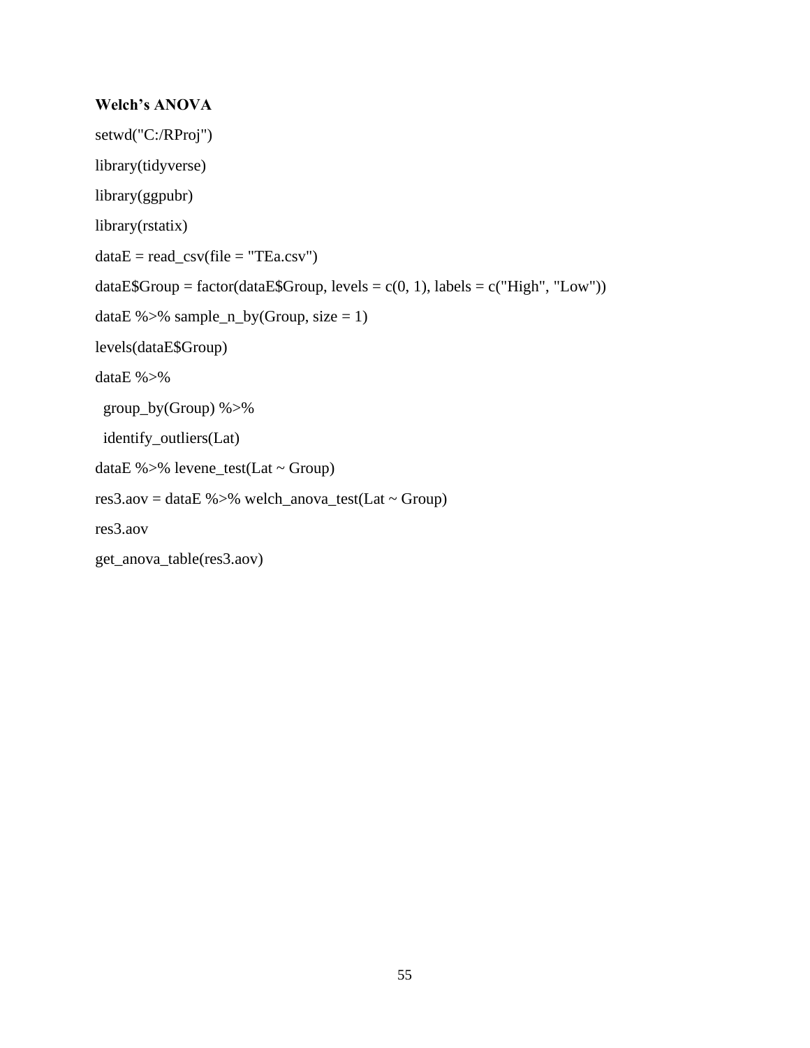**Welch's ANOVA**

```
setwd("C:/RProj")
library(tidyverse)
library(ggpubr)
library(rstatix)
dataE = read_csv(file = "TEa.csv")
dataE$Group = factor(dataE$Group, levels = c(0, 1), labels = c("High", "Low"))
dataE %>% sample_n_by(Group, size = 1)
levels(dataE$Group)
dataE %>%
  group_by(Group) %>%
  identify_outliers(Lat)
dataE %>% levene_test(Lat ~ Group)
res3.aov = dataE %>% welch_anova_test(Lat ~ Group)
res3.aov
get_anova_table(res3.aov)
```